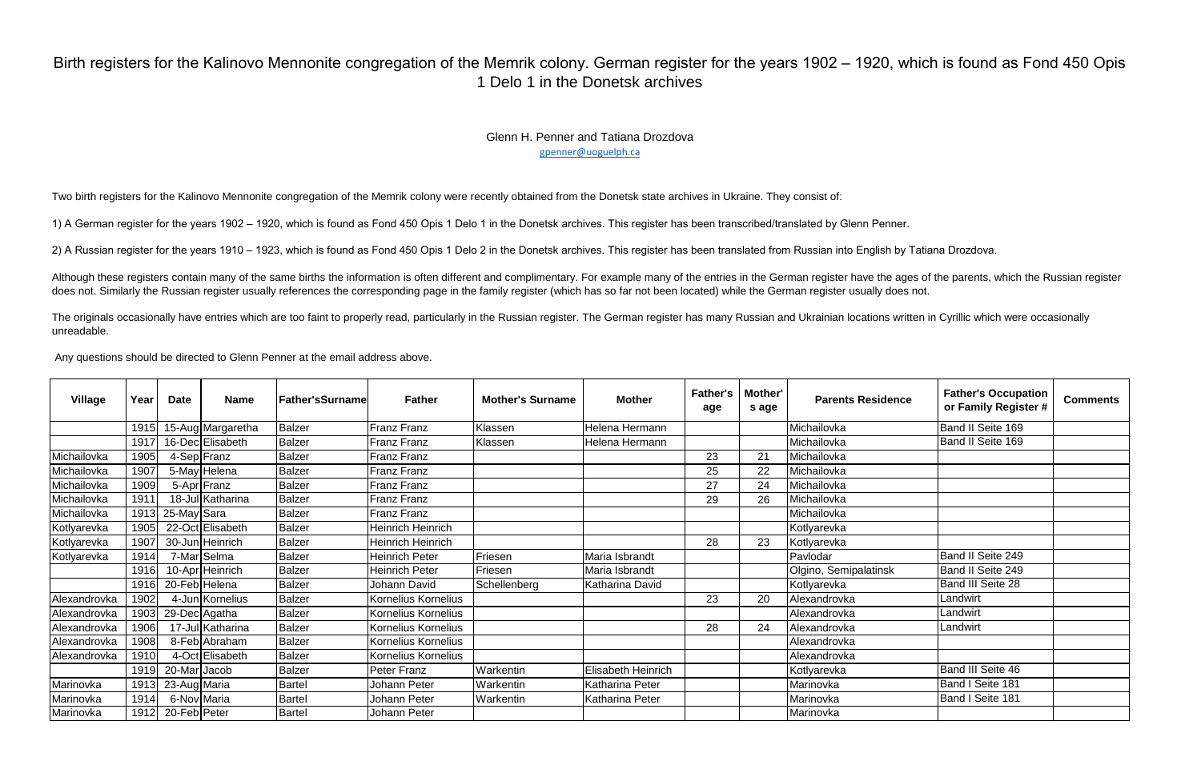# Birth registers for the Kalinovo Mennonite congregation of the Memrik colony. German register for the years 1902 – 1920, which is found as Fond 450 Opis 1 Delo 1 in the Donetsk archives

Glenn H. Penner and Tatiana Drozdova
gpenner@uoguelph.ca

Two birth registers for the Kalinovo Mennonite congregation of the Memrik colony were recently obtained from the Donetsk state archives in Ukraine. They consist of:

1) A German register for the years 1902 – 1920, which is found as Fond 450 Opis 1 Delo 1 in the Donetsk archives. This register has been transcribed/translated by Glenn Penner.

2) A Russian register for the years 1910 – 1923, which is found as Fond 450 Opis 1 Delo 2 in the Donetsk archives. This register has been translated from Russian into English by Tatiana Drozdova.

Although these registers contain many of the same births the information is often different and complimentary. For example many of the entries in the German register have the ages of the parents, which the Russian register does not. Similarly the Russian register usually references the corresponding page in the family register (which has so far not been located) while the German register usually does not.

The originals occasionally have entries which are too faint to properly read, particularly in the Russian register. The German register has many Russian and Ukrainian locations written in Cyrillic which were occasionally unreadable.

Any questions should be directed to Glenn Penner at the email address above.

| Village | Year | Date | Name | Father'sSurname | Father | Mother's Surname | Mother | Father's age | Mother's age | Parents Residence | Father's Occupation or Family Register # | Comments |
|---|---|---|---|---|---|---|---|---|---|---|---|---|
| | 1915 | 15-Aug | Margaretha | Balzer | Franz Franz | Klassen | Helena Hermann | | | Michailovka | Band II Seite 169 | |
| | 1917 | 16-Dec | Elisabeth | Balzer | Franz Franz | Klassen | Helena Hermann | | | Michailovka | Band II Seite 169 | |
| Michailovka | 1905 | 4-Sep | Franz | Balzer | Franz Franz | | | 23 | 21 | Michailovka | | |
| Michailovka | 1907 | 5-May | Helena | Balzer | Franz Franz | | | 25 | 22 | Michailovka | | |
| Michailovka | 1909 | 5-Apr | Franz | Balzer | Franz Franz | | | 27 | 24 | Michailovka | | |
| Michailovka | 1911 | 18-Jul | Katharina | Balzer | Franz Franz | | | 29 | 26 | Michailovka | | |
| Michailovka | 1913 | 25-May | Sara | Balzer | Franz Franz | | | | | Michailovka | | |
| Kotlyarevka | 1905 | 22-Oct | Elisabeth | Balzer | Heinrich Heinrich | | | | | Kotlyarevka | | |
| Kotlyarevka | 1907 | 30-Jun | Heinrich | Balzer | Heinrich Heinrich | | | 28 | 23 | Kotlyarevka | | |
| Kotlyarevka | 1914 | 7-Mar | Selma | Balzer | Heinrich Peter | Friesen | Maria Isbrandt | | | Pavlodar | Band II Seite 249 | |
| | 1916 | 10-Apr | Heinrich | Balzer | Heinrich Peter | Friesen | Maria Isbrandt | | | Olgino, Semipalatinsk | Band II Seite 249 | |
| | 1916 | 20-Feb | Helena | Balzer | Johann David | Schellenberg | Katharina David | | | Kotlyarevka | Band III Seite 28 | |
| Alexandrovka | 1902 | 4-Jun | Kornelius | Balzer | Kornelius Kornelius | | | 23 | 20 | Alexandrovka | Landwirt | |
| Alexandrovka | 1903 | 29-Dec | Agatha | Balzer | Kornelius Kornelius | | | | | Alexandrovka | Landwirt | |
| Alexandrovka | 1906 | 17-Jul | Katharina | Balzer | Kornelius Kornelius | | | 28 | 24 | Alexandrovka | Landwirt | |
| Alexandrovka | 1908 | 8-Feb | Abraham | Balzer | Kornelius Kornelius | | | | | Alexandrovka | | |
| Alexandrovka | 1910 | 4-Oct | Elisabeth | Balzer | Kornelius Kornelius | | | | | Alexandrovka | | |
| | 1919 | 20-Mar | Jacob | Balzer | Peter Franz | Warkentin | Elisabeth Heinrich | | | Kotlyarevka | Band III Seite 46 | |
| Marinovka | 1913 | 23-Aug | Maria | Bartel | Johann Peter | Warkentin | Katharina Peter | | | Marinovka | Band I Seite 181 | |
| Marinovka | 1914 | 6-Nov | Maria | Bartel | Johann Peter | Warkentin | Katharina Peter | | | Marinovka | Band I Seite 181 | |
| Marinovka | 1912 | 20-Feb | Peter | Bartel | Johann Peter | | | | | Marinovka | | |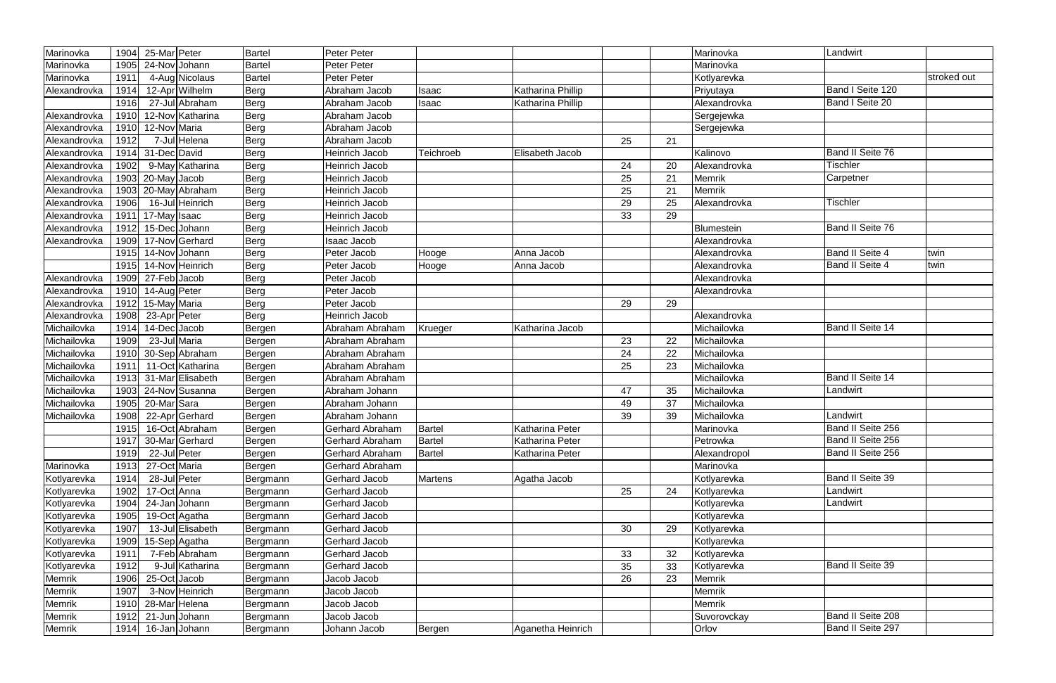| | | | | | | | | | | | | |
|---|---|---|---|---|---|---|---|---|---|---|---|---|
| Marinovka | 1904 | 25-Mar | Peter | Bartel | Peter Peter | | | | | Marinovka | Landwirt | |
| Marinovka | 1905 | 24-Nov | Johann | Bartel | Peter Peter | | | | | Marinovka | | |
| Marinovka | 1911 | 4-Aug | Nicolaus | Bartel | Peter Peter | | | | | Kotlyarevka | | stroked out |
| Alexandrovka | 1914 | 12-Apr | Wilhelm | Berg | Abraham Jacob | Isaac | Katharina Phillip | | | Priyutaya | Band I Seite 120 | |
| | 1916 | 27-Jul | Abraham | Berg | Abraham Jacob | Isaac | Katharina Phillip | | | Alexandrovka | Band I Seite 20 | |
| Alexandrovka | 1910 | 12-Nov | Katharina | Berg | Abraham Jacob | | | | | Sergejewka | | |
| Alexandrovka | 1910 | 12-Nov | Maria | Berg | Abraham Jacob | | | | | Sergejewka | | |
| Alexandrovka | 1912 | 7-Jul | Helena | Berg | Abraham Jacob | | | 25 | 21 | | | |
| Alexandrovka | 1914 | 31-Dec | David | Berg | Heinrich Jacob | Teichroeb | Elisabeth Jacob | | | Kalinovo | Band II Seite 76 | |
| Alexandrovka | 1902 | 9-May | Katharina | Berg | Heinrich Jacob | | | 24 | 20 | Alexandrovka | Tischler | |
| Alexandrovka | 1903 | 20-May | Jacob | Berg | Heinrich Jacob | | | 25 | 21 | Memrik | Carpetner | |
| Alexandrovka | 1903 | 20-May | Abraham | Berg | Heinrich Jacob | | | 25 | 21 | Memrik | | |
| Alexandrovka | 1906 | 16-Jul | Heinrich | Berg | Heinrich Jacob | | | 29 | 25 | Alexandrovka | Tischler | |
| Alexandrovka | 1911 | 17-May | Isaac | Berg | Heinrich Jacob | | | 33 | 29 | | | |
| Alexandrovka | 1912 | 15-Dec | Johann | Berg | Heinrich Jacob | | | | | Blumestein | Band II Seite 76 | |
| Alexandrovka | 1909 | 17-Nov | Gerhard | Berg | Isaac Jacob | | | | | Alexandrovka | | |
| | 1915 | 14-Nov | Johann | Berg | Peter Jacob | Hooge | Anna Jacob | | | Alexandrovka | Band II Seite 4 | twin |
| | 1915 | 14-Nov | Heinrich | Berg | Peter Jacob | Hooge | Anna Jacob | | | Alexandrovka | Band II Seite 4 | twin |
| Alexandrovka | 1909 | 27-Feb | Jacob | Berg | Peter Jacob | | | | | Alexandrovka | | |
| Alexandrovka | 1910 | 14-Aug | Peter | Berg | Peter Jacob | | | | | Alexandrovka | | |
| Alexandrovka | 1912 | 15-May | Maria | Berg | Peter Jacob | | | 29 | 29 | | | |
| Alexandrovka | 1908 | 23-Apr | Peter | Berg | Heinrich Jacob | | | | | Alexandrovka | | |
| Michailovka | 1914 | 14-Dec | Jacob | Bergen | Abraham Abraham | Krueger | Katharina Jacob | | | Michailovka | Band II Seite 14 | |
| Michailovka | 1909 | 23-Jul | Maria | Bergen | Abraham Abraham | | | 23 | 22 | Michailovka | | |
| Michailovka | 1910 | 30-Sep | Abraham | Bergen | Abraham Abraham | | | 24 | 22 | Michailovka | | |
| Michailovka | 1911 | 11-Oct | Katharina | Bergen | Abraham Abraham | | | 25 | 23 | Michailovka | | |
| Michailovka | 1913 | 31-Mar | Elisabeth | Bergen | Abraham Abraham | | | | | Michailovka | Band II Seite 14 | |
| Michailovka | 1903 | 24-Nov | Susanna | Bergen | Abraham Johann | | | 47 | 35 | Michailovka | Landwirt | |
| Michailovka | 1905 | 20-Mar | Sara | Bergen | Abraham Johann | | | 49 | 37 | Michailovka | | |
| Michailovka | 1908 | 22-Apr | Gerhard | Bergen | Abraham Johann | | | 39 | 39 | Michailovka | Landwirt | |
| | 1915 | 16-Oct | Abraham | Bergen | Gerhard Abraham | Bartel | Katharina Peter | | | Marinovka | Band II Seite 256 | |
| | 1917 | 30-Mar | Gerhard | Bergen | Gerhard Abraham | Bartel | Katharina Peter | | | Petrowka | Band II Seite 256 | |
| | 1919 | 22-Jul | Peter | Bergen | Gerhard Abraham | Bartel | Katharina Peter | | | Alexandropol | Band II Seite 256 | |
| Marinovka | 1913 | 27-Oct | Maria | Bergen | Gerhard Abraham | | | | | Marinovka | | |
| Kotlyarevka | 1914 | 28-Jul | Peter | Bergmann | Gerhard Jacob | Martens | Agatha Jacob | | | Kotlyarevka | Band II Seite 39 | |
| Kotlyarevka | 1902 | 17-Oct | Anna | Bergmann | Gerhard Jacob | | | 25 | 24 | Kotlyarevka | Landwirt | |
| Kotlyarevka | 1904 | 24-Jan | Johann | Bergmann | Gerhard Jacob | | | | | Kotlyarevka | Landwirt | |
| Kotlyarevka | 1905 | 19-Oct | Agatha | Bergmann | Gerhard Jacob | | | | | Kotlyarevka | | |
| Kotlyarevka | 1907 | 13-Jul | Elisabeth | Bergmann | Gerhard Jacob | | | 30 | 29 | Kotlyarevka | | |
| Kotlyarevka | 1909 | 15-Sep | Agatha | Bergmann | Gerhard Jacob | | | | | Kotlyarevka | | |
| Kotlyarevka | 1911 | 7-Feb | Abraham | Bergmann | Gerhard Jacob | | | 33 | 32 | Kotlyarevka | | |
| Kotlyarevka | 1912 | 9-Jul | Katharina | Bergmann | Gerhard Jacob | | | 35 | 33 | Kotlyarevka | Band II Seite 39 | |
| Memrik | 1906 | 25-Oct | Jacob | Bergmann | Jacob Jacob | | | 26 | 23 | Memrik | | |
| Memrik | 1907 | 3-Nov | Heinrich | Bergmann | Jacob Jacob | | | | | Memrik | | |
| Memrik | 1910 | 28-Mar | Helena | Bergmann | Jacob Jacob | | | | | Memrik | | |
| Memrik | 1912 | 21-Jun | Johann | Bergmann | Jacob Jacob | | | | | Suvorovckay | Band II Seite 208 | |
| Memrik | 1914 | 16-Jan | Johann | Bergmann | Johann Jacob | Bergen | Aganetha Heinrich | | | Orlov | Band II Seite 297 | |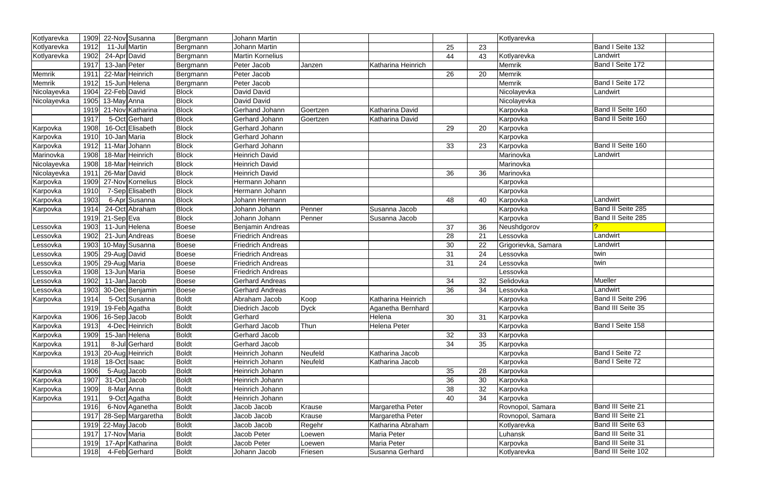| | | | | | | | | | | | | |
|---|---|---|---|---|---|---|---|---|---|---|---|---|
| Kotlyarevka | 1909 | 22-Nov | Susanna | Bergmann | Johann Martin | | | | | Kotlyarevka | | |
| Kotlyarevka | 1912 | 11-Jul | Martin | Bergmann | Johann Martin | | | 25 | 23 | | Band I Seite 132 | |
| Kotlyarevka | 1902 | 24-Apr | David | Bergmann | Martin Kornelius | | | 44 | 43 | Kotlyarevka | Landwirt | |
| | 1917 | 13-Jan | Peter | Bergmann | Peter Jacob | Janzen | Katharina Heinrich | | | Memrik | Band I Seite 172 | |
| Memrik | 1911 | 22-Mar | Heinrich | Bergmann | Peter Jacob | | | 26 | 20 | Memrik | | |
| Memrik | 1912 | 15-Jun | Helena | Bergmann | Peter Jacob | | | | | Memrik | Band I Seite 172 | |
| Nicolayevka | 1904 | 22-Feb | David | Block | David David | | | | | Nicolayevka | Landwirt | |
| Nicolayevka | 1905 | 13-May | Anna | Block | David David | | | | | Nicolayevka | | |
| | 1919 | 21-Nov | Katharina | Block | Gerhand Johann | Goertzen | Katharina David | | | Karpovka | Band II Seite 160 | |
| | 1917 | 5-Oct | Gerhard | Block | Gerhard Johann | Goertzen | Katharina David | | | Karpovka | Band II Seite 160 | |
| Karpovka | 1908 | 16-Oct | Elisabeth | Block | Gerhard Johann | | | 29 | 20 | Karpovka | | |
| Karpovka | 1910 | 10-Jan | Maria | Block | Gerhard Johann | | | | | Karpovka | | |
| Karpovka | 1912 | 11-Mar | Johann | Block | Gerhard Johann | | | 33 | 23 | Karpovka | Band II Seite 160 | |
| Marinovka | 1908 | 18-Mar | Heinrich | Block | Heinrich David | | | | | Marinovka | Landwirt | |
| Nicolayevka | 1908 | 18-Mar | Heinrich | Block | Heinrich David | | | | | Marinovka | | |
| Nicolayevka | 1911 | 26-Mar | David | Block | Heinrich David | | | 36 | 36 | Marinovka | | |
| Karpovka | 1909 | 27-Nov | Kornelius | Block | Hermann Johann | | | | | Karpovka | | |
| Karpovka | 1910 | 7-Sep | Elisabeth | Block | Hermann Johann | | | | | Karpovka | | |
| Karpovka | 1903 | 6-Apr | Susanna | Block | Johann Hermann | | | 48 | 40 | Karpovka | Landwirt | |
| Karpovka | 1914 | 24-Oct | Abraham | Block | Johann Johann | Penner | Susanna Jacob | | | Karpovka | Band II Seite 285 | |
| | 1919 | 21-Sep | Eva | Block | Johann Johann | Penner | Susanna Jacob | | | Karpovka | Band II Seite 285 | |
| Lessovka | 1903 | 11-Jun | Helena | Boese | Benjamin Andreas | | | 37 | 36 | Neushdgorov | ? | |
| Lessovka | 1902 | 21-Jun | Andreas | Boese | Friedrich Andreas | | | 28 | 21 | Lessovka | Landwirt | |
| Lessovka | 1903 | 10-May | Susanna | Boese | Friedrich Andreas | | | 30 | 22 | Grigorievka, Samara | Landwirt | |
| Lessovka | 1905 | 29-Aug | David | Boese | Friedrich Andreas | | | 31 | 24 | Lessovka | twin | |
| Lessovka | 1905 | 29-Aug | Maria | Boese | Friedrich Andreas | | | 31 | 24 | Lessovka | twin | |
| Lessovka | 1908 | 13-Jun | Maria | Boese | Friedrich Andreas | | | | | Lessovka | | |
| Lessovka | 1902 | 11-Jan | Jacob | Boese | Gerhard Andreas | | | 34 | 32 | Selidovka | Mueller | |
| Lessovka | 1903 | 30-Dec | Benjamin | Boese | Gerhard Andreas | | | 36 | 34 | Lessovka | Landwirt | |
| Karpovka | 1914 | 5-Oct | Susanna | Boldt | Abraham Jacob | Koop | Katharina Heinrich | | | Karpovka | Band II Seite 296 | |
| | 1919 | 19-Feb | Agatha | Boldt | Diedrich Jacob | Dyck | Aganetha Bernhard | | | Karpovka | Band III Seite 35 | |
| Karpovka | 1906 | 16-Sep | Jacob | Boldt | Gerhard | | Helena | 30 | 31 | Karpovka | | |
| Karpovka | 1913 | 4-Dec | Heinrich | Boldt | Gerhard Jacob | Thun | Helena Peter | | | Karpovka | Band I Seite 158 | |
| Karpovka | 1909 | 15-Jan | Helena | Boldt | Gerhard Jacob | | | 32 | 33 | Karpovka | | |
| Karpovka | 1911 | 8-Jul | Gerhard | Boldt | Gerhard Jacob | | | 34 | 35 | Karpovka | | |
| Karpovka | 1913 | 20-Aug | Heinrich | Boldt | Heinrich Johann | Neufeld | Katharina Jacob | | | Karpovka | Band I Seite 72 | |
| | 1918 | 18-Oct | Isaac | Boldt | Heinrich Johann | Neufeld | Katharina Jacob | | | Karpovka | Band I Seite 72 | |
| Karpovka | 1906 | 5-Aug | Jacob | Boldt | Heinrich Johann | | | 35 | 28 | Karpovka | | |
| Karpovka | 1907 | 31-Oct | Jacob | Boldt | Heinrich Johann | | | 36 | 30 | Karpovka | | |
| Karpovka | 1909 | 8-Mar | Anna | Boldt | Heinrich Johann | | | 38 | 32 | Karpovka | | |
| Karpovka | 1911 | 9-Oct | Agatha | Boldt | Heinrich Johann | | | 40 | 34 | Karpovka | | |
| | 1916 | 6-Nov | Aganetha | Boldt | Jacob Jacob | Krause | Margaretha Peter | | | Rovnopol, Samara | Band III Seite 21 | |
| | 1917 | 28-Sep | Margaretha | Boldt | Jacob Jacob | Krause | Margaretha Peter | | | Rovnopol, Samara | Band III Seite 21 | |
| | 1919 | 22-May | Jacob | Boldt | Jacob Jacob | Regehr | Katharina Abraham | | | Kotlyarevka | Band III Seite 63 | |
| | 1917 | 17-Nov | Maria | Boldt | Jacob Peter | Loewen | Maria Peter | | | Luhansk | Band III Seite 31 | |
| | 1919 | 17-Apr | Katharina | Boldt | Jacob Peter | Loewen | Maria Peter | | | Karpovka | Band III Seite 31 | |
| | 1918 | 4-Feb | Gerhard | Boldt | Johann Jacob | Friesen | Susanna Gerhard | | | Kotlyarevka | Band III Seite 102 | |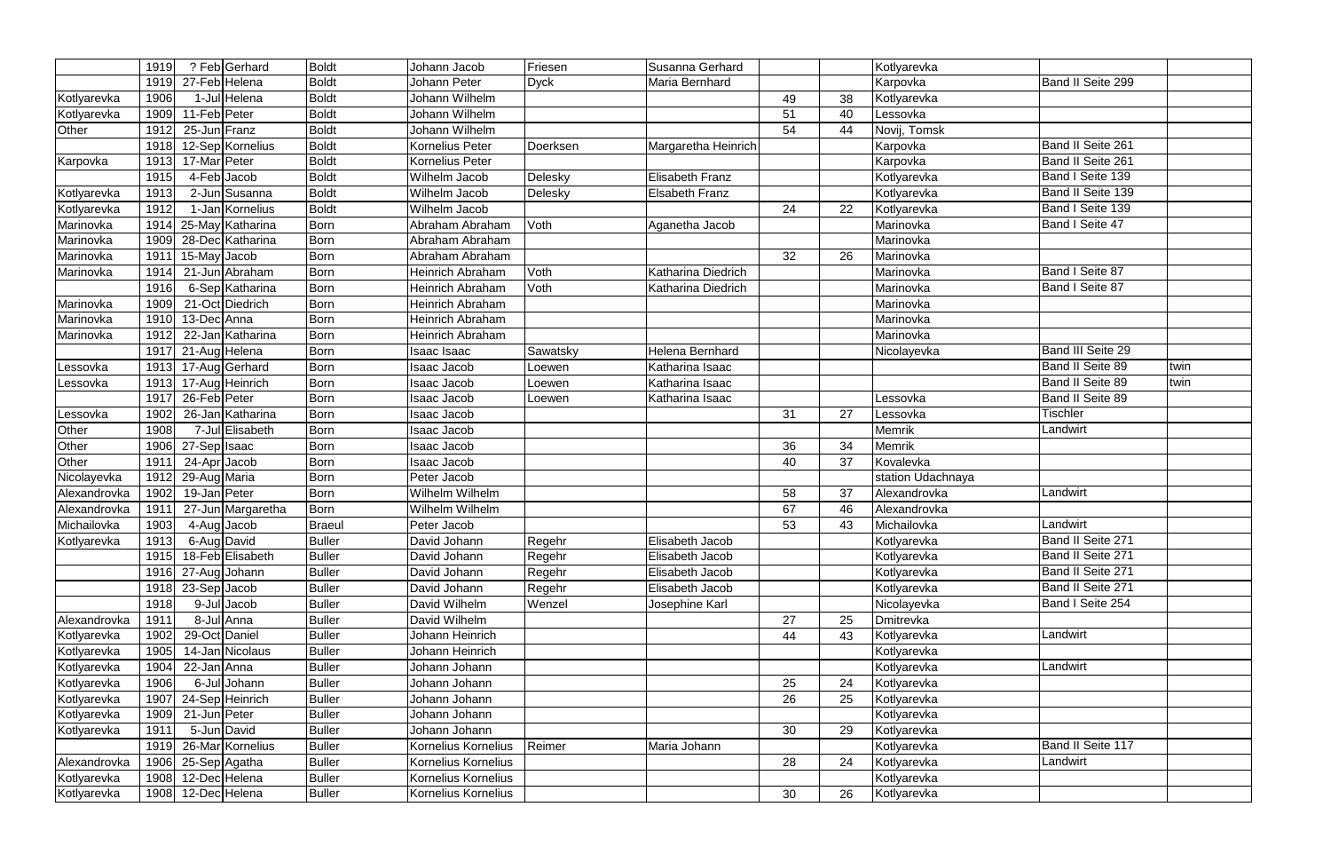| | | | | | | | | | | | | |
|---|---|---|---|---|---|---|---|---|---|---|---|---|
| | 1919 | ? Feb | Gerhard | Boldt | Johann Jacob | Friesen | Susanna Gerhard | | | Kotlyarevka | | |
| | 1919 | 27-Feb | Helena | Boldt | Johann Peter | Dyck | Maria Bernhard | | | Karpovka | Band II Seite 299 | |
| Kotlyarevka | 1906 | 1-Jul | Helena | Boldt | Johann Wilhelm | | | 49 | 38 | Kotlyarevka | | |
| Kotlyarevka | 1909 | 11-Feb | Peter | Boldt | Johann Wilhelm | | | 51 | 40 | Lessovka | | |
| Other | 1912 | 25-Jun | Franz | Boldt | Johann Wilhelm | | | 54 | 44 | Novij, Tomsk | | |
| | 1918 | 12-Sep | Kornelius | Boldt | Kornelius Peter | Doerksen | Margaretha Heinrich | | | Karpovka | Band II Seite 261 | |
| Karpovka | 1913 | 17-Mar | Peter | Boldt | Kornelius Peter | | | | | Karpovka | Band II Seite 261 | |
| | 1915 | 4-Feb | Jacob | Boldt | Wilhelm Jacob | Delesky | Elisabeth Franz | | | Kotlyarevka | Band I Seite 139 | |
| Kotlyarevka | 1913 | 2-Jun | Susanna | Boldt | Wilhelm Jacob | Delesky | Elsabeth Franz | | | Kotlyarevka | Band II Seite 139 | |
| Kotlyarevka | 1912 | 1-Jan | Kornelius | Boldt | Wilhelm Jacob | | | 24 | 22 | Kotlyarevka | Band I Seite 139 | |
| Marinovka | 1914 | 25-May | Katharina | Born | Abraham Abraham | Voth | Aganetha Jacob | | | Marinovka | Band I Seite 47 | |
| Marinovka | 1909 | 28-Dec | Katharina | Born | Abraham Abraham | | | | | Marinovka | | |
| Marinovka | 1911 | 15-May | Jacob | Born | Abraham Abraham | | | 32 | 26 | Marinovka | | |
| Marinovka | 1914 | 21-Jun | Abraham | Born | Heinrich Abraham | Voth | Katharina Diedrich | | | Marinovka | Band I Seite 87 | |
| | 1916 | 6-Sep | Katharina | Born | Heinrich Abraham | Voth | Katharina Diedrich | | | Marinovka | Band I Seite 87 | |
| Marinovka | 1909 | 21-Oct | Diedrich | Born | Heinrich Abraham | | | | | Marinovka | | |
| Marinovka | 1910 | 13-Dec | Anna | Born | Heinrich Abraham | | | | | Marinovka | | |
| Marinovka | 1912 | 22-Jan | Katharina | Born | Heinrich Abraham | | | | | Marinovka | | |
| | 1917 | 21-Aug | Helena | Born | Isaac Isaac | Sawatsky | Helena Bernhard | | | Nicolayevka | Band III Seite 29 | |
| Lessovka | 1913 | 17-Aug | Gerhard | Born | Isaac Jacob | Loewen | Katharina Isaac | | | | Band II Seite 89 | twin |
| Lessovka | 1913 | 17-Aug | Heinrich | Born | Isaac Jacob | Loewen | Katharina Isaac | | | | Band II Seite 89 | twin |
| | 1917 | 26-Feb | Peter | Born | Isaac Jacob | Loewen | Katharina Isaac | | | Lessovka | Band II Seite 89 | |
| Lessovka | 1902 | 26-Jan | Katharina | Born | Isaac Jacob | | | 31 | 27 | Lessovka | Tischler | |
| Other | 1908 | 7-Jul | Elisabeth | Born | Isaac Jacob | | | | | Memrik | Landwirt | |
| Other | 1906 | 27-Sep | Isaac | Born | Isaac Jacob | | | 36 | 34 | Memrik | | |
| Other | 1911 | 24-Apr | Jacob | Born | Isaac Jacob | | | 40 | 37 | Kovalevka | | |
| Nicolayevka | 1912 | 29-Aug | Maria | Born | Peter Jacob | | | | | station Udachnaya | | |
| Alexandrovka | 1902 | 19-Jan | Peter | Born | Wilhelm Wilhelm | | | 58 | 37 | Alexandrovka | Landwirt | |
| Alexandrovka | 1911 | 27-Jun | Margaretha | Born | Wilhelm Wilhelm | | | 67 | 46 | Alexandrovka | | |
| Michailovka | 1903 | 4-Aug | Jacob | Braeul | Peter Jacob | | | 53 | 43 | Michailovka | Landwirt | |
| Kotlyarevka | 1913 | 6-Aug | David | Buller | David Johann | Regehr | Elisabeth Jacob | | | Kotlyarevka | Band II Seite 271 | |
| | 1915 | 18-Feb | Elisabeth | Buller | David Johann | Regehr | Elisabeth Jacob | | | Kotlyarevka | Band II Seite 271 | |
| | 1916 | 27-Aug | Johann | Buller | David Johann | Regehr | Elisabeth Jacob | | | Kotlyarevka | Band II Seite 271 | |
| | 1918 | 23-Sep | Jacob | Buller | David Johann | Regehr | Elisabeth Jacob | | | Kotlyarevka | Band II Seite 271 | |
| | 1918 | 9-Jul | Jacob | Buller | David Wilhelm | Wenzel | Josephine Karl | | | Nicolayevka | Band I Seite 254 | |
| Alexandrovka | 1911 | 8-Jul | Anna | Buller | David Wilhelm | | | 27 | 25 | Dmitrevka | | |
| Kotlyarevka | 1902 | 29-Oct | Daniel | Buller | Johann Heinrich | | | 44 | 43 | Kotlyarevka | Landwirt | |
| Kotlyarevka | 1905 | 14-Jan | Nicolaus | Buller | Johann Heinrich | | | | | Kotlyarevka | | |
| Kotlyarevka | 1904 | 22-Jan | Anna | Buller | Johann Johann | | | | | Kotlyarevka | Landwirt | |
| Kotlyarevka | 1906 | 6-Jul | Johann | Buller | Johann Johann | | | 25 | 24 | Kotlyarevka | | |
| Kotlyarevka | 1907 | 24-Sep | Heinrich | Buller | Johann Johann | | | 26 | 25 | Kotlyarevka | | |
| Kotlyarevka | 1909 | 21-Jun | Peter | Buller | Johann Johann | | | | | Kotlyarevka | | |
| Kotlyarevka | 1911 | 5-Jun | David | Buller | Johann Johann | | | 30 | 29 | Kotlyarevka | | |
| | 1919 | 26-Mar | Kornelius | Buller | Kornelius Kornelius | Reimer | Maria Johann | | | Kotlyarevka | Band II Seite 117 | |
| Alexandrovka | 1906 | 25-Sep | Agatha | Buller | Kornelius Kornelius | | | 28 | 24 | Kotlyarevka | Landwirt | |
| Kotlyarevka | 1908 | 12-Dec | Helena | Buller | Kornelius Kornelius | | | | | Kotlyarevka | | |
| Kotlyarevka | 1908 | 12-Dec | Helena | Buller | Kornelius Kornelius | | | 30 | 26 | Kotlyarevka | | |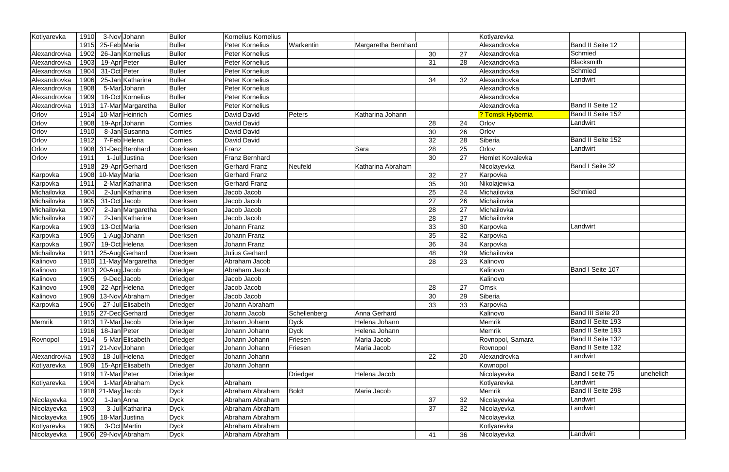| | | | | | | | | | | | | |
|---|---|---|---|---|---|---|---|---|---|---|---|---|
| Kotlyarevka | 1910 | 3-Nov | Johann | Buller | Kornelius Kornelius | | | | | Kotlyarevka | | |
| | 1915 | 25-Feb | Maria | Buller | Peter Kornelius | Warkentin | Margaretha Bernhard | | | Alexandrovka | Band II Seite 12 | |
| Alexandrovka | 1902 | 26-Jan | Kornelius | Buller | Peter Kornelius | | | 30 | 27 | Alexandrovka | Schmied | |
| Alexandrovka | 1903 | 19-Apr | Peter | Buller | Peter Kornelius | | | 31 | 28 | Alexandrovka | Blacksmith | |
| Alexandrovka | 1904 | 31-Oct | Peter | Buller | Peter Kornelius | | | | | Alexandrovka | Schmied | |
| Alexandrovka | 1906 | 25-Jan | Katharina | Buller | Peter Kornelius | | | 34 | 32 | Alexandrovka | Landwirt | |
| Alexandrovka | 1908 | 5-Mar | Johann | Buller | Peter Kornelius | | | | | Alexandrovka | | |
| Alexandrovka | 1909 | 18-Oct | Kornelius | Buller | Peter Kornelius | | | | | Alexandrovka | | |
| Alexandrovka | 1913 | 17-Mar | Margaretha | Buller | Peter Kornelius | | | | | Alexandrovka | Band II Seite 12 | |
| Orlov | 1914 | 10-Mar | Heinrich | Cornies | David David | Peters | Katharina Johann | | | ? Tomsk Hybernia | Band II Seite 152 | |
| Orlov | 1908 | 19-Apr | Johann | Cornies | David David | | | 28 | 24 | Orlov | Landwirt | |
| Orlov | 1910 | 8-Jan | Susanna | Cornies | David David | | | 30 | 26 | Orlov | | |
| Orlov | 1912 | 7-Feb | Helena | Cornies | David David | | | 32 | 28 | Siberia | Band II Seite 152 | |
| Orlov | 1908 | 31-Dec | Bernhard | Doerksen | Franz | | Sara | 28 | 25 | Orlov | Landwirt | |
| Orlov | 1911 | 1-Jul | Justina | Doerksen | Franz Bernhard | | | 30 | 27 | Hemlet Kovalevka | | |
| | 1918 | 29-Apr | Gerhard | Doerksen | Gerhard Franz | Neufeld | Katharina Abraham | | | Nicolayevka | Band I Seite 32 | |
| Karpovka | 1908 | 10-May | Maria | Doerksen | Gerhard Franz | | | 32 | 27 | Karpovka | | |
| Karpovka | 1911 | 2-Mar | Katharina | Doerksen | Gerhard Franz | | | 35 | 30 | Nikolajewka | | |
| Michailovka | 1904 | 2-Jun | Katharina | Doerksen | Jacob Jacob | | | 25 | 24 | Michailovka | Schmied | |
| Michailovka | 1905 | 31-Oct | Jacob | Doerksen | Jacob Jacob | | | 27 | 26 | Michailovka | | |
| Michailovka | 1907 | 2-Jan | Margaretha | Doerksen | Jacob Jacob | | | 28 | 27 | Michailovka | | |
| Michailovka | 1907 | 2-Jan | Katharina | Doerksen | Jacob Jacob | | | 28 | 27 | Michailovka | | |
| Karpovka | 1903 | 13-Oct | Maria | Doerksen | Johann Franz | | | 33 | 30 | Karpovka | Landwirt | |
| Karpovka | 1905 | 1-Aug | Johann | Doerksen | Johann Franz | | | 35 | 32 | Karpovka | | |
| Karpovka | 1907 | 19-Oct | Helena | Doerksen | Johann Franz | | | 36 | 34 | Karpovka | | |
| Michailovka | 1911 | 25-Aug | Gerhard | Doerksen | Julius Gerhard | | | 48 | 39 | Michailovka | | |
| Kalinovo | 1910 | 11-May | Margaretha | Driedger | Abraham Jacob | | | 28 | 23 | Kalinovo | | |
| Kalinovo | 1913 | 20-Aug | Jacob | Driedger | Abraham Jacob | | | | | Kalinovo | Band I Seite 107 | |
| Kalinovo | 1905 | 9-Dec | Jacob | Driedger | Jacob Jacob | | | | | Kalinovo | | |
| Kalinovo | 1908 | 22-Apr | Helena | Driedger | Jacob Jacob | | | 28 | 27 | Omsk | | |
| Kalinovo | 1909 | 13-Nov | Abraham | Driedger | Jacob Jacob | | | 30 | 29 | Siberia | | |
| Karpovka | 1906 | 27-Jul | Elisabeth | Driedger | Johann Abraham | | | 33 | 33 | Karpovka | | |
| | 1915 | 27-Dec | Gerhard | Driedger | Johann Jacob | Schellenberg | Anna Gerhard | | | Kalinovo | Band III Seite 20 | |
| Memrik | 1913 | 17-Mar | Jacob | Driedger | Johann Johann | Dyck | Helena Johann | | | Memrik | Band II Seite 193 | |
| | 1916 | 18-Jan | Peter | Driedger | Johann Johann | Dyck | Helena Johann | | | Memrik | Band II Seite 193 | |
| Rovnopol | 1914 | 5-Mar | Elisabeth | Driedger | Johann Johann | Friesen | Maria Jacob | | | Rovnopol, Samara | Band II Seite 132 | |
| | 1917 | 21-Nov | Johann | Driedger | Johann Johann | Friesen | Maria Jacob | | | Rovnopol | Band II Seite 132 | |
| Alexandrovka | 1903 | 18-Jul | Helena | Driedger | Johann Johann | | | 22 | 20 | Alexandrovka | Landwirt | |
| Kotlyarevka | 1909 | 15-Apr | Elisabeth | Driedger | Johann Johann | | | | | Kownopol | | |
| | 1919 | 17-Mar | Peter | Driedger | | Driedger | Helena Jacob | | | Nicolayevka | Band I seite 75 | unehelich |
| Kotlyarevka | 1904 | 1-Mar | Abraham | Dyck | Abraham | | | | | Kotlyarevka | Landwirt | |
| | 1918 | 21-May | Jacob | Dyck | Abraham Abraham | Boldt | Maria Jacob | | | Memrik | Band II Seite 298 | |
| Nicolayevka | 1902 | 1-Jan | Anna | Dyck | Abraham Abraham | | | 37 | 32 | Nicolayevka | Landwirt | |
| Nicolayevka | 1903 | 3-Jul | Katharina | Dyck | Abraham Abraham | | | 37 | 32 | Nicolayevka | Landwirt | |
| Nicolayevka | 1905 | 18-Mar | Justina | Dyck | Abraham Abraham | | | | | Nicolayevka | | |
| Kotlyarevka | 1905 | 3-Oct | Martin | Dyck | Abraham Abraham | | | | | Kotlyarevka | | |
| Nicolayevka | 1906 | 29-Nov | Abraham | Dyck | Abraham Abraham | | | 41 | 36 | Nicolayevka | Landwirt | |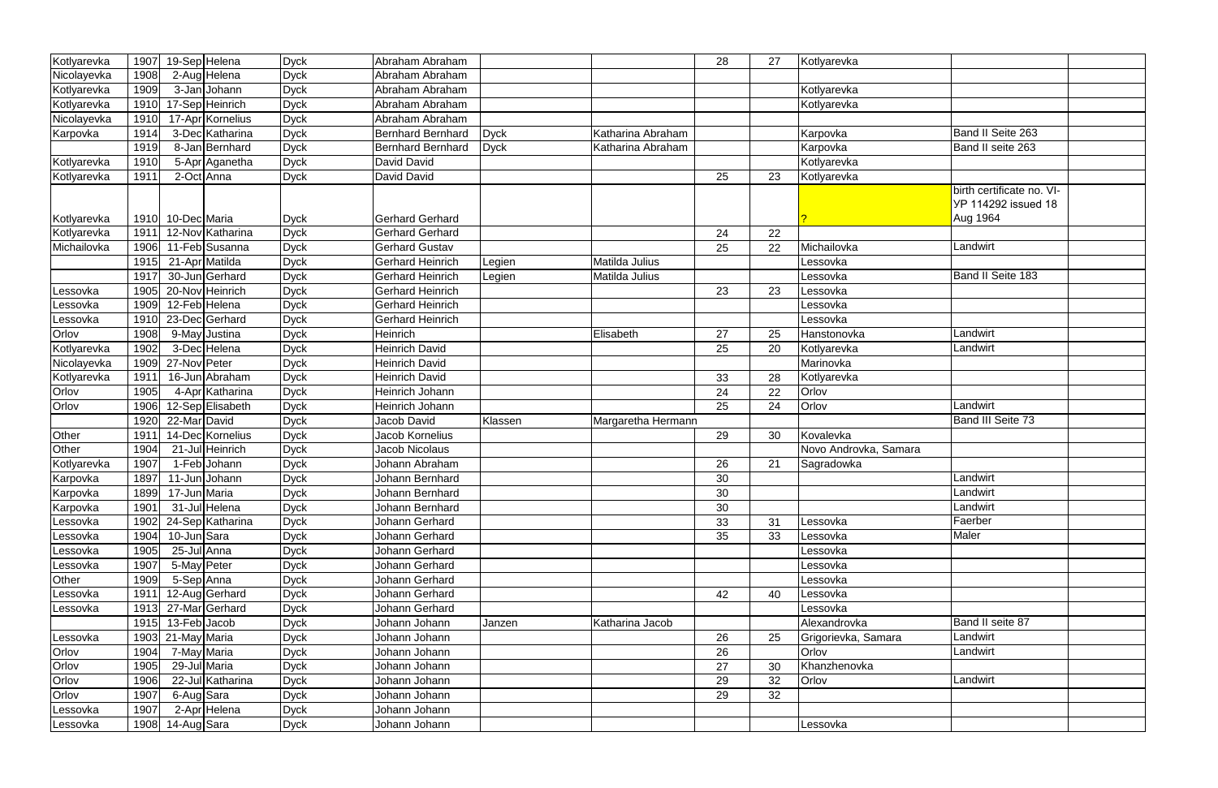| | | | | | | | | | | | | |
|---|---|---|---|---|---|---|---|---|---|---|---|---|
| Kotlyarevka | 1907 | 19-Sep | Helena | Dyck | Abraham Abraham | | | 28 | 27 | Kotlyarevka | | |
| Nicolayevka | 1908 | 2-Aug | Helena | Dyck | Abraham Abraham | | | | | | | |
| Kotlyarevka | 1909 | 3-Jan | Johann | Dyck | Abraham Abraham | | | | | Kotlyarevka | | |
| Kotlyarevka | 1910 | 17-Sep | Heinrich | Dyck | Abraham Abraham | | | | | Kotlyarevka | | |
| Nicolayevka | 1910 | 17-Apr | Kornelius | Dyck | Abraham Abraham | | | | | | | |
| Karpovka | 1914 | 3-Dec | Katharina | Dyck | Bernhard Bernhard | Dyck | Katharina Abraham | | | Karpovka | Band II Seite 263 | |
| | 1919 | 8-Jan | Bernhard | Dyck | Bernhard Bernhard | Dyck | Katharina Abraham | | | Karpovka | Band II seite 263 | |
| Kotlyarevka | 1910 | 5-Apr | Aganetha | Dyck | David David | | | | | Kotlyarevka | | |
| Kotlyarevka | 1911 | 2-Oct | Anna | Dyck | David David | | | 25 | 23 | Kotlyarevka | | |
| Kotlyarevka | 1910 | 10-Dec | Maria | Dyck | Gerhard Gerhard | | | | | ? | birth certificate no. VI-УР 114292 issued 18 Aug 1964 | |
| Kotlyarevka | 1911 | 12-Nov | Katharina | Dyck | Gerhard Gerhard | | | 24 | 22 | | | |
| Michailovka | 1906 | 11-Feb | Susanna | Dyck | Gerhard Gustav | | | 25 | 22 | Michailovka | Landwirt | |
| | 1915 | 21-Apr | Matilda | Dyck | Gerhard Heinrich | Legien | Matilda Julius | | | Lessovka | | |
| | 1917 | 30-Jun | Gerhard | Dyck | Gerhard Heinrich | Legien | Matilda Julius | | | Lessovka | Band II Seite 183 | |
| Lessovka | 1905 | 20-Nov | Heinrich | Dyck | Gerhard Heinrich | | | 23 | 23 | Lessovka | | |
| Lessovka | 1909 | 12-Feb | Helena | Dyck | Gerhard Heinrich | | | | | Lessovka | | |
| Lessovka | 1910 | 23-Dec | Gerhard | Dyck | Gerhard Heinrich | | | | | Lessovka | | |
| Orlov | 1908 | 9-May | Justina | Dyck | Heinrich | | Elisabeth | 27 | 25 | Hanstonovka | Landwirt | |
| Kotlyarevka | 1902 | 3-Dec | Helena | Dyck | Heinrich David | | | 25 | 20 | Kotlyarevka | Landwirt | |
| Nicolayevka | 1909 | 27-Nov | Peter | Dyck | Heinrich David | | | | | Marinovka | | |
| Kotlyarevka | 1911 | 16-Jun | Abraham | Dyck | Heinrich David | | | 33 | 28 | Kotlyarevka | | |
| Orlov | 1905 | 4-Apr | Katharina | Dyck | Heinrich Johann | | | 24 | 22 | Orlov | | |
| Orlov | 1906 | 12-Sep | Elisabeth | Dyck | Heinrich Johann | | | 25 | 24 | Orlov | Landwirt | |
| | 1920 | 22-Mar | David | Dyck | Jacob David | Klassen | Margaretha Hermann | | | | Band III Seite 73 | |
| Other | 1911 | 14-Dec | Kornelius | Dyck | Jacob Kornelius | | | 29 | 30 | Kovalevka | | |
| Other | 1904 | 21-Jul | Heinrich | Dyck | Jacob Nicolaus | | | | | Novo Androvka, Samara | | |
| Kotlyarevka | 1907 | 1-Feb | Johann | Dyck | Johann Abraham | | | 26 | 21 | Sagradowka | | |
| Karpovka | 1897 | 11-Jun | Johann | Dyck | Johann Bernhard | | | 30 | | | Landwirt | |
| Karpovka | 1899 | 17-Jun | Maria | Dyck | Johann Bernhard | | | 30 | | | Landwirt | |
| Karpovka | 1901 | 31-Jul | Helena | Dyck | Johann Bernhard | | | 30 | | | Landwirt | |
| Lessovka | 1902 | 24-Sep | Katharina | Dyck | Johann Gerhard | | | 33 | 31 | Lessovka | Faerber | |
| Lessovka | 1904 | 10-Jun | Sara | Dyck | Johann Gerhard | | | 35 | 33 | Lessovka | Maler | |
| Lessovka | 1905 | 25-Jul | Anna | Dyck | Johann Gerhard | | | | | Lessovka | | |
| Lessovka | 1907 | 5-May | Peter | Dyck | Johann Gerhard | | | | | Lessovka | | |
| Other | 1909 | 5-Sep | Anna | Dyck | Johann Gerhard | | | | | Lessovka | | |
| Lessovka | 1911 | 12-Aug | Gerhard | Dyck | Johann Gerhard | | | 42 | 40 | Lessovka | | |
| Lessovka | 1913 | 27-Mar | Gerhard | Dyck | Johann Gerhard | | | | | Lessovka | | |
| | 1915 | 13-Feb | Jacob | Dyck | Johann Johann | Janzen | Katharina Jacob | | | Alexandrovka | Band II seite 87 | |
| Lessovka | 1903 | 21-May | Maria | Dyck | Johann Johann | | | 26 | 25 | Grigorievka, Samara | Landwirt | |
| Orlov | 1904 | 7-May | Maria | Dyck | Johann Johann | | | 26 | | Orlov | Landwirt | |
| Orlov | 1905 | 29-Jul | Maria | Dyck | Johann Johann | | | 27 | 30 | Khanzhenovka | | |
| Orlov | 1906 | 22-Jul | Katharina | Dyck | Johann Johann | | | 29 | 32 | Orlov | Landwirt | |
| Orlov | 1907 | 6-Aug | Sara | Dyck | Johann Johann | | | 29 | 32 | | | |
| Lessovka | 1907 | 2-Apr | Helena | Dyck | Johann Johann | | | | | | | |
| Lessovka | 1908 | 14-Aug | Sara | Dyck | Johann Johann | | | | | Lessovka | | |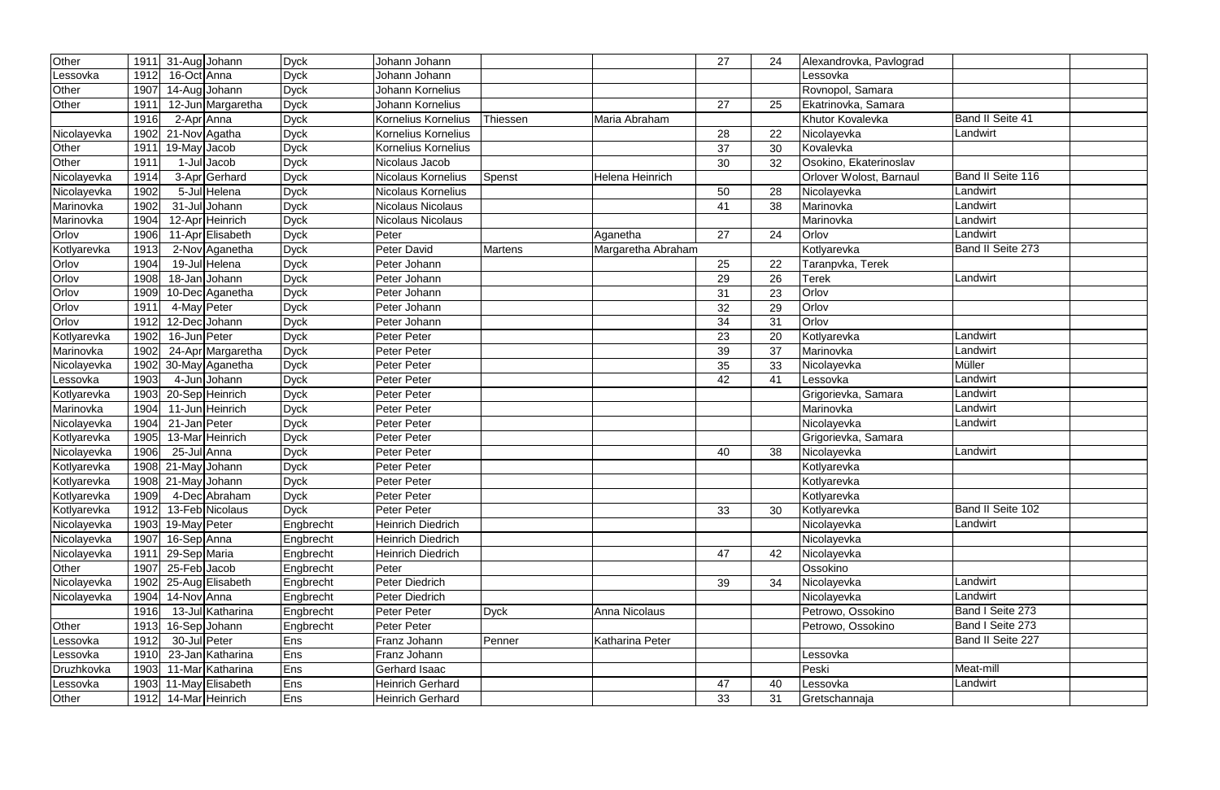| | | | | | | | | | | | | |
|---|---|---|---|---|---|---|---|---|---|---|---|---|
| Other | 1911 | 31-Aug | Johann | Dyck | Johann Johann | | | 27 | 24 | Alexandrovka, Pavlograd | | |
| Lessovka | 1912 | 16-Oct | Anna | Dyck | Johann Johann | | | | | Lessovka | | |
| Other | 1907 | 14-Aug | Johann | Dyck | Johann Kornelius | | | | | Rovnopol, Samara | | |
| Other | 1911 | 12-Jun | Margaretha | Dyck | Johann Kornelius | | | 27 | 25 | Ekatrinovka, Samara | | |
| | 1916 | 2-Apr | Anna | Dyck | Kornelius Kornelius | Thiessen | Maria Abraham | | | Khutor Kovalevka | Band II Seite 41 | |
| Nicolayevka | 1902 | 21-Nov | Agatha | Dyck | Kornelius Kornelius | | | 28 | 22 | Nicolayevka | Landwirt | |
| Other | 1911 | 19-May | Jacob | Dyck | Kornelius Kornelius | | | 37 | 30 | Kovalevka | | |
| Other | 1911 | 1-Jul | Jacob | Dyck | Nicolaus Jacob | | | 30 | 32 | Osokino, Ekaterinoslav | | |
| Nicolayevka | 1914 | 3-Apr | Gerhard | Dyck | Nicolaus Kornelius | Spenst | Helena Heinrich | | | Orlover Wolost, Barnaul | Band II Seite 116 | |
| Nicolayevka | 1902 | 5-Jul | Helena | Dyck | Nicolaus Kornelius | | | 50 | 28 | Nicolayevka | Landwirt | |
| Marinovka | 1902 | 31-Jul | Johann | Dyck | Nicolaus Nicolaus | | | 41 | 38 | Marinovka | Landwirt | |
| Marinovka | 1904 | 12-Apr | Heinrich | Dyck | Nicolaus Nicolaus | | | | | Marinovka | Landwirt | |
| Orlov | 1906 | 11-Apr | Elisabeth | Dyck | Peter | | Aganetha | 27 | 24 | Orlov | Landwirt | |
| Kotlyarevka | 1913 | 2-Nov | Aganetha | Dyck | Peter David | Martens | Margaretha Abraham | | | Kotlyarevka | Band II Seite 273 | |
| Orlov | 1904 | 19-Jul | Helena | Dyck | Peter Johann | | | 25 | 22 | Taranpvka, Terek | | |
| Orlov | 1908 | 18-Jan | Johann | Dyck | Peter Johann | | | 29 | 26 | Terek | Landwirt | |
| Orlov | 1909 | 10-Dec | Aganetha | Dyck | Peter Johann | | | 31 | 23 | Orlov | | |
| Orlov | 1911 | 4-May | Peter | Dyck | Peter Johann | | | 32 | 29 | Orlov | | |
| Orlov | 1912 | 12-Dec | Johann | Dyck | Peter Johann | | | 34 | 31 | Orlov | | |
| Kotlyarevka | 1902 | 16-Jun | Peter | Dyck | Peter Peter | | | 23 | 20 | Kotlyarevka | Landwirt | |
| Marinovka | 1902 | 24-Apr | Margaretha | Dyck | Peter Peter | | | 39 | 37 | Marinovka | Landwirt | |
| Nicolayevka | 1902 | 30-May | Aganetha | Dyck | Peter Peter | | | 35 | 33 | Nicolayevka | Müller | |
| Lessovka | 1903 | 4-Jun | Johann | Dyck | Peter Peter | | | 42 | 41 | Lessovka | Landwirt | |
| Kotlyarevka | 1903 | 20-Sep | Heinrich | Dyck | Peter Peter | | | | | Grigorievka, Samara | Landwirt | |
| Marinovka | 1904 | 11-Jun | Heinrich | Dyck | Peter Peter | | | | | Marinovka | Landwirt | |
| Nicolayevka | 1904 | 21-Jan | Peter | Dyck | Peter Peter | | | | | Nicolayevka | Landwirt | |
| Kotlyarevka | 1905 | 13-Mar | Heinrich | Dyck | Peter Peter | | | | | Grigorievka, Samara | | |
| Nicolayevka | 1906 | 25-Jul | Anna | Dyck | Peter Peter | | | 40 | 38 | Nicolayevka | Landwirt | |
| Kotlyarevka | 1908 | 21-May | Johann | Dyck | Peter Peter | | | | | Kotlyarevka | | |
| Kotlyarevka | 1908 | 21-May | Johann | Dyck | Peter Peter | | | | | Kotlyarevka | | |
| Kotlyarevka | 1909 | 4-Dec | Abraham | Dyck | Peter Peter | | | | | Kotlyarevka | | |
| Kotlyarevka | 1912 | 13-Feb | Nicolaus | Dyck | Peter Peter | | | 33 | 30 | Kotlyarevka | Band II Seite 102 | |
| Nicolayevka | 1903 | 19-May | Peter | Engbrecht | Heinrich Diedrich | | | | | Nicolayevka | Landwirt | |
| Nicolayevka | 1907 | 16-Sep | Anna | Engbrecht | Heinrich Diedrich | | | | | Nicolayevka | | |
| Nicolayevka | 1911 | 29-Sep | Maria | Engbrecht | Heinrich Diedrich | | | 47 | 42 | Nicolayevka | | |
| Other | 1907 | 25-Feb | Jacob | Engbrecht | Peter | | | | | Ossokino | | |
| Nicolayevka | 1902 | 25-Aug | Elisabeth | Engbrecht | Peter Diedrich | | | 39 | 34 | Nicolayevka | Landwirt | |
| Nicolayevka | 1904 | 14-Nov | Anna | Engbrecht | Peter Diedrich | | | | | Nicolayevka | Landwirt | |
| | 1916 | 13-Jul | Katharina | Engbrecht | Peter Peter | Dyck | Anna Nicolaus | | | Petrowo, Ossokino | Band I Seite 273 | |
| Other | 1913 | 16-Sep | Johann | Engbrecht | Peter Peter | | | | | Petrowo, Ossokino | Band I Seite 273 | |
| Lessovka | 1912 | 30-Jul | Peter | Ens | Franz Johann | Penner | Katharina Peter | | | | Band II Seite 227 | |
| Lessovka | 1910 | 23-Jan | Katharina | Ens | Franz Johann | | | | | Lessovka | | |
| Druzhkovka | 1903 | 11-Mar | Katharina | Ens | Gerhard Isaac | | | | | Peski | Meat-mill | |
| Lessovka | 1903 | 11-May | Elisabeth | Ens | Heinrich Gerhard | | | 47 | 40 | Lessovka | Landwirt | |
| Other | 1912 | 14-Mar | Heinrich | Ens | Heinrich Gerhard | | | 33 | 31 | Gretschannaja | | |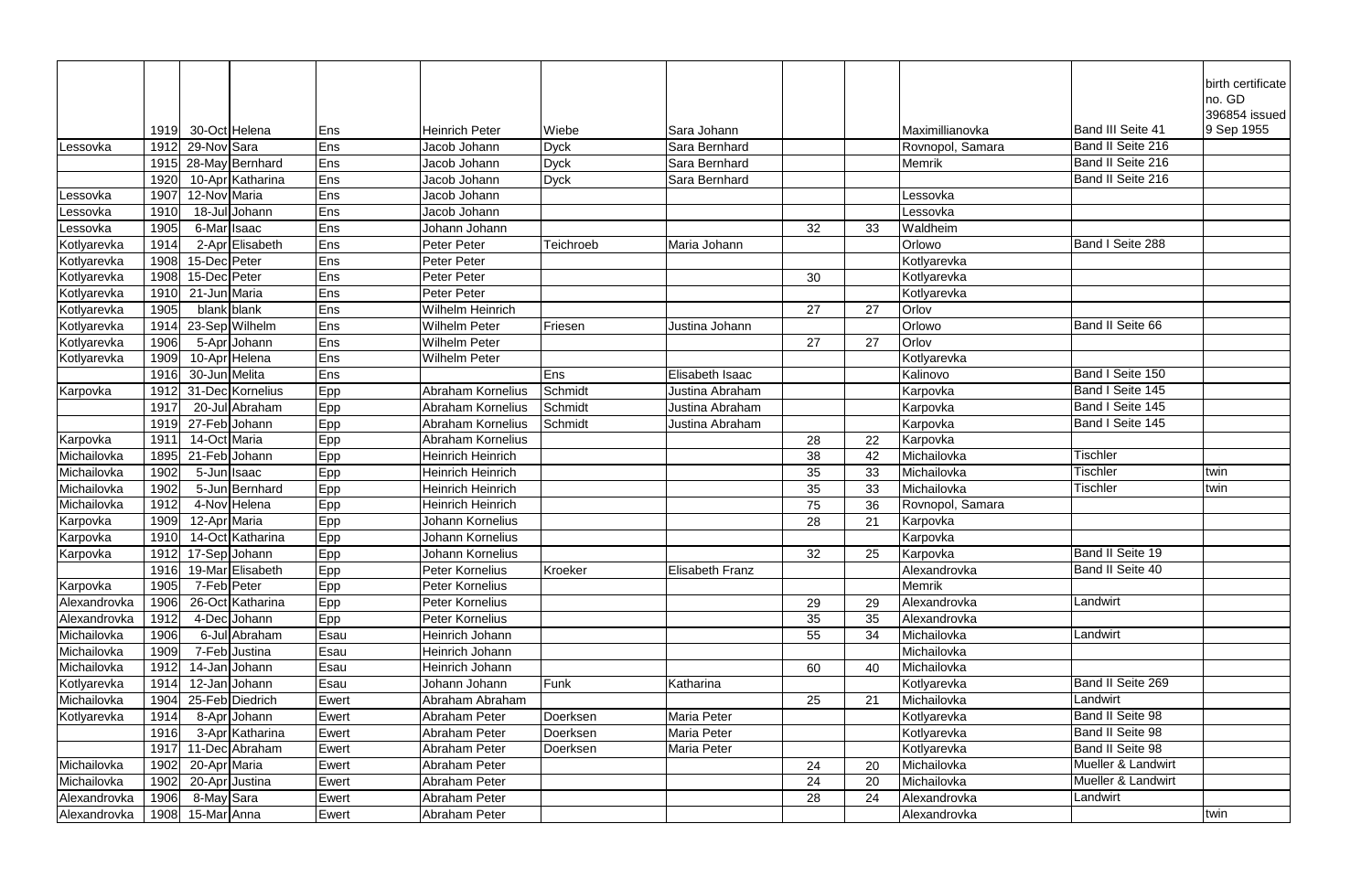| | | | | | | | | | | | | |
|---|---|---|---|---|---|---|---|---|---|---|---|---|
| | 1919 | 30-Oct | Helena | Ens | Heinrich Peter | Wiebe | Sara Johann | | | Maximillianovka | Band III Seite 41 | birth certificate no. GD 396854 issued 9 Sep 1955 |
| Lessovka | 1912 | 29-Nov | Sara | Ens | Jacob Johann | Dyck | Sara Bernhard | | | Rovnopol, Samara | Band II Seite 216 | |
| | 1915 | 28-May | Bernhard | Ens | Jacob Johann | Dyck | Sara Bernhard | | | Memrik | Band II Seite 216 | |
| | 1920 | 10-Apr | Katharina | Ens | Jacob Johann | Dyck | Sara Bernhard | | | | Band II Seite 216 | |
| Lessovka | 1907 | 12-Nov | Maria | Ens | Jacob Johann | | | | | Lessovka | | |
| Lessovka | 1910 | 18-Jul | Johann | Ens | Jacob Johann | | | | | Lessovka | | |
| Lessovka | 1905 | 6-Mar | Isaac | Ens | Johann Johann | | | 32 | 33 | Waldheim | | |
| Kotlyarevka | 1914 | 2-Apr | Elisabeth | Ens | Peter Peter | Teichroeb | Maria Johann | | | Orlowo | Band I Seite 288 | |
| Kotlyarevka | 1908 | 15-Dec | Peter | Ens | Peter Peter | | | | | Kotlyarevka | | |
| Kotlyarevka | 1908 | 15-Dec | Peter | Ens | Peter Peter | | | 30 | | Kotlyarevka | | |
| Kotlyarevka | 1910 | 21-Jun | Maria | Ens | Peter Peter | | | | | Kotlyarevka | | |
| Kotlyarevka | 1905 | blank | blank | Ens | Wilhelm Heinrich | | | 27 | 27 | Orlov | | |
| Kotlyarevka | 1914 | 23-Sep | Wilhelm | Ens | Wilhelm Peter | Friesen | Justina Johann | | | Orlowo | Band II Seite 66 | |
| Kotlyarevka | 1906 | 5-Apr | Johann | Ens | Wilhelm Peter | | | 27 | 27 | Orlov | | |
| Kotlyarevka | 1909 | 10-Apr | Helena | Ens | Wilhelm Peter | | | | | Kotlyarevka | | |
| | 1916 | 30-Jun | Melita | Ens | | Ens | Elisabeth Isaac | | | Kalinovo | Band I Seite 150 | |
| Karpovka | 1912 | 31-Dec | Kornelius | Epp | Abraham Kornelius | Schmidt | Justina Abraham | | | Karpovka | Band I Seite 145 | |
| | 1917 | 20-Jul | Abraham | Epp | Abraham Kornelius | Schmidt | Justina Abraham | | | Karpovka | Band I Seite 145 | |
| | 1919 | 27-Feb | Johann | Epp | Abraham Kornelius | Schmidt | Justina Abraham | | | Karpovka | Band I Seite 145 | |
| Karpovka | 1911 | 14-Oct | Maria | Epp | Abraham Kornelius | | | 28 | 22 | Karpovka | | |
| Michailovka | 1895 | 21-Feb | Johann | Epp | Heinrich Heinrich | | | 38 | 42 | Michailovka | Tischler | |
| Michailovka | 1902 | 5-Jun | Isaac | Epp | Heinrich Heinrich | | | 35 | 33 | Michailovka | Tischler | twin |
| Michailovka | 1902 | 5-Jun | Bernhard | Epp | Heinrich Heinrich | | | 35 | 33 | Michailovka | Tischler | twin |
| Michailovka | 1912 | 4-Nov | Helena | Epp | Heinrich Heinrich | | | 75 | 36 | Rovnopol, Samara | | |
| Karpovka | 1909 | 12-Apr | Maria | Epp | Johann Kornelius | | | 28 | 21 | Karpovka | | |
| Karpovka | 1910 | 14-Oct | Katharina | Epp | Johann Kornelius | | | | | Karpovka | | |
| Karpovka | 1912 | 17-Sep | Johann | Epp | Johann Kornelius | | | 32 | 25 | Karpovka | Band II Seite 19 | |
| | 1916 | 19-Mar | Elisabeth | Epp | Peter Kornelius | Kroeker | Elisabeth Franz | | | Alexandrovka | Band II Seite 40 | |
| Karpovka | 1905 | 7-Feb | Peter | Epp | Peter Kornelius | | | | | Memrik | | |
| Alexandrovka | 1906 | 26-Oct | Katharina | Epp | Peter Kornelius | | | 29 | 29 | Alexandrovka | Landwirt | |
| Alexandrovka | 1912 | 4-Dec | Johann | Epp | Peter Kornelius | | | 35 | 35 | Alexandrovka | | |
| Michailovka | 1906 | 6-Jul | Abraham | Esau | Heinrich Johann | | | 55 | 34 | Michailovka | Landwirt | |
| Michailovka | 1909 | 7-Feb | Justina | Esau | Heinrich Johann | | | | | Michailovka | | |
| Michailovka | 1912 | 14-Jan | Johann | Esau | Heinrich Johann | | | 60 | 40 | Michailovka | | |
| Kotlyarevka | 1914 | 12-Jan | Johann | Esau | Johann Johann | Funk | Katharina | | | Kotlyarevka | Band II Seite 269 | |
| Michailovka | 1904 | 25-Feb | Diedrich | Ewert | Abraham Abraham | | | 25 | 21 | Michailovka | Landwirt | |
| Kotlyarevka | 1914 | 8-Apr | Johann | Ewert | Abraham Peter | Doerksen | Maria Peter | | | Kotlyarevka | Band II Seite 98 | |
| | 1916 | 3-Apr | Katharina | Ewert | Abraham Peter | Doerksen | Maria Peter | | | Kotlyarevka | Band II Seite 98 | |
| | 1917 | 11-Dec | Abraham | Ewert | Abraham Peter | Doerksen | Maria Peter | | | Kotlyarevka | Band II Seite 98 | |
| Michailovka | 1902 | 20-Apr | Maria | Ewert | Abraham Peter | | | 24 | 20 | Michailovka | Mueller & Landwirt | |
| Michailovka | 1902 | 20-Apr | Justina | Ewert | Abraham Peter | | | 24 | 20 | Michailovka | Mueller & Landwirt | |
| Alexandrovka | 1906 | 8-May | Sara | Ewert | Abraham Peter | | | 28 | 24 | Alexandrovka | Landwirt | |
| Alexandrovka | 1908 | 15-Mar | Anna | Ewert | Abraham Peter | | | | | Alexandrovka | | twin |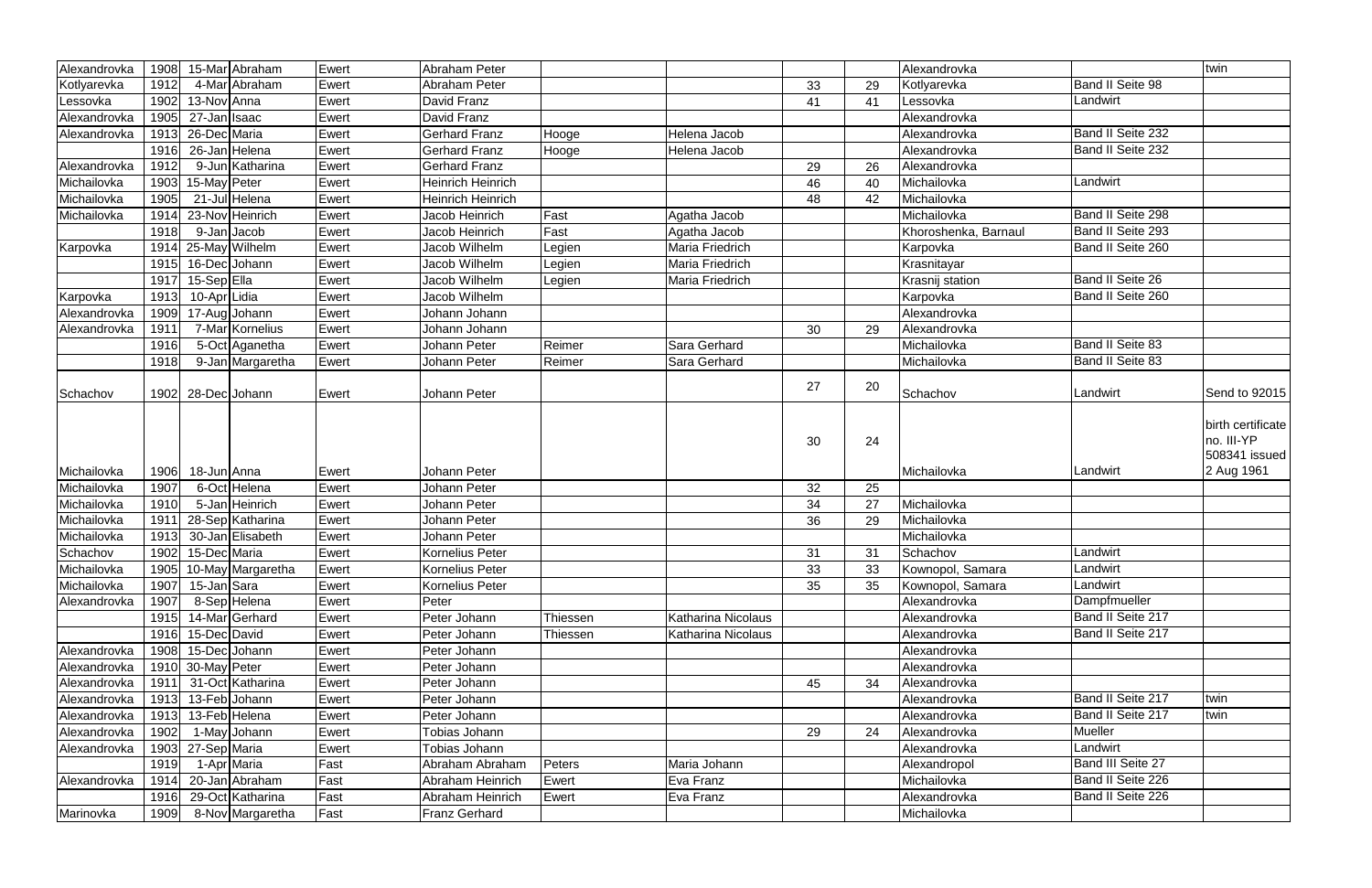| | | | | | | | | | | | | |
|---|---|---|---|---|---|---|---|---|---|---|---|---|
| Alexandrovka | 1908 | 15-Mar | Abraham | Ewert | Abraham Peter | | | | | Alexandrovka | | twin |
| Kotlyarevka | 1912 | 4-Mar | Abraham | Ewert | Abraham Peter | | | 33 | 29 | Kotlyarevka | Band II Seite 98 | |
| Lessovka | 1902 | 13-Nov | Anna | Ewert | David Franz | | | 41 | 41 | Lessovka | Landwirt | |
| Alexandrovka | 1905 | 27-Jan | Isaac | Ewert | David Franz | | | | | Alexandrovka | | |
| Alexandrovka | 1913 | 26-Dec | Maria | Ewert | Gerhard Franz | Hooge | Helena Jacob | | | Alexandrovka | Band II Seite 232 | |
| | 1916 | 26-Jan | Helena | Ewert | Gerhard Franz | Hooge | Helena Jacob | | | Alexandrovka | Band II Seite 232 | |
| Alexandrovka | 1912 | 9-Jun | Katharina | Ewert | Gerhard Franz | | | 29 | 26 | Alexandrovka | | |
| Michailovka | 1903 | 15-May | Peter | Ewert | Heinrich Heinrich | | | 46 | 40 | Michailovka | Landwirt | |
| Michailovka | 1905 | 21-Jul | Helena | Ewert | Heinrich Heinrich | | | 48 | 42 | Michailovka | | |
| Michailovka | 1914 | 23-Nov | Heinrich | Ewert | Jacob Heinrich | Fast | Agatha Jacob | | | Michailovka | Band II Seite 298 | |
| | 1918 | 9-Jan | Jacob | Ewert | Jacob Heinrich | Fast | Agatha Jacob | | | Khoroshenka, Barnaul | Band II Seite 293 | |
| Karpovka | 1914 | 25-May | Wilhelm | Ewert | Jacob Wilhelm | Legien | Maria Friedrich | | | Karpovka | Band II Seite 260 | |
| | 1915 | 16-Dec | Johann | Ewert | Jacob Wilhelm | Legien | Maria Friedrich | | | Krasnitayar | | |
| | 1917 | 15-Sep | Ella | Ewert | Jacob Wilhelm | Legien | Maria Friedrich | | | Krasnij station | Band II Seite 26 | |
| Karpovka | 1913 | 10-Apr | Lidia | Ewert | Jacob Wilhelm | | | | | Karpovka | Band II Seite 260 | |
| Alexandrovka | 1909 | 17-Aug | Johann | Ewert | Johann Johann | | | | | Alexandrovka | | |
| Alexandrovka | 1911 | 7-Mar | Kornelius | Ewert | Johann Johann | | | 30 | 29 | Alexandrovka | | |
| | 1916 | 5-Oct | Aganetha | Ewert | Johann Peter | Reimer | Sara Gerhard | | | Michailovka | Band II Seite 83 | |
| | 1918 | 9-Jan | Margaretha | Ewert | Johann Peter | Reimer | Sara Gerhard | | | Michailovka | Band II Seite 83 | |
| Schachov | 1902 | 28-Dec | Johann | Ewert | Johann Peter | | | 27 | 20 | Schachov | Landwirt | Send to 92015 |
| Michailovka | 1906 | 18-Jun | Anna | Ewert | Johann Peter | | | 30 | 24 | Michailovka | Landwirt | birth certificate no. III-YP 508341 issued 2 Aug 1961 |
| Michailovka | 1907 | 6-Oct | Helena | Ewert | Johann Peter | | | 32 | 25 | | | |
| Michailovka | 1910 | 5-Jan | Heinrich | Ewert | Johann Peter | | | 34 | 27 | Michailovka | | |
| Michailovka | 1911 | 28-Sep | Katharina | Ewert | Johann Peter | | | 36 | 29 | Michailovka | | |
| Michailovka | 1913 | 30-Jan | Elisabeth | Ewert | Johann Peter | | | | | Michailovka | | |
| Schachov | 1902 | 15-Dec | Maria | Ewert | Kornelius Peter | | | 31 | 31 | Schachov | Landwirt | |
| Michailovka | 1905 | 10-May | Margaretha | Ewert | Kornelius Peter | | | 33 | 33 | Kownopol, Samara | Landwirt | |
| Michailovka | 1907 | 15-Jan | Sara | Ewert | Kornelius Peter | | | 35 | 35 | Kownopol, Samara | Landwirt | |
| Alexandrovka | 1907 | 8-Sep | Helena | Ewert | Peter | | | | | Alexandrovka | Dampfmueller | |
| | 1915 | 14-Mar | Gerhard | Ewert | Peter Johann | Thiessen | Katharina Nicolaus | | | Alexandrovka | Band II Seite 217 | |
| | 1916 | 15-Dec | David | Ewert | Peter Johann | Thiessen | Katharina Nicolaus | | | Alexandrovka | Band II Seite 217 | |
| Alexandrovka | 1908 | 15-Dec | Johann | Ewert | Peter Johann | | | | | Alexandrovka | | |
| Alexandrovka | 1910 | 30-May | Peter | Ewert | Peter Johann | | | | | Alexandrovka | | |
| Alexandrovka | 1911 | 31-Oct | Katharina | Ewert | Peter Johann | | | 45 | 34 | Alexandrovka | | |
| Alexandrovka | 1913 | 13-Feb | Johann | Ewert | Peter Johann | | | | | Alexandrovka | Band II Seite 217 | twin |
| Alexandrovka | 1913 | 13-Feb | Helena | Ewert | Peter Johann | | | | | Alexandrovka | Band II Seite 217 | twin |
| Alexandrovka | 1902 | 1-May | Johann | Ewert | Tobias Johann | | | 29 | 24 | Alexandrovka | Mueller | |
| Alexandrovka | 1903 | 27-Sep | Maria | Ewert | Tobias Johann | | | | | Alexandrovka | Landwirt | |
| | 1919 | 1-Apr | Maria | Fast | Abraham Abraham | Peters | Maria Johann | | | Alexandropol | Band III Seite 27 | |
| Alexandrovka | 1914 | 20-Jan | Abraham | Fast | Abraham Heinrich | Ewert | Eva Franz | | | Michailovka | Band II Seite 226 | |
| | 1916 | 29-Oct | Katharina | Fast | Abraham Heinrich | Ewert | Eva Franz | | | Alexandrovka | Band II Seite 226 | |
| Marinovka | 1909 | 8-Nov | Margaretha | Fast | Franz Gerhard | | | | | Michailovka | | |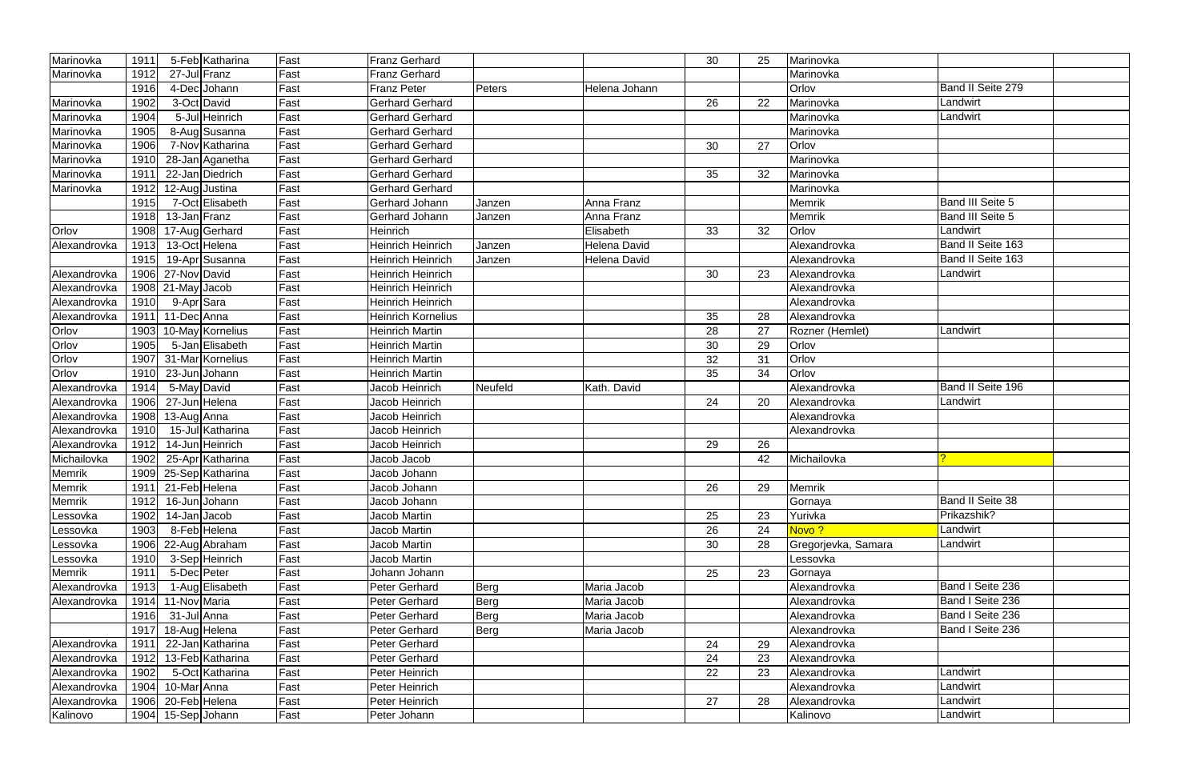| | | | | | | | | | | | | |
|---|---|---|---|---|---|---|---|---|---|---|---|---|
| Marinovka | 1911 | 5-Feb | Katharina | Fast | Franz Gerhard | | | 30 | 25 | Marinovka | | |
| Marinovka | 1912 | 27-Jul | Franz | Fast | Franz Gerhard | | | | | Marinovka | | |
| | 1916 | 4-Dec | Johann | Fast | Franz Peter | Peters | Helena Johann | | | Orlov | Band II Seite 279 | |
| Marinovka | 1902 | 3-Oct | David | Fast | Gerhard Gerhard | | | 26 | 22 | Marinovka | Landwirt | |
| Marinovka | 1904 | 5-Jul | Heinrich | Fast | Gerhard Gerhard | | | | | Marinovka | Landwirt | |
| Marinovka | 1905 | 8-Aug | Susanna | Fast | Gerhard Gerhard | | | | | Marinovka | | |
| Marinovka | 1906 | 7-Nov | Katharina | Fast | Gerhard Gerhard | | | 30 | 27 | Orlov | | |
| Marinovka | 1910 | 28-Jan | Aganetha | Fast | Gerhard Gerhard | | | | | Marinovka | | |
| Marinovka | 1911 | 22-Jan | Diedrich | Fast | Gerhard Gerhard | | | 35 | 32 | Marinovka | | |
| Marinovka | 1912 | 12-Aug | Justina | Fast | Gerhard Gerhard | | | | | Marinovka | | |
| | 1915 | 7-Oct | Elisabeth | Fast | Gerhard Johann | Janzen | Anna Franz | | | Memrik | Band III Seite 5 | |
| | 1918 | 13-Jan | Franz | Fast | Gerhard Johann | Janzen | Anna Franz | | | Memrik | Band III Seite 5 | |
| Orlov | 1908 | 17-Aug | Gerhard | Fast | Heinrich | | Elisabeth | 33 | 32 | Orlov | Landwirt | |
| Alexandrovka | 1913 | 13-Oct | Helena | Fast | Heinrich Heinrich | Janzen | Helena David | | | Alexandrovka | Band II Seite 163 | |
| | 1915 | 19-Apr | Susanna | Fast | Heinrich Heinrich | Janzen | Helena David | | | Alexandrovka | Band II Seite 163 | |
| Alexandrovka | 1906 | 27-Nov | David | Fast | Heinrich Heinrich | | | 30 | 23 | Alexandrovka | Landwirt | |
| Alexandrovka | 1908 | 21-May | Jacob | Fast | Heinrich Heinrich | | | | | Alexandrovka | | |
| Alexandrovka | 1910 | 9-Apr | Sara | Fast | Heinrich Heinrich | | | | | Alexandrovka | | |
| Alexandrovka | 1911 | 11-Dec | Anna | Fast | Heinrich Kornelius | | | 35 | 28 | Alexandrovka | | |
| Orlov | 1903 | 10-May | Kornelius | Fast | Heinrich Martin | | | 28 | 27 | Rozner (Hemlet) | Landwirt | |
| Orlov | 1905 | 5-Jan | Elisabeth | Fast | Heinrich Martin | | | 30 | 29 | Orlov | | |
| Orlov | 1907 | 31-Mar | Kornelius | Fast | Heinrich Martin | | | 32 | 31 | Orlov | | |
| Orlov | 1910 | 23-Jun | Johann | Fast | Heinrich Martin | | | 35 | 34 | Orlov | | |
| Alexandrovka | 1914 | 5-May | David | Fast | Jacob Heinrich | Neufeld | Kath. David | | | Alexandrovka | Band II Seite 196 | |
| Alexandrovka | 1906 | 27-Jun | Helena | Fast | Jacob Heinrich | | | 24 | 20 | Alexandrovka | Landwirt | |
| Alexandrovka | 1908 | 13-Aug | Anna | Fast | Jacob Heinrich | | | | | Alexandrovka | | |
| Alexandrovka | 1910 | 15-Jul | Katharina | Fast | Jacob Heinrich | | | | | Alexandrovka | | |
| Alexandrovka | 1912 | 14-Jun | Heinrich | Fast | Jacob Heinrich | | | 29 | 26 | | | |
| Michailovka | 1902 | 25-Apr | Katharina | Fast | Jacob Jacob | | | | 42 | Michailovka | ? | |
| Memrik | 1909 | 25-Sep | Katharina | Fast | Jacob Johann | | | | | | | |
| Memrik | 1911 | 21-Feb | Helena | Fast | Jacob Johann | | | 26 | 29 | Memrik | | |
| Memrik | 1912 | 16-Jun | Johann | Fast | Jacob Johann | | | | | Gornaya | Band II Seite 38 | |
| Lessovka | 1902 | 14-Jan | Jacob | Fast | Jacob Martin | | | 25 | 23 | Yurivka | Prikazshik? | |
| Lessovka | 1903 | 8-Feb | Helena | Fast | Jacob Martin | | | 26 | 24 | Novo ? | Landwirt | |
| Lessovka | 1906 | 22-Aug | Abraham | Fast | Jacob Martin | | | 30 | 28 | Gregorjevka, Samara | Landwirt | |
| Lessovka | 1910 | 3-Sep | Heinrich | Fast | Jacob Martin | | | | | Lessovka | | |
| Memrik | 1911 | 5-Dec | Peter | Fast | Johann Johann | | | 25 | 23 | Gornaya | | |
| Alexandrovka | 1913 | 1-Aug | Elisabeth | Fast | Peter Gerhard | Berg | Maria Jacob | | | Alexandrovka | Band I Seite 236 | |
| Alexandrovka | 1914 | 11-Nov | Maria | Fast | Peter Gerhard | Berg | Maria Jacob | | | Alexandrovka | Band I Seite 236 | |
| | 1916 | 31-Jul | Anna | Fast | Peter Gerhard | Berg | Maria Jacob | | | Alexandrovka | Band I Seite 236 | |
| | 1917 | 18-Aug | Helena | Fast | Peter Gerhard | Berg | Maria Jacob | | | Alexandrovka | Band I Seite 236 | |
| Alexandrovka | 1911 | 22-Jan | Katharina | Fast | Peter Gerhard | | | 24 | 29 | Alexandrovka | | |
| Alexandrovka | 1912 | 13-Feb | Katharina | Fast | Peter Gerhard | | | 24 | 23 | Alexandrovka | | |
| Alexandrovka | 1902 | 5-Oct | Katharina | Fast | Peter Heinrich | | | 22 | 23 | Alexandrovka | Landwirt | |
| Alexandrovka | 1904 | 10-Mar | Anna | Fast | Peter Heinrich | | | | | Alexandrovka | Landwirt | |
| Alexandrovka | 1906 | 20-Feb | Helena | Fast | Peter Heinrich | | | 27 | 28 | Alexandrovka | Landwirt | |
| Kalinovo | 1904 | 15-Sep | Johann | Fast | Peter Johann | | | | | Kalinovo | Landwirt | |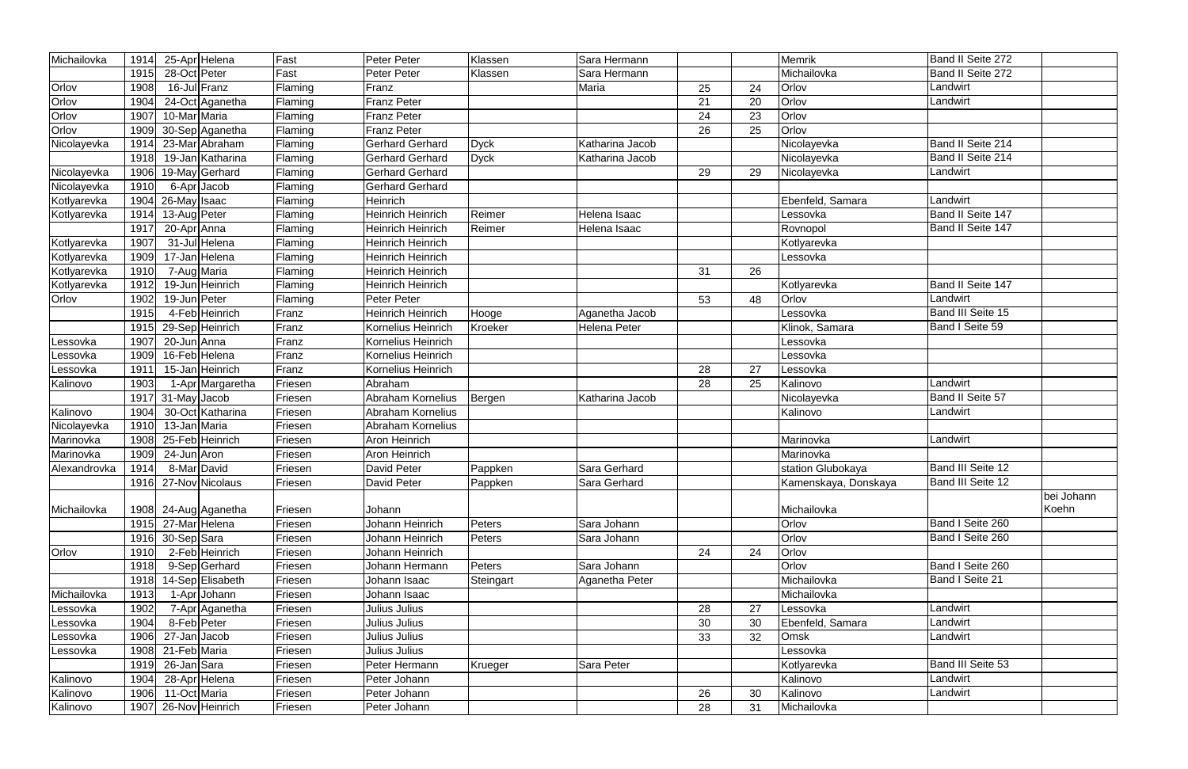| | | | | | | | | | | | | |
|---|---|---|---|---|---|---|---|---|---|---|---|---|
| Michailovka | 1914 | 25-Apr | Helena | Fast | Peter Peter | Klassen | Sara Hermann | | | Memrik | Band II Seite 272 | |
| | 1915 | 28-Oct | Peter | Fast | Peter Peter | Klassen | Sara Hermann | | | Michailovka | Band II Seite 272 | |
| Orlov | 1908 | 16-Jul | Franz | Flaming | Franz | | Maria | 25 | 24 | Orlov | Landwirt | |
| Orlov | 1904 | 24-Oct | Aganetha | Flaming | Franz Peter | | | 21 | 20 | Orlov | Landwirt | |
| Orlov | 1907 | 10-Mar | Maria | Flaming | Franz Peter | | | 24 | 23 | Orlov | | |
| Orlov | 1909 | 30-Sep | Aganetha | Flaming | Franz Peter | | | 26 | 25 | Orlov | | |
| Nicolayevka | 1914 | 23-Mar | Abraham | Flaming | Gerhard Gerhard | Dyck | Katharina Jacob | | | Nicolayevka | Band II Seite 214 | |
| | 1918 | 19-Jan | Katharina | Flaming | Gerhard Gerhard | Dyck | Katharina Jacob | | | Nicolayevka | Band II Seite 214 | |
| Nicolayevka | 1906 | 19-May | Gerhard | Flaming | Gerhard Gerhard | | | 29 | 29 | Nicolayevka | Landwirt | |
| Nicolayevka | 1910 | 6-Apr | Jacob | Flaming | Gerhard Gerhard | | | | | | | |
| Kotlyarevka | 1904 | 26-May | Isaac | Flaming | Heinrich | | | | | Ebenfeld, Samara | Landwirt | |
| Kotlyarevka | 1914 | 13-Aug | Peter | Flaming | Heinrich Heinrich | Reimer | Helena Isaac | | | Lessovka | Band II Seite 147 | |
| | 1917 | 20-Apr | Anna | Flaming | Heinrich Heinrich | Reimer | Helena Isaac | | | Rovnopol | Band II Seite 147 | |
| Kotlyarevka | 1907 | 31-Jul | Helena | Flaming | Heinrich Heinrich | | | | | Kotlyarevka | | |
| Kotlyarevka | 1909 | 17-Jan | Helena | Flaming | Heinrich Heinrich | | | | | Lessovka | | |
| Kotlyarevka | 1910 | 7-Aug | Maria | Flaming | Heinrich Heinrich | | | 31 | 26 | | | |
| Kotlyarevka | 1912 | 19-Jun | Heinrich | Flaming | Heinrich Heinrich | | | | | Kotlyarevka | Band II Seite 147 | |
| Orlov | 1902 | 19-Jun | Peter | Flaming | Peter Peter | | | 53 | 48 | Orlov | Landwirt | |
| | 1915 | 4-Feb | Heinrich | Franz | Heinrich Heinrich | Hooge | Aganetha Jacob | | | Lessovka | Band III Seite 15 | |
| | 1915 | 29-Sep | Heinrich | Franz | Kornelius Heinrich | Kroeker | Helena Peter | | | Klinok, Samara | Band I Seite 59 | |
| Lessovka | 1907 | 20-Jun | Anna | Franz | Kornelius Heinrich | | | | | Lessovka | | |
| Lessovka | 1909 | 16-Feb | Helena | Franz | Kornelius Heinrich | | | | | Lessovka | | |
| Lessovka | 1911 | 15-Jan | Heinrich | Franz | Kornelius Heinrich | | | 28 | 27 | Lessovka | | |
| Kalinovo | 1903 | 1-Apr | Margaretha | Friesen | Abraham | | | 28 | 25 | Kalinovo | Landwirt | |
| | 1917 | 31-May | Jacob | Friesen | Abraham Kornelius | Bergen | Katharina Jacob | | | Nicolayevka | Band II Seite 57 | |
| Kalinovo | 1904 | 30-Oct | Katharina | Friesen | Abraham Kornelius | | | | | Kalinovo | Landwirt | |
| Nicolayevka | 1910 | 13-Jan | Maria | Friesen | Abraham Kornelius | | | | | | | |
| Marinovka | 1908 | 25-Feb | Heinrich | Friesen | Aron Heinrich | | | | | Marinovka | Landwirt | |
| Marinovka | 1909 | 24-Jun | Aron | Friesen | Aron Heinrich | | | | | Marinovka | | |
| Alexandrovka | 1914 | 8-Mar | David | Friesen | David Peter | Pappken | Sara Gerhard | | | station Glubokaya | Band III Seite 12 | |
| | 1916 | 27-Nov | Nicolaus | Friesen | David Peter | Pappken | Sara Gerhard | | | Kamenskaya, Donskaya | Band III Seite 12 | |
| Michailovka | 1908 | 24-Aug | Aganetha | Friesen | Johann | | | | | Michailovka | | bei Johann Koehn |
| | 1915 | 27-Mar | Helena | Friesen | Johann Heinrich | Peters | Sara Johann | | | Orlov | Band I Seite 260 | |
| | 1916 | 30-Sep | Sara | Friesen | Johann Heinrich | Peters | Sara Johann | | | Orlov | Band I Seite 260 | |
| Orlov | 1910 | 2-Feb | Heinrich | Friesen | Johann Heinrich | | | 24 | 24 | Orlov | | |
| | 1918 | 9-Sep | Gerhard | Friesen | Johann Hermann | Peters | Sara Johann | | | Orlov | Band I Seite 260 | |
| | 1918 | 14-Sep | Elisabeth | Friesen | Johann Isaac | Steingart | Aganetha Peter | | | Michailovka | Band I Seite 21 | |
| Michailovka | 1913 | 1-Apr | Johann | Friesen | Johann Isaac | | | | | Michailovka | | |
| Lessovka | 1902 | 7-Apr | Aganetha | Friesen | Julius Julius | | | 28 | 27 | Lessovka | Landwirt | |
| Lessovka | 1904 | 8-Feb | Peter | Friesen | Julius Julius | | | 30 | 30 | Ebenfeld, Samara | Landwirt | |
| Lessovka | 1906 | 27-Jan | Jacob | Friesen | Julius Julius | | | 33 | 32 | Omsk | Landwirt | |
| Lessovka | 1908 | 21-Feb | Maria | Friesen | Julius Julius | | | | | Lessovka | | |
| | 1919 | 26-Jan | Sara | Friesen | Peter Hermann | Krueger | Sara Peter | | | Kotlyarevka | Band III Seite 53 | |
| Kalinovo | 1904 | 28-Apr | Helena | Friesen | Peter Johann | | | | | Kalinovo | Landwirt | |
| Kalinovo | 1906 | 11-Oct | Maria | Friesen | Peter Johann | | | 26 | 30 | Kalinovo | Landwirt | |
| Kalinovo | 1907 | 26-Nov | Heinrich | Friesen | Peter Johann | | | 28 | 31 | Michailovka | | |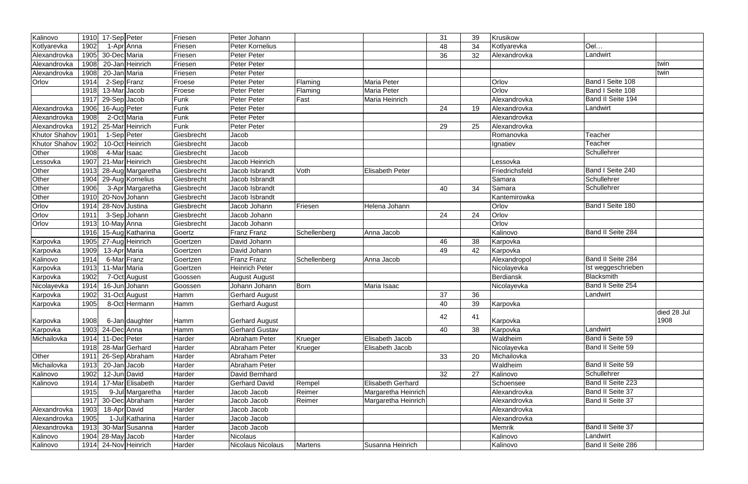| | | | | | | | | | | | | |
|---|---|---|---|---|---|---|---|---|---|---|---|---|
| Kalinovo | 1910 | 17-Sep | Peter | Friesen | Peter Johann | | | 31 | 39 | Krusikow | | |
| Kotlyarevka | 1902 | 1-Apr | Anna | Friesen | Peter Kornelius | | | 48 | 34 | Kotlyarevka | Oel… | |
| Alexandrovka | 1905 | 30-Dec | Maria | Friesen | Peter Peter | | | 36 | 32 | Alexandrovka | Landwirt | |
| Alexandrovka | 1908 | 20-Jan | Heinrich | Friesen | Peter Peter | | | | | | | twin |
| Alexandrovka | 1908 | 20-Jan | Maria | Friesen | Peter Peter | | | | | | | twin |
| Orlov | 1914 | 2-Sep | Franz | Froese | Peter Peter | Flaming | Maria Peter | | | Orlov | Band I Seite 108 | |
| | 1918 | 13-Mar | Jacob | Froese | Peter Peter | Flaming | Maria Peter | | | Orlov | Band I Seite 108 | |
| | 1917 | 29-Sep | Jacob | Funk | Peter Peter | Fast | Maria Heinrich | | | Alexandrovka | Band II Seite 194 | |
| Alexandrovka | 1906 | 16-Aug | Peter | Funk | Peter Peter | | | 24 | 19 | Alexandrovka | Landwirt | |
| Alexandrovka | 1908 | 2-Oct | Maria | Funk | Peter Peter | | | | | Alexandrovka | | |
| Alexandrovka | 1912 | 25-Mar | Heinrich | Funk | Peter Peter | | | 29 | 25 | Alexandrovka | | |
| Khutor Shahov | 1901 | 1-Sep | Peter | Giesbrecht | Jacob | | | | | Romanovka | Teacher | |
| Khutor Shahov | 1902 | 10-Oct | Heinrich | Giesbrecht | Jacob | | | | | Ignatiev | Teacher | |
| Other | 1908 | 4-Mar | Isaac | Giesbrecht | Jacob | | | | | | Schullehrer | |
| Lessovka | 1907 | 21-Mar | Heinrich | Giesbrecht | Jacob Heinrich | | | | | Lessovka | | |
| Other | 1913 | 28-Aug | Margaretha | Giesbrecht | Jacob Isbrandt | Voth | Elisabeth Peter | | | Friedrichsfeld | Band I Seite 240 | |
| Other | 1904 | 29-Aug | Kornelius | Giesbrecht | Jacob Isbrandt | | | | | Samara | Schullehrer | |
| Other | 1906 | 3-Apr | Margaretha | Giesbrecht | Jacob Isbrandt | | | 40 | 34 | Samara | Schullehrer | |
| Other | 1910 | 20-Nov | Johann | Giesbrecht | Jacob Isbrandt | | | | | Kantemirowka | | |
| Orlov | 1914 | 28-Nov | Justina | Giesbrecht | Jacob Johann | Friesen | Helena Johann | | | Orlov | Band I Seite 180 | |
| Orlov | 1911 | 3-Sep | Johann | Giesbrecht | Jacob Johann | | | 24 | 24 | Orlov | | |
| Orlov | 1913 | 10-May | Anna | Giesbrecht | Jacob Johann | | | | | Orlov | | |
| | 1916 | 15-Aug | Katharina | Goertz | Franz Franz | Schellenberg | Anna Jacob | | | Kalinovo | Band II Seite 284 | |
| Karpovka | 1905 | 27-Aug | Heinrich | Goertzen | David Johann | | | 46 | 38 | Karpovka | | |
| Karpovka | 1909 | 13-Apr | Maria | Goertzen | David Johann | | | 49 | 42 | Karpovka | | |
| Kalinovo | 1914 | 6-Mar | Franz | Goertzen | Franz Franz | Schellenberg | Anna Jacob | | | Alexandropol | Band II Seite 284 | |
| Karpovka | 1913 | 11-Mar | Maria | Goertzen | Heinrich Peter | | | | | Nicolayevka | Ist weggeschrieben | |
| Karpovka | 1902 | 7-Oct | August | Goossen | August August | | | | | Berdiansk | Blacksmith | |
| Nicolayevka | 1914 | 16-Jun | Johann | Goossen | Johann Johann | Born | Maria Isaac | | | Nicolayevka | Band Ii Seite 254 | |
| Karpovka | 1902 | 31-Oct | August | Hamm | Gerhard August | | | 37 | 36 | | Landwirt | |
| Karpovka | 1905 | 8-Oct | Hermann | Hamm | Gerhard August | | | 40 | 39 | Karpovka | | |
| Karpovka | 1908 | 6-Jan | daughter | Hamm | Gerhard August | | | 42 | 41 | Karpovka | | died 28 Jul 1908 |
| Karpovka | 1903 | 24-Dec | Anna | Hamm | Gerhard Gustav | | | 40 | 38 | Karpovka | Landwirt | |
| Michailovka | 1914 | 11-Dec | Peter | Harder | Abraham Peter | Krueger | Elisabeth Jacob | | | Waldheim | Band Ii Seite 59 | |
| | 1918 | 28-Mar | Gerhard | Harder | Abraham Peter | Krueger | Elisabeth Jacob | | | Nicolayevka | Band II Seite 59 | |
| Other | 1911 | 26-Sep | Abraham | Harder | Abraham Peter | | | 33 | 20 | Michailovka | | |
| Michailovka | 1913 | 20-Jan | Jacob | Harder | Abraham Peter | | | | | Waldheim | Band II Seite 59 | |
| Kalinovo | 1902 | 12-Jun | David | Harder | David Bernhard | | | 32 | 27 | Kalinovo | Schullehrer | |
| Kalinovo | 1914 | 17-Mar | Elisabeth | Harder | Gerhard David | Rempel | Elisabeth Gerhard | | | Schoensee | Band II Seite 223 | |
| | 1915 | 9-Jul | Margaretha | Harder | Jacob Jacob | Reimer | Margaretha Heinrich | | | Alexandrovka | Band II Seite 37 | |
| | 1917 | 30-Dec | Abraham | Harder | Jacob Jacob | Reimer | Margaretha Heinrich | | | Alexandrovka | Band II Seite 37 | |
| Alexandrovka | 1903 | 18-Apr | David | Harder | Jacob Jacob | | | | | Alexandrovka | | |
| Alexandrovka | 1905 | 1-Jul | Katharina | Harder | Jacob Jacob | | | | | Alexandrovka | | |
| Alexandrovka | 1913 | 30-Mar | Susanna | Harder | Jacob Jacob | | | | | Memrik | Band II Seite 37 | |
| Kalinovo | 1904 | 28-May | Jacob | Harder | Nicolaus | | | | | Kalinovo | Landwirt | |
| Kalinovo | 1914 | 24-Nov | Heinrich | Harder | Nicolaus Nicolaus | Martens | Susanna Heinrich | | | Kalinovo | Band II Seite 286 | |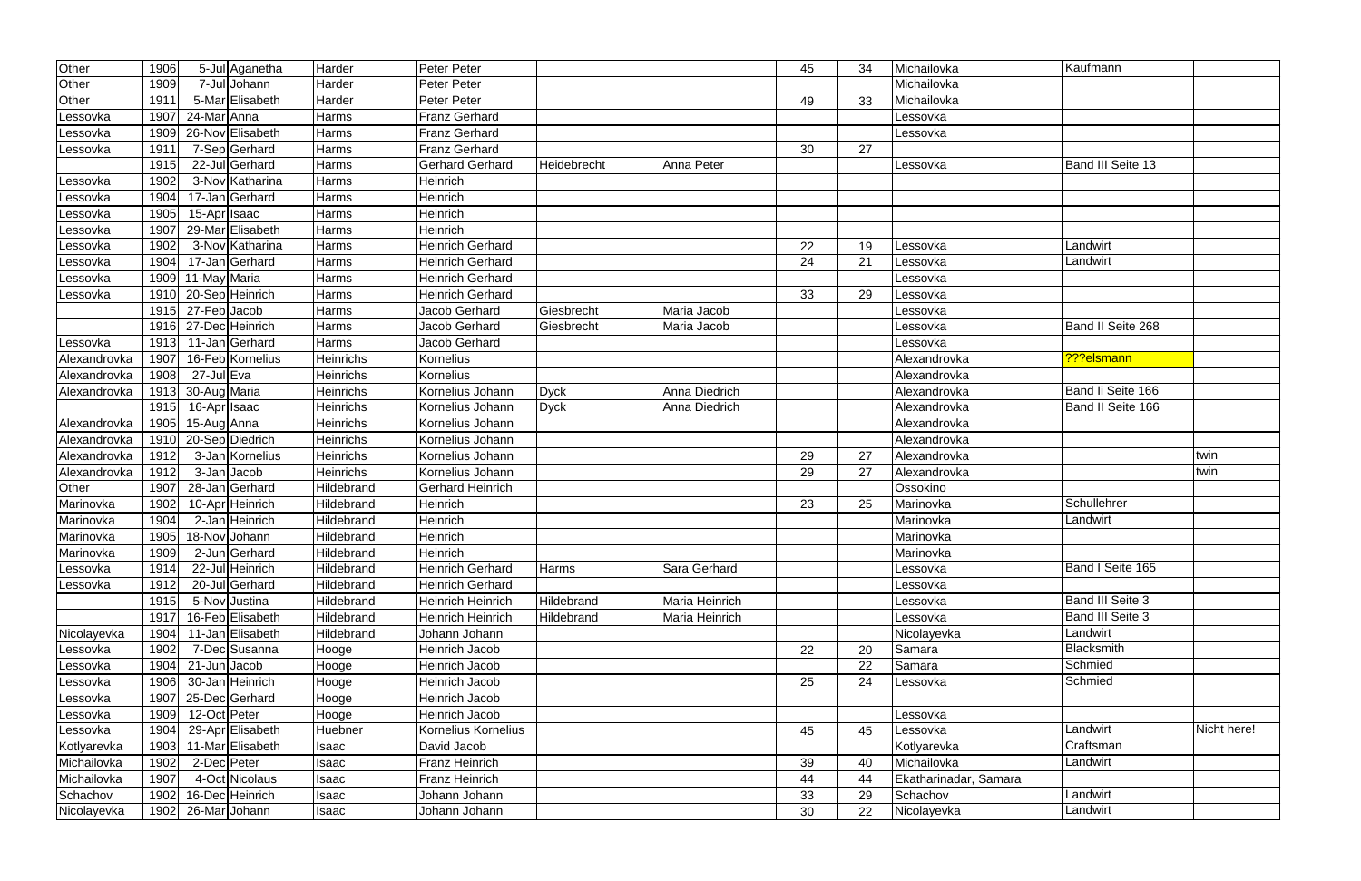| | | | | | | | | | | | | |
|---|---|---|---|---|---|---|---|---|---|---|---|---|
| Other | 1906 | 5-Jul | Aganetha | Harder | Peter Peter | | | 45 | 34 | Michailovka | Kaufmann | |
| Other | 1909 | 7-Jul | Johann | Harder | Peter Peter | | | | | Michailovka | | |
| Other | 1911 | 5-Mar | Elisabeth | Harder | Peter Peter | | | 49 | 33 | Michailovka | | |
| Lessovka | 1907 | 24-Mar | Anna | Harms | Franz Gerhard | | | | | Lessovka | | |
| Lessovka | 1909 | 26-Nov | Elisabeth | Harms | Franz Gerhard | | | | | Lessovka | | |
| Lessovka | 1911 | 7-Sep | Gerhard | Harms | Franz Gerhard | | | 30 | 27 | | | |
| | 1915 | 22-Jul | Gerhard | Harms | Gerhard Gerhard | Heidebrecht | Anna Peter | | | Lessovka | Band III Seite 13 | |
| Lessovka | 1902 | 3-Nov | Katharina | Harms | Heinrich | | | | | | | |
| Lessovka | 1904 | 17-Jan | Gerhard | Harms | Heinrich | | | | | | | |
| Lessovka | 1905 | 15-Apr | Isaac | Harms | Heinrich | | | | | | | |
| Lessovka | 1907 | 29-Mar | Elisabeth | Harms | Heinrich | | | | | | | |
| Lessovka | 1902 | 3-Nov | Katharina | Harms | Heinrich Gerhard | | | 22 | 19 | Lessovka | Landwirt | |
| Lessovka | 1904 | 17-Jan | Gerhard | Harms | Heinrich Gerhard | | | 24 | 21 | Lessovka | Landwirt | |
| Lessovka | 1909 | 11-May | Maria | Harms | Heinrich Gerhard | | | | | Lessovka | | |
| Lessovka | 1910 | 20-Sep | Heinrich | Harms | Heinrich Gerhard | | | 33 | 29 | Lessovka | | |
| | 1915 | 27-Feb | Jacob | Harms | Jacob Gerhard | Giesbrecht | Maria Jacob | | | Lessovka | | |
| | 1916 | 27-Dec | Heinrich | Harms | Jacob Gerhard | Giesbrecht | Maria Jacob | | | Lessovka | Band II Seite 268 | |
| Lessovka | 1913 | 11-Jan | Gerhard | Harms | Jacob Gerhard | | | | | Lessovka | | |
| Alexandrovka | 1907 | 16-Feb | Kornelius | Heinrichs | Kornelius | | | | | Alexandrovka | ???elsmann | |
| Alexandrovka | 1908 | 27-Jul | Eva | Heinrichs | Kornelius | | | | | Alexandrovka | | |
| Alexandrovka | 1913 | 30-Aug | Maria | Heinrichs | Kornelius Johann | Dyck | Anna Diedrich | | | Alexandrovka | Band Ii Seite 166 | |
| | 1915 | 16-Apr | Isaac | Heinrichs | Kornelius Johann | Dyck | Anna Diedrich | | | Alexandrovka | Band II Seite 166 | |
| Alexandrovka | 1905 | 15-Aug | Anna | Heinrichs | Kornelius Johann | | | | | Alexandrovka | | |
| Alexandrovka | 1910 | 20-Sep | Diedrich | Heinrichs | Kornelius Johann | | | | | Alexandrovka | | |
| Alexandrovka | 1912 | 3-Jan | Kornelius | Heinrichs | Kornelius Johann | | | 29 | 27 | Alexandrovka | | twin |
| Alexandrovka | 1912 | 3-Jan | Jacob | Heinrichs | Kornelius Johann | | | 29 | 27 | Alexandrovka | | twin |
| Other | 1907 | 28-Jan | Gerhard | Hildebrand | Gerhard Heinrich | | | | | Ossokino | | |
| Marinovka | 1902 | 10-Apr | Heinrich | Hildebrand | Heinrich | | | 23 | 25 | Marinovka | Schullehrer | |
| Marinovka | 1904 | 2-Jan | Heinrich | Hildebrand | Heinrich | | | | | Marinovka | Landwirt | |
| Marinovka | 1905 | 18-Nov | Johann | Hildebrand | Heinrich | | | | | Marinovka | | |
| Marinovka | 1909 | 2-Jun | Gerhard | Hildebrand | Heinrich | | | | | Marinovka | | |
| Lessovka | 1914 | 22-Jul | Heinrich | Hildebrand | Heinrich Gerhard | Harms | Sara Gerhard | | | Lessovka | Band I Seite 165 | |
| Lessovka | 1912 | 20-Jul | Gerhard | Hildebrand | Heinrich Gerhard | | | | | Lessovka | | |
| | 1915 | 5-Nov | Justina | Hildebrand | Heinrich Heinrich | Hildebrand | Maria Heinrich | | | Lessovka | Band III Seite 3 | |
| | 1917 | 16-Feb | Elisabeth | Hildebrand | Heinrich Heinrich | Hildebrand | Maria Heinrich | | | Lessovka | Band III Seite 3 | |
| Nicolayevka | 1904 | 11-Jan | Elisabeth | Hildebrand | Johann Johann | | | | | Nicolayevka | Landwirt | |
| Lessovka | 1902 | 7-Dec | Susanna | Hooge | Heinrich Jacob | | | 22 | 20 | Samara | Blacksmith | |
| Lessovka | 1904 | 21-Jun | Jacob | Hooge | Heinrich Jacob | | | | 22 | Samara | Schmied | |
| Lessovka | 1906 | 30-Jan | Heinrich | Hooge | Heinrich Jacob | | | 25 | 24 | Lessovka | Schmied | |
| Lessovka | 1907 | 25-Dec | Gerhard | Hooge | Heinrich Jacob | | | | | | | |
| Lessovka | 1909 | 12-Oct | Peter | Hooge | Heinrich Jacob | | | | | Lessovka | | |
| Lessovka | 1904 | 29-Apr | Elisabeth | Huebner | Kornelius Kornelius | | | 45 | 45 | Lessovka | Landwirt | Nicht here! |
| Kotlyarevka | 1903 | 11-Mar | Elisabeth | Isaac | David Jacob | | | | | Kotlyarevka | Craftsman | |
| Michailovka | 1902 | 2-Dec | Peter | Isaac | Franz Heinrich | | | 39 | 40 | Michailovka | Landwirt | |
| Michailovka | 1907 | 4-Oct | Nicolaus | Isaac | Franz Heinrich | | | 44 | 44 | Ekatharinadar, Samara | | |
| Schachov | 1902 | 16-Dec | Heinrich | Isaac | Johann Johann | | | 33 | 29 | Schachov | Landwirt | |
| Nicolayevka | 1902 | 26-Mar | Johann | Isaac | Johann Johann | | | 30 | 22 | Nicolayevka | Landwirt | |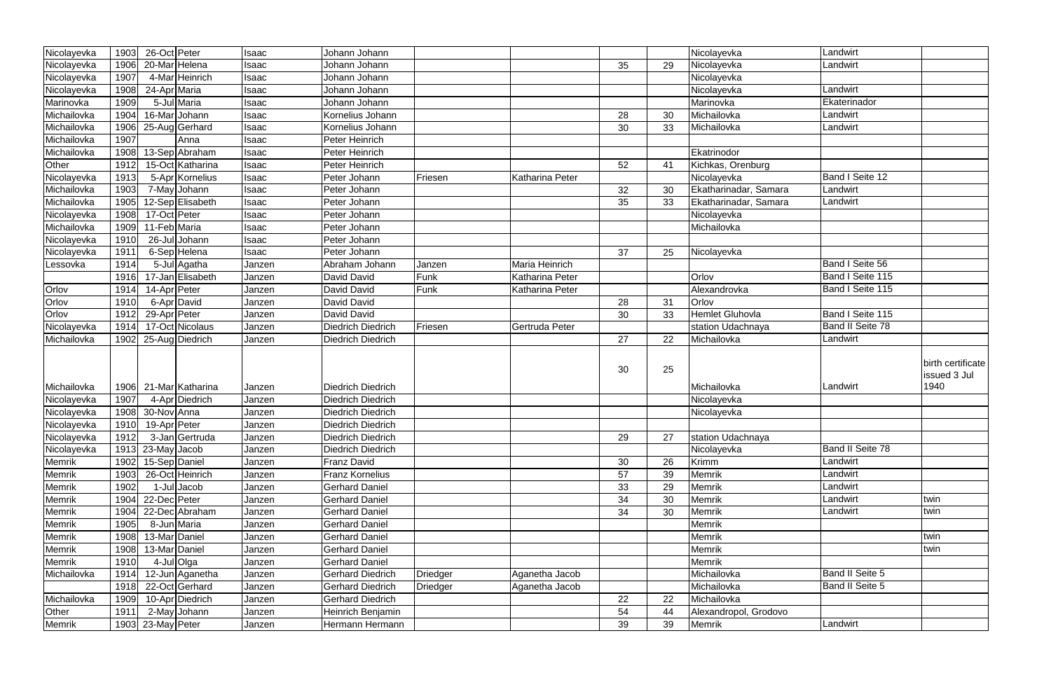| | | | | | | | | | | | | |
|---|---|---|---|---|---|---|---|---|---|---|---|---|
| Nicolayevka | 1903 | 26-Oct | Peter | Isaac | Johann Johann | | | | | Nicolayevka | Landwirt | |
| Nicolayevka | 1906 | 20-Mar | Helena | Isaac | Johann Johann | | | 35 | 29 | Nicolayevka | Landwirt | |
| Nicolayevka | 1907 | 4-Mar | Heinrich | Isaac | Johann Johann | | | | | Nicolayevka | | |
| Nicolayevka | 1908 | 24-Apr | Maria | Isaac | Johann Johann | | | | | Nicolayevka | Landwirt | |
| Marinovka | 1909 | 5-Jul | Maria | Isaac | Johann Johann | | | | | Marinovka | Ekaterinador | |
| Michailovka | 1904 | 16-Mar | Johann | Isaac | Kornelius Johann | | | 28 | 30 | Michailovka | Landwirt | |
| Michailovka | 1906 | 25-Aug | Gerhard | Isaac | Kornelius Johann | | | 30 | 33 | Michailovka | Landwirt | |
| Michailovka | 1907 | | Anna | Isaac | Peter Heinrich | | | | | | | |
| Michailovka | 1908 | 13-Sep | Abraham | Isaac | Peter Heinrich | | | | | Ekatrinodor | | |
| Other | 1912 | 15-Oct | Katharina | Isaac | Peter Heinrich | | | 52 | 41 | Kichkas, Orenburg | | |
| Nicolayevka | 1913 | 5-Apr | Kornelius | Isaac | Peter Johann | Friesen | Katharina Peter | | | Nicolayevka | Band I Seite 12 | |
| Michailovka | 1903 | 7-May | Johann | Isaac | Peter Johann | | | 32 | 30 | Ekatharinadar, Samara | Landwirt | |
| Michailovka | 1905 | 12-Sep | Elisabeth | Isaac | Peter Johann | | | 35 | 33 | Ekatharinadar, Samara | Landwirt | |
| Nicolayevka | 1908 | 17-Oct | Peter | Isaac | Peter Johann | | | | | Nicolayevka | | |
| Michailovka | 1909 | 11-Feb | Maria | Isaac | Peter Johann | | | | | Michailovka | | |
| Nicolayevka | 1910 | 26-Jul | Johann | Isaac | Peter Johann | | | | | | | |
| Nicolayevka | 1911 | 6-Sep | Helena | Isaac | Peter Johann | | | 37 | 25 | Nicolayevka | | |
| Lessovka | 1914 | 5-Jul | Agatha | Janzen | Abraham Johann | Janzen | Maria Heinrich | | | | Band I Seite 56 | |
| | 1916 | 17-Jan | Elisabeth | Janzen | David David | Funk | Katharina Peter | | | Orlov | Band I Seite 115 | |
| Orlov | 1914 | 14-Apr | Peter | Janzen | David David | Funk | Katharina Peter | | | Alexandrovka | Band I Seite 115 | |
| Orlov | 1910 | 6-Apr | David | Janzen | David David | | | 28 | 31 | Orlov | | |
| Orlov | 1912 | 29-Apr | Peter | Janzen | David David | | | 30 | 33 | Hemlet Gluhovla | Band I Seite 115 | |
| Nicolayevka | 1914 | 17-Oct | Nicolaus | Janzen | Diedrich Diedrich | Friesen | Gertruda Peter | | | station Udachnaya | Band II Seite 78 | |
| Michailovka | 1902 | 25-Aug | Diedrich | Janzen | Diedrich Diedrich | | | 27 | 22 | Michailovka | Landwirt | |
| Michailovka | 1906 | 21-Mar | Katharina | Janzen | Diedrich Diedrich | | | 30 | 25 | Michailovka | Landwirt | birth certificate issued 3 Jul 1940 |
| Nicolayevka | 1907 | 4-Apr | Diedrich | Janzen | Diedrich Diedrich | | | | | Nicolayevka | | |
| Nicolayevka | 1908 | 30-Nov | Anna | Janzen | Diedrich Diedrich | | | | | Nicolayevka | | |
| Nicolayevka | 1910 | 19-Apr | Peter | Janzen | Diedrich Diedrich | | | | | | | |
| Nicolayevka | 1912 | 3-Jan | Gertruda | Janzen | Diedrich Diedrich | | | 29 | 27 | station Udachnaya | | |
| Nicolayevka | 1913 | 23-May | Jacob | Janzen | Diedrich Diedrich | | | | | Nicolayevka | Band II Seite 78 | |
| Memrik | 1902 | 15-Sep | Daniel | Janzen | Franz David | | | 30 | 26 | Krimm | Landwirt | |
| Memrik | 1903 | 26-Oct | Heinrich | Janzen | Franz Kornelius | | | 57 | 39 | Memrik | Landwirt | |
| Memrik | 1902 | 1-Jul | Jacob | Janzen | Gerhard Daniel | | | 33 | 29 | Memrik | Landwirt | |
| Memrik | 1904 | 22-Dec | Peter | Janzen | Gerhard Daniel | | | 34 | 30 | Memrik | Landwirt | twin |
| Memrik | 1904 | 22-Dec | Abraham | Janzen | Gerhard Daniel | | | 34 | 30 | Memrik | Landwirt | twin |
| Memrik | 1905 | 8-Jun | Maria | Janzen | Gerhard Daniel | | | | | Memrik | | |
| Memrik | 1908 | 13-Mar | Daniel | Janzen | Gerhard Daniel | | | | | Memrik | | twin |
| Memrik | 1908 | 13-Mar | Daniel | Janzen | Gerhard Daniel | | | | | Memrik | | twin |
| Memrik | 1910 | 4-Jul | Olga | Janzen | Gerhard Daniel | | | | | Memrik | | |
| Michailovka | 1914 | 12-Jun | Aganetha | Janzen | Gerhard Diedrich | Driedger | Aganetha Jacob | | | Michailovka | Band II Seite 5 | |
| | 1918 | 22-Oct | Gerhard | Janzen | Gerhard Diedrich | Driedger | Aganetha Jacob | | | Michailovka | Band II Seite 5 | |
| Michailovka | 1909 | 10-Apr | Diedrich | Janzen | Gerhard Diedrich | | | 22 | 22 | Michailovka | | |
| Other | 1911 | 2-May | Johann | Janzen | Heinrich Benjamin | | | 54 | 44 | Alexandropol, Grodovo | | |
| Memrik | 1903 | 23-May | Peter | Janzen | Hermann Hermann | | | 39 | 39 | Memrik | Landwirt | |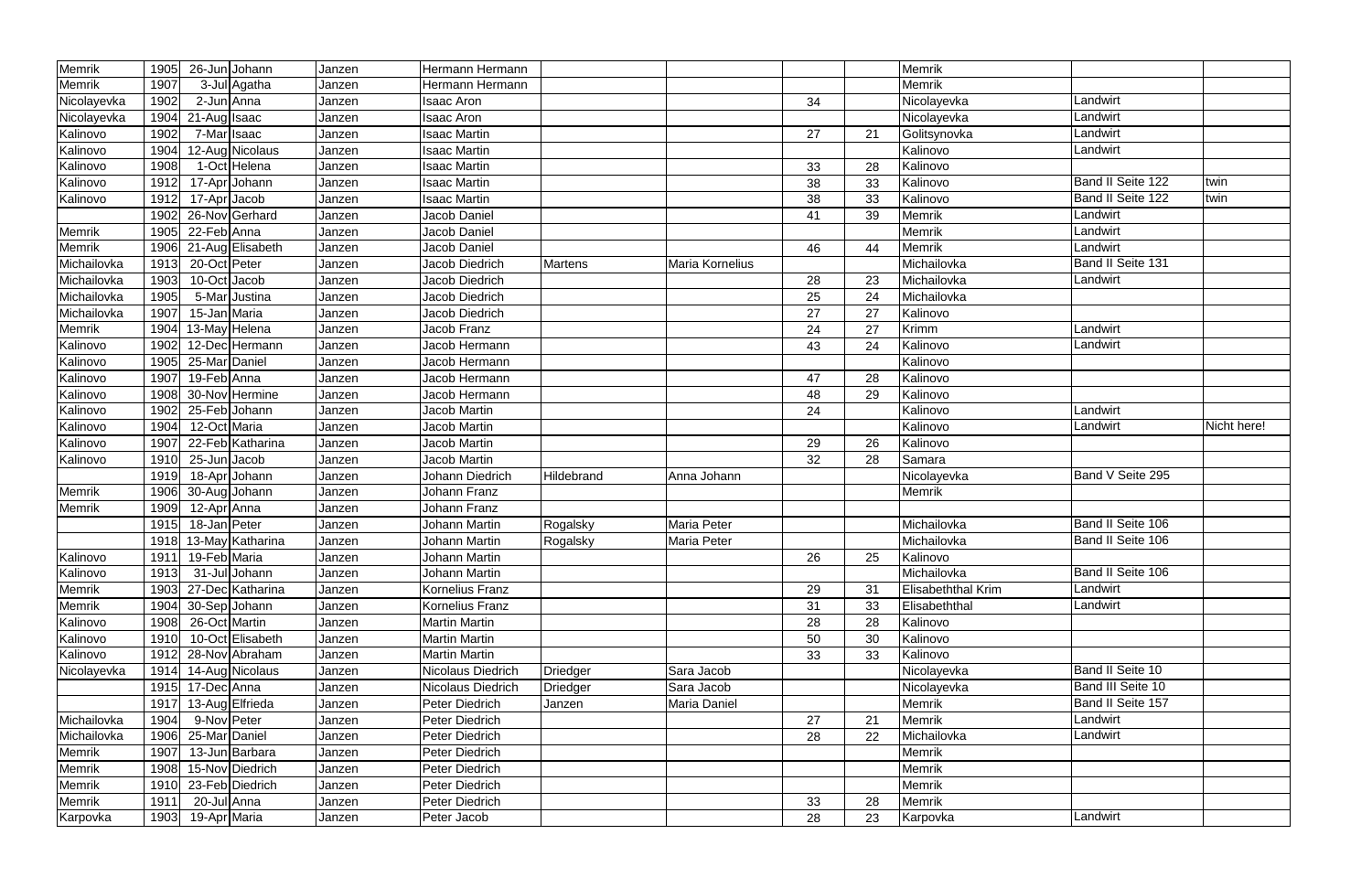| | | | | | | | | | | | | |
|---|---|---|---|---|---|---|---|---|---|---|---|---|
| Memrik | 1905 | 26-Jun | Johann | Janzen | Hermann Hermann | | | | | Memrik | | |
| Memrik | 1907 | 3-Jul | Agatha | Janzen | Hermann Hermann | | | | | Memrik | | |
| Nicolayevka | 1902 | 2-Jun | Anna | Janzen | Isaac Aron | | | 34 | | Nicolayevka | Landwirt | |
| Nicolayevka | 1904 | 21-Aug | Isaac | Janzen | Isaac Aron | | | | | Nicolayevka | Landwirt | |
| Kalinovo | 1902 | 7-Mar | Isaac | Janzen | Isaac Martin | | | 27 | 21 | Golitsynovka | Landwirt | |
| Kalinovo | 1904 | 12-Aug | Nicolaus | Janzen | Isaac Martin | | | | | Kalinovo | Landwirt | |
| Kalinovo | 1908 | 1-Oct | Helena | Janzen | Isaac Martin | | | 33 | 28 | Kalinovo | | |
| Kalinovo | 1912 | 17-Apr | Johann | Janzen | Isaac Martin | | | 38 | 33 | Kalinovo | Band II Seite 122 | twin |
| Kalinovo | 1912 | 17-Apr | Jacob | Janzen | Isaac Martin | | | 38 | 33 | Kalinovo | Band II Seite 122 | twin |
| | 1902 | 26-Nov | Gerhard | Janzen | Jacob Daniel | | | 41 | 39 | Memrik | Landwirt | |
| Memrik | 1905 | 22-Feb | Anna | Janzen | Jacob Daniel | | | | | Memrik | Landwirt | |
| Memrik | 1906 | 21-Aug | Elisabeth | Janzen | Jacob Daniel | | | 46 | 44 | Memrik | Landwirt | |
| Michailovka | 1913 | 20-Oct | Peter | Janzen | Jacob Diedrich | Martens | Maria Kornelius | | | Michailovka | Band II Seite 131 | |
| Michailovka | 1903 | 10-Oct | Jacob | Janzen | Jacob Diedrich | | | 28 | 23 | Michailovka | Landwirt | |
| Michailovka | 1905 | 5-Mar | Justina | Janzen | Jacob Diedrich | | | 25 | 24 | Michailovka | | |
| Michailovka | 1907 | 15-Jan | Maria | Janzen | Jacob Diedrich | | | 27 | 27 | Kalinovo | | |
| Memrik | 1904 | 13-May | Helena | Janzen | Jacob Franz | | | 24 | 27 | Krimm | Landwirt | |
| Kalinovo | 1902 | 12-Dec | Hermann | Janzen | Jacob Hermann | | | 43 | 24 | Kalinovo | Landwirt | |
| Kalinovo | 1905 | 25-Mar | Daniel | Janzen | Jacob Hermann | | | | | Kalinovo | | |
| Kalinovo | 1907 | 19-Feb | Anna | Janzen | Jacob Hermann | | | 47 | 28 | Kalinovo | | |
| Kalinovo | 1908 | 30-Nov | Hermine | Janzen | Jacob Hermann | | | 48 | 29 | Kalinovo | | |
| Kalinovo | 1902 | 25-Feb | Johann | Janzen | Jacob Martin | | | 24 | | Kalinovo | Landwirt | |
| Kalinovo | 1904 | 12-Oct | Maria | Janzen | Jacob Martin | | | | | Kalinovo | Landwirt | Nicht here! |
| Kalinovo | 1907 | 22-Feb | Katharina | Janzen | Jacob Martin | | | 29 | 26 | Kalinovo | | |
| Kalinovo | 1910 | 25-Jun | Jacob | Janzen | Jacob Martin | | | 32 | 28 | Samara | | |
| | 1919 | 18-Apr | Johann | Janzen | Johann Diedrich | Hildebrand | Anna Johann | | | Nicolayevka | Band V Seite 295 | |
| Memrik | 1906 | 30-Aug | Johann | Janzen | Johann Franz | | | | | Memrik | | |
| Memrik | 1909 | 12-Apr | Anna | Janzen | Johann Franz | | | | | | | |
| | 1915 | 18-Jan | Peter | Janzen | Johann Martin | Rogalsky | Maria Peter | | | Michailovka | Band II Seite 106 | |
| | 1918 | 13-May | Katharina | Janzen | Johann Martin | Rogalsky | Maria Peter | | | Michailovka | Band II Seite 106 | |
| Kalinovo | 1911 | 19-Feb | Maria | Janzen | Johann Martin | | | 26 | 25 | Kalinovo | | |
| Kalinovo | 1913 | 31-Jul | Johann | Janzen | Johann Martin | | | | | Michailovka | Band II Seite 106 | |
| Memrik | 1903 | 27-Dec | Katharina | Janzen | Kornelius Franz | | | 29 | 31 | Elisabeththal Krim | Landwirt | |
| Memrik | 1904 | 30-Sep | Johann | Janzen | Kornelius Franz | | | 31 | 33 | Elisabeththal | Landwirt | |
| Kalinovo | 1908 | 26-Oct | Martin | Janzen | Martin Martin | | | 28 | 28 | Kalinovo | | |
| Kalinovo | 1910 | 10-Oct | Elisabeth | Janzen | Martin Martin | | | 50 | 30 | Kalinovo | | |
| Kalinovo | 1912 | 28-Nov | Abraham | Janzen | Martin Martin | | | 33 | 33 | Kalinovo | | |
| Nicolayevka | 1914 | 14-Aug | Nicolaus | Janzen | Nicolaus Diedrich | Driedger | Sara Jacob | | | Nicolayevka | Band II Seite 10 | |
| | 1915 | 17-Dec | Anna | Janzen | Nicolaus Diedrich | Driedger | Sara Jacob | | | Nicolayevka | Band III Seite 10 | |
| | 1917 | 13-Aug | Elfrieda | Janzen | Peter Diedrich | Janzen | Maria Daniel | | | Memrik | Band II Seite 157 | |
| Michailovka | 1904 | 9-Nov | Peter | Janzen | Peter Diedrich | | | 27 | 21 | Memrik | Landwirt | |
| Michailovka | 1906 | 25-Mar | Daniel | Janzen | Peter Diedrich | | | 28 | 22 | Michailovka | Landwirt | |
| Memrik | 1907 | 13-Jun | Barbara | Janzen | Peter Diedrich | | | | | Memrik | | |
| Memrik | 1908 | 15-Nov | Diedrich | Janzen | Peter Diedrich | | | | | Memrik | | |
| Memrik | 1910 | 23-Feb | Diedrich | Janzen | Peter Diedrich | | | | | Memrik | | |
| Memrik | 1911 | 20-Jul | Anna | Janzen | Peter Diedrich | | | 33 | 28 | Memrik | | |
| Karpovka | 1903 | 19-Apr | Maria | Janzen | Peter Jacob | | | 28 | 23 | Karpovka | Landwirt | |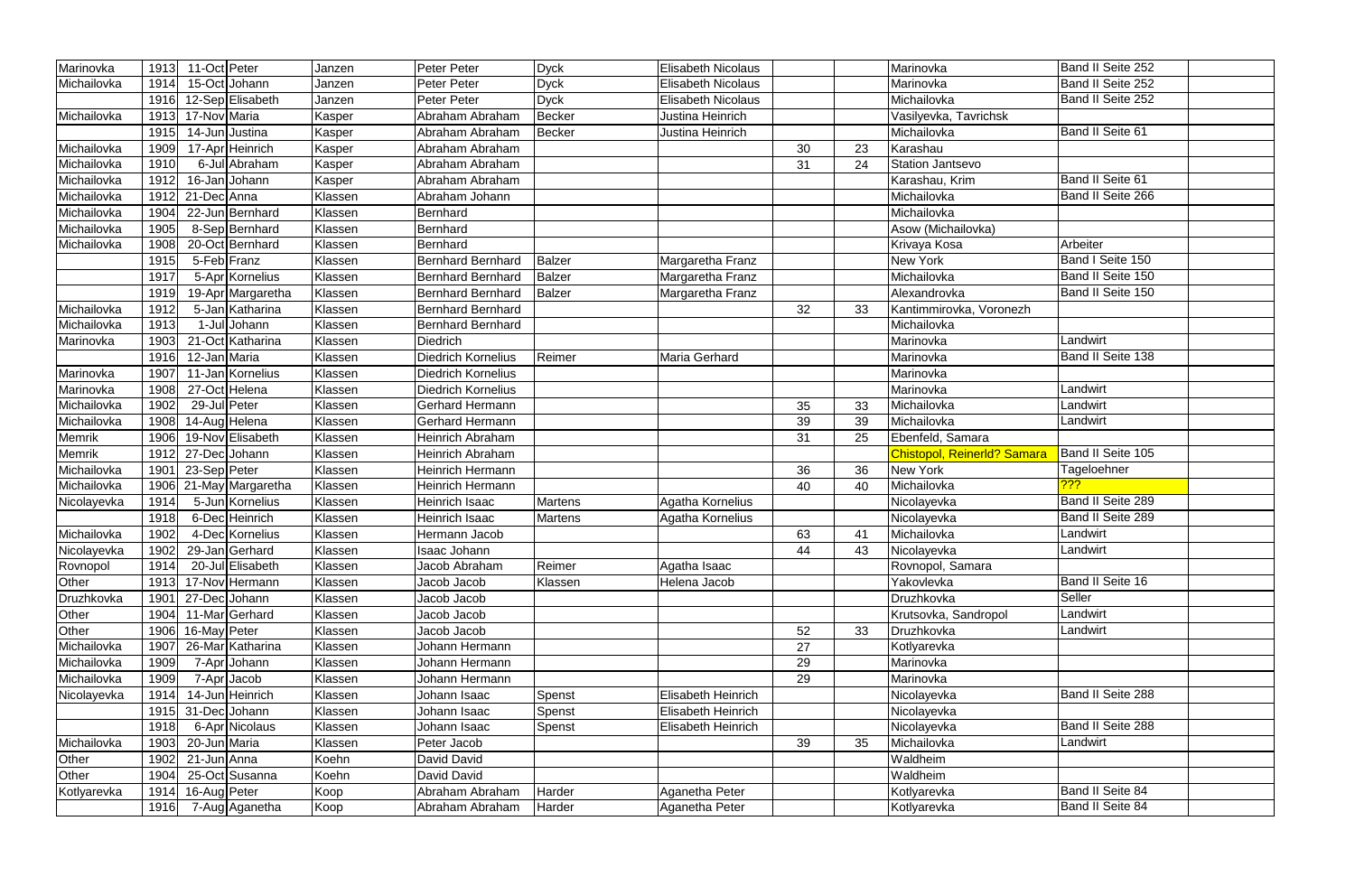| | | | | | | | | | | | | | |
|---|---|---|---|---|---|---|---|---|---|---|---|---|---|
| Marinovka | 1913 | 11-Oct | Peter | Janzen | Peter Peter | Dyck | Elisabeth Nicolaus | | | Marinovka | Band II Seite 252 | |
| Michailovka | 1914 | 15-Oct | Johann | Janzen | Peter Peter | Dyck | Elisabeth Nicolaus | | | Marinovka | Band II Seite 252 | |
| | 1916 | 12-Sep | Elisabeth | Janzen | Peter Peter | Dyck | Elisabeth Nicolaus | | | Michailovka | Band II Seite 252 | |
| Michailovka | 1913 | 17-Nov | Maria | Kasper | Abraham Abraham | Becker | Justina Heinrich | | | Vasilyevka, Tavrichsk | | |
| | 1915 | 14-Jun | Justina | Kasper | Abraham Abraham | Becker | Justina Heinrich | | | Michailovka | Band II Seite 61 | |
| Michailovka | 1909 | 17-Apr | Heinrich | Kasper | Abraham Abraham | | | 30 | 23 | Karashau | | |
| Michailovka | 1910 | 6-Jul | Abraham | Kasper | Abraham Abraham | | | 31 | 24 | Station Jantsevo | | |
| Michailovka | 1912 | 16-Jan | Johann | Kasper | Abraham Abraham | | | | | Karashau, Krim | Band II Seite 61 | |
| Michailovka | 1912 | 21-Dec | Anna | Klassen | Abraham Johann | | | | | Michailovka | Band II Seite 266 | |
| Michailovka | 1904 | 22-Jun | Bernhard | Klassen | Bernhard | | | | | Michailovka | | |
| Michailovka | 1905 | 8-Sep | Bernhard | Klassen | Bernhard | | | | | Asow (Michailovka) | | |
| Michailovka | 1908 | 20-Oct | Bernhard | Klassen | Bernhard | | | | | Krivaya Kosa | Arbeiter | |
| | 1915 | 5-Feb | Franz | Klassen | Bernhard Bernhard | Balzer | Margaretha Franz | | | New York | Band I Seite 150 | |
| | 1917 | 5-Apr | Kornelius | Klassen | Bernhard Bernhard | Balzer | Margaretha Franz | | | Michailovka | Band II Seite 150 | |
| | 1919 | 19-Apr | Margaretha | Klassen | Bernhard Bernhard | Balzer | Margaretha Franz | | | Alexandrovka | Band II Seite 150 | |
| Michailovka | 1912 | 5-Jan | Katharina | Klassen | Bernhard Bernhard | | | 32 | 33 | Kantimmirovka, Voronezh | | |
| Michailovka | 1913 | 1-Jul | Johann | Klassen | Bernhard Bernhard | | | | | Michailovka | | |
| Marinovka | 1903 | 21-Oct | Katharina | Klassen | Diedrich | | | | | Marinovka | Landwirt | |
| | 1916 | 12-Jan | Maria | Klassen | Diedrich Kornelius | Reimer | Maria Gerhard | | | Marinovka | Band II Seite 138 | |
| Marinovka | 1907 | 11-Jan | Kornelius | Klassen | Diedrich Kornelius | | | | | Marinovka | | |
| Marinovka | 1908 | 27-Oct | Helena | Klassen | Diedrich Kornelius | | | | | Marinovka | Landwirt | |
| Michailovka | 1902 | 29-Jul | Peter | Klassen | Gerhard Hermann | | | 35 | 33 | Michailovka | Landwirt | |
| Michailovka | 1908 | 14-Aug | Helena | Klassen | Gerhard Hermann | | | 39 | 39 | Michailovka | Landwirt | |
| Memrik | 1906 | 19-Nov | Elisabeth | Klassen | Heinrich Abraham | | | 31 | 25 | Ebenfeld, Samara | | |
| Memrik | 1912 | 27-Dec | Johann | Klassen | Heinrich Abraham | | | | | Chistopol, Reinerld? Samara | Band II Seite 105 | |
| Michailovka | 1901 | 23-Sep | Peter | Klassen | Heinrich Hermann | | | 36 | 36 | New York | Tageloehner | |
| Michailovka | 1906 | 21-May | Margaretha | Klassen | Heinrich Hermann | | | 40 | 40 | Michailovka | ??? | |
| Nicolayevka | 1914 | 5-Jun | Kornelius | Klassen | Heinrich Isaac | Martens | Agatha Kornelius | | | Nicolayevka | Band II Seite 289 | |
| | 1918 | 6-Dec | Heinrich | Klassen | Heinrich Isaac | Martens | Agatha Kornelius | | | Nicolayevka | Band II Seite 289 | |
| Michailovka | 1902 | 4-Dec | Kornelius | Klassen | Hermann Jacob | | | 63 | 41 | Michailovka | Landwirt | |
| Nicolayevka | 1902 | 29-Jan | Gerhard | Klassen | Isaac Johann | | | 44 | 43 | Nicolayevka | Landwirt | |
| Rovnopol | 1914 | 20-Jul | Elisabeth | Klassen | Jacob Abraham | Reimer | Agatha Isaac | | | Rovnopol, Samara | | |
| Other | 1913 | 17-Nov | Hermann | Klassen | Jacob Jacob | Klassen | Helena Jacob | | | Yakovlevka | Band II Seite 16 | |
| Druzhkovka | 1901 | 27-Dec | Johann | Klassen | Jacob Jacob | | | | | Druzhkovka | Seller | |
| Other | 1904 | 11-Mar | Gerhard | Klassen | Jacob Jacob | | | | | Krutsovka, Sandropol | Landwirt | |
| Other | 1906 | 16-May | Peter | Klassen | Jacob Jacob | | | 52 | 33 | Druzhkovka | Landwirt | |
| Michailovka | 1907 | 26-Mar | Katharina | Klassen | Johann Hermann | | | 27 | | Kotlyarevka | | |
| Michailovka | 1909 | 7-Apr | Johann | Klassen | Johann Hermann | | | 29 | | Marinovka | | |
| Michailovka | 1909 | 7-Apr | Jacob | Klassen | Johann Hermann | | | 29 | | Marinovka | | |
| Nicolayevka | 1914 | 14-Jun | Heinrich | Klassen | Johann Isaac | Spenst | Elisabeth Heinrich | | | Nicolayevka | Band II Seite 288 | |
| | 1915 | 31-Dec | Johann | Klassen | Johann Isaac | Spenst | Elisabeth Heinrich | | | Nicolayevka | | |
| | 1918 | 6-Apr | Nicolaus | Klassen | Johann Isaac | Spenst | Elisabeth Heinrich | | | Nicolayevka | Band II Seite 288 | |
| Michailovka | 1903 | 20-Jun | Maria | Klassen | Peter Jacob | | | 39 | 35 | Michailovka | Landwirt | |
| Other | 1902 | 21-Jun | Anna | Koehn | David David | | | | | Waldheim | | |
| Other | 1904 | 25-Oct | Susanna | Koehn | David David | | | | | Waldheim | | |
| Kotlyarevka | 1914 | 16-Aug | Peter | Koop | Abraham Abraham | Harder | Aganetha Peter | | | Kotlyarevka | Band II Seite 84 | |
| | 1916 | 7-Aug | Aganetha | Koop | Abraham Abraham | Harder | Aganetha Peter | | | Kotlyarevka | Band II Seite 84 | |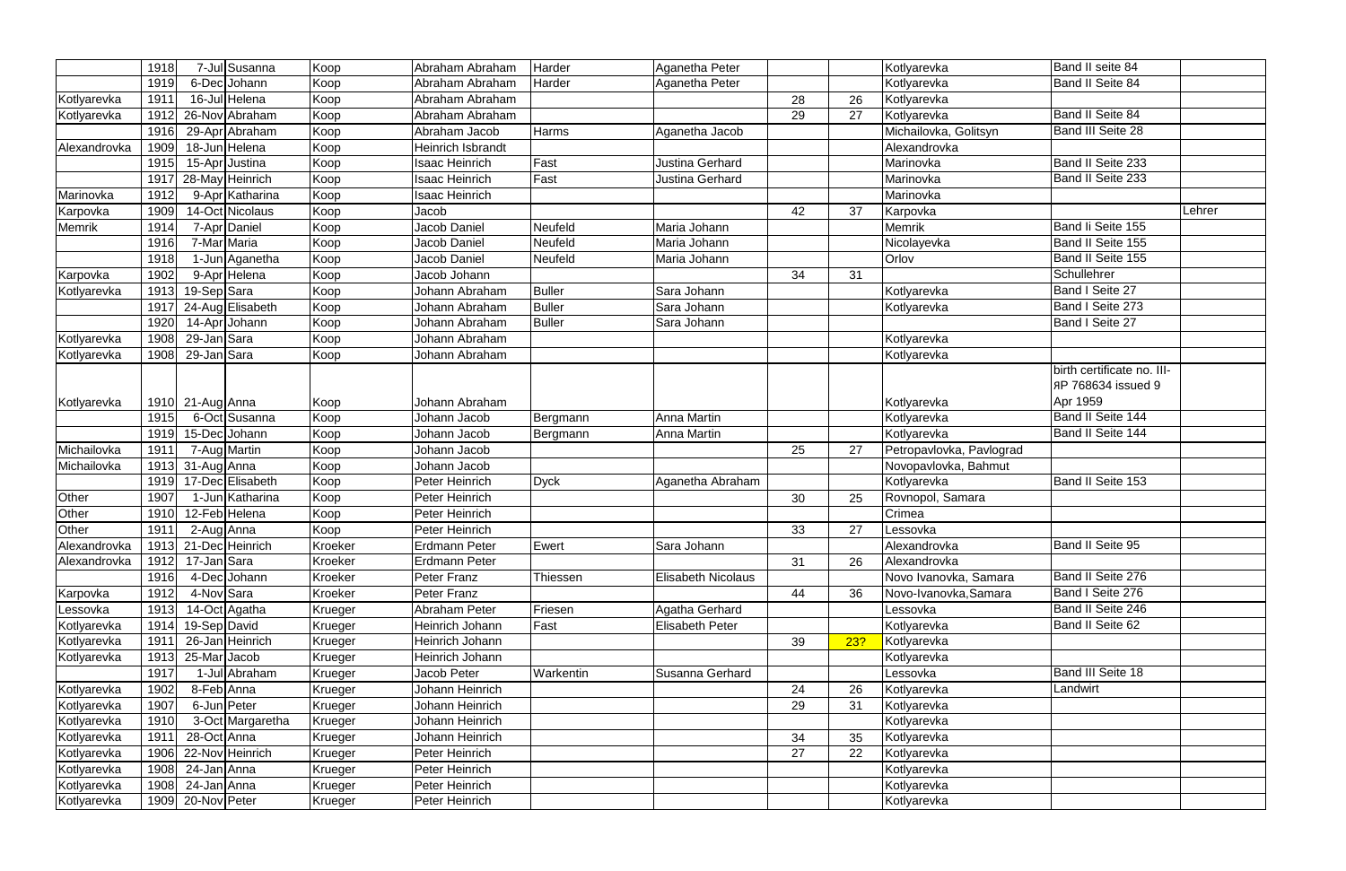| | | | | | | | | | | | | |
|---|---|---|---|---|---|---|---|---|---|---|---|---|
| | 1918 | 7-Jul | Susanna | Koop | Abraham Abraham | Harder | Aganetha Peter | | | Kotlyarevka | Band II seite 84 | |
| | 1919 | 6-Dec | Johann | Koop | Abraham Abraham | Harder | Aganetha Peter | | | Kotlyarevka | Band II Seite 84 | |
| Kotlyarevka | 1911 | 16-Jul | Helena | Koop | Abraham Abraham | | | 28 | 26 | Kotlyarevka | | |
| Kotlyarevka | 1912 | 26-Nov | Abraham | Koop | Abraham Abraham | | | 29 | 27 | Kotlyarevka | Band II Seite 84 | |
| | 1916 | 29-Apr | Abraham | Koop | Abraham Jacob | Harms | Aganetha Jacob | | | Michailovka, Golitsyn | Band III Seite 28 | |
| Alexandrovka | 1909 | 18-Jun | Helena | Koop | Heinrich Isbrandt | | | | | Alexandrovka | | |
| | 1915 | 15-Apr | Justina | Koop | Isaac Heinrich | Fast | Justina Gerhard | | | Marinovka | Band II Seite 233 | |
| | 1917 | 28-May | Heinrich | Koop | Isaac Heinrich | Fast | Justina Gerhard | | | Marinovka | Band II Seite 233 | |
| Marinovka | 1912 | 9-Apr | Katharina | Koop | Isaac Heinrich | | | | | Marinovka | | |
| Karpovka | 1909 | 14-Oct | Nicolaus | Koop | Jacob | | | 42 | 37 | Karpovka | | Lehrer |
| Memrik | 1914 | 7-Apr | Daniel | Koop | Jacob Daniel | Neufeld | Maria Johann | | | Memrik | Band Ii Seite 155 | |
| | 1916 | 7-Mar | Maria | Koop | Jacob Daniel | Neufeld | Maria Johann | | | Nicolayevka | Band II Seite 155 | |
| | 1918 | 1-Jun | Aganetha | Koop | Jacob Daniel | Neufeld | Maria Johann | | | Orlov | Band II Seite 155 | |
| Karpovka | 1902 | 9-Apr | Helena | Koop | Jacob Johann | | | 34 | 31 | | Schullehrer | |
| Kotlyarevka | 1913 | 19-Sep | Sara | Koop | Johann Abraham | Buller | Sara Johann | | | Kotlyarevka | Band I Seite 27 | |
| | 1917 | 24-Aug | Elisabeth | Koop | Johann Abraham | Buller | Sara Johann | | | Kotlyarevka | Band I Seite 273 | |
| | 1920 | 14-Apr | Johann | Koop | Johann Abraham | Buller | Sara Johann | | | | Band I Seite 27 | |
| Kotlyarevka | 1908 | 29-Jan | Sara | Koop | Johann Abraham | | | | | Kotlyarevka | | |
| Kotlyarevka | 1908 | 29-Jan | Sara | Koop | Johann Abraham | | | | | Kotlyarevka | | |
| Kotlyarevka | 1910 | 21-Aug | Anna | Koop | Johann Abraham | | | | | Kotlyarevka | birth certificate no. III-ЯР 768634 issued 9 Apr 1959 | |
| | 1915 | 6-Oct | Susanna | Koop | Johann Jacob | Bergmann | Anna Martin | | | Kotlyarevka | Band II Seite 144 | |
| | 1919 | 15-Dec | Johann | Koop | Johann Jacob | Bergmann | Anna Martin | | | Kotlyarevka | Band II Seite 144 | |
| Michailovka | 1911 | 7-Aug | Martin | Koop | Johann Jacob | | | 25 | 27 | Petropavlovka, Pavlograd | | |
| Michailovka | 1913 | 31-Aug | Anna | Koop | Johann Jacob | | | | | Novopavlovka, Bahmut | | |
| | 1919 | 17-Dec | Elisabeth | Koop | Peter Heinrich | Dyck | Aganetha Abraham | | | Kotlyarevka | Band II Seite 153 | |
| Other | 1907 | 1-Jun | Katharina | Koop | Peter Heinrich | | | 30 | 25 | Rovnopol, Samara | | |
| Other | 1910 | 12-Feb | Helena | Koop | Peter Heinrich | | | | | Crimea | | |
| Other | 1911 | 2-Aug | Anna | Koop | Peter Heinrich | | | 33 | 27 | Lessovka | | |
| Alexandrovka | 1913 | 21-Dec | Heinrich | Kroeker | Erdmann Peter | Ewert | Sara Johann | | | Alexandrovka | Band II Seite 95 | |
| Alexandrovka | 1912 | 17-Jan | Sara | Kroeker | Erdmann Peter | | | 31 | 26 | Alexandrovka | | |
| | 1916 | 4-Dec | Johann | Kroeker | Peter Franz | Thiessen | Elisabeth Nicolaus | | | Novo Ivanovka, Samara | Band II Seite 276 | |
| Karpovka | 1912 | 4-Nov | Sara | Kroeker | Peter Franz | | | 44 | 36 | Novo-Ivanovka,Samara | Band I Seite 276 | |
| Lessovka | 1913 | 14-Oct | Agatha | Krueger | Abraham Peter | Friesen | Agatha Gerhard | | | Lessovka | Band II Seite 246 | |
| Kotlyarevka | 1914 | 19-Sep | David | Krueger | Heinrich Johann | Fast | Elisabeth Peter | | | Kotlyarevka | Band II Seite 62 | |
| Kotlyarevka | 1911 | 26-Jan | Heinrich | Krueger | Heinrich Johann | | | 39 | 23? | Kotlyarevka | | |
| Kotlyarevka | 1913 | 25-Mar | Jacob | Krueger | Heinrich Johann | | | | | Kotlyarevka | | |
| | 1917 | 1-Jul | Abraham | Krueger | Jacob Peter | Warkentin | Susanna Gerhard | | | Lessovka | Band III Seite 18 | |
| Kotlyarevka | 1902 | 8-Feb | Anna | Krueger | Johann Heinrich | | | 24 | 26 | Kotlyarevka | Landwirt | |
| Kotlyarevka | 1907 | 6-Jun | Peter | Krueger | Johann Heinrich | | | 29 | 31 | Kotlyarevka | | |
| Kotlyarevka | 1910 | 3-Oct | Margaretha | Krueger | Johann Heinrich | | | | | Kotlyarevka | | |
| Kotlyarevka | 1911 | 28-Oct | Anna | Krueger | Johann Heinrich | | | 34 | 35 | Kotlyarevka | | |
| Kotlyarevka | 1906 | 22-Nov | Heinrich | Krueger | Peter Heinrich | | | 27 | 22 | Kotlyarevka | | |
| Kotlyarevka | 1908 | 24-Jan | Anna | Krueger | Peter Heinrich | | | | | Kotlyarevka | | |
| Kotlyarevka | 1908 | 24-Jan | Anna | Krueger | Peter Heinrich | | | | | Kotlyarevka | | |
| Kotlyarevka | 1909 | 20-Nov | Peter | Krueger | Peter Heinrich | | | | | Kotlyarevka | | |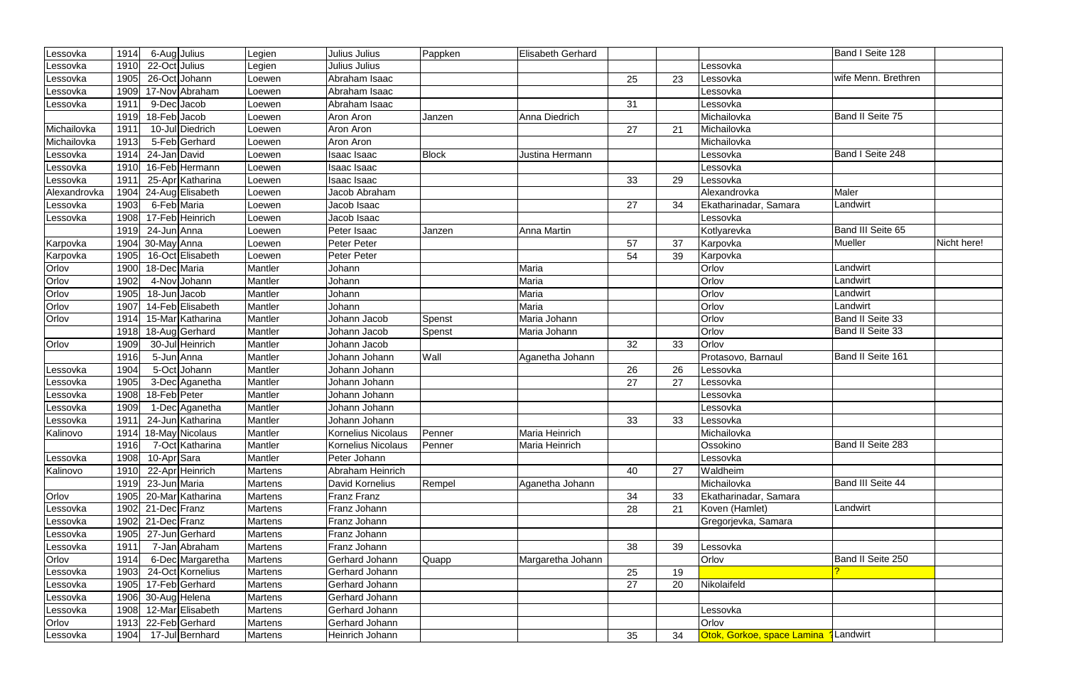| | | | | | | | | | | | | |
|---|---|---|---|---|---|---|---|---|---|---|---|---|
| Lessovka | 1914 | 6-Aug | Julius | Legien | Julius Julius | Pappken | Elisabeth Gerhard | | | | Band I Seite 128 | |
| Lessovka | 1910 | 22-Oct | Julius | Legien | Julius Julius | | | | | Lessovka | | |
| Lessovka | 1905 | 26-Oct | Johann | Loewen | Abraham Isaac | | | 25 | 23 | Lessovka | wife Menn. Brethren | |
| Lessovka | 1909 | 17-Nov | Abraham | Loewen | Abraham Isaac | | | | | Lessovka | | |
| Lessovka | 1911 | 9-Dec | Jacob | Loewen | Abraham Isaac | | | 31 | | Lessovka | | |
| | 1919 | 18-Feb | Jacob | Loewen | Aron Aron | Janzen | Anna Diedrich | | | Michailovka | Band II Seite 75 | |
| Michailovka | 1911 | 10-Jul | Diedrich | Loewen | Aron Aron | | | 27 | 21 | Michailovka | | |
| Michailovka | 1913 | 5-Feb | Gerhard | Loewen | Aron Aron | | | | | Michailovka | | |
| Lessovka | 1914 | 24-Jan | David | Loewen | Isaac Isaac | Block | Justina Hermann | | | Lessovka | Band I Seite 248 | |
| Lessovka | 1910 | 16-Feb | Hermann | Loewen | Isaac Isaac | | | | | Lessovka | | |
| Lessovka | 1911 | 25-Apr | Katharina | Loewen | Isaac Isaac | | | 33 | 29 | Lessovka | | |
| Alexandrovka | 1904 | 24-Aug | Elisabeth | Loewen | Jacob Abraham | | | | | Alexandrovka | Maler | |
| Lessovka | 1903 | 6-Feb | Maria | Loewen | Jacob Isaac | | | 27 | 34 | Ekatharinadar, Samara | Landwirt | |
| Lessovka | 1908 | 17-Feb | Heinrich | Loewen | Jacob Isaac | | | | | Lessovka | | |
| | 1919 | 24-Jun | Anna | Loewen | Peter Isaac | Janzen | Anna Martin | | | Kotlyarevka | Band III Seite 65 | |
| Karpovka | 1904 | 30-May | Anna | Loewen | Peter Peter | | | 57 | 37 | Karpovka | Mueller | Nicht here! |
| Karpovka | 1905 | 16-Oct | Elisabeth | Loewen | Peter Peter | | | 54 | 39 | Karpovka | | |
| Orlov | 1900 | 18-Dec | Maria | Mantler | Johann | | Maria | | | Orlov | Landwirt | |
| Orlov | 1902 | 4-Nov | Johann | Mantler | Johann | | Maria | | | Orlov | Landwirt | |
| Orlov | 1905 | 18-Jun | Jacob | Mantler | Johann | | Maria | | | Orlov | Landwirt | |
| Orlov | 1907 | 14-Feb | Elisabeth | Mantler | Johann | | Maria | | | Orlov | Landwirt | |
| Orlov | 1914 | 15-Mar | Katharina | Mantler | Johann Jacob | Spenst | Maria Johann | | | Orlov | Band II Seite 33 | |
| | 1918 | 18-Aug | Gerhard | Mantler | Johann Jacob | Spenst | Maria Johann | | | Orlov | Band II Seite 33 | |
| Orlov | 1909 | 30-Jul | Heinrich | Mantler | Johann Jacob | | | 32 | 33 | Orlov | | |
| | 1916 | 5-Jun | Anna | Mantler | Johann Johann | Wall | Aganetha Johann | | | Protasovo, Barnaul | Band II Seite 161 | |
| Lessovka | 1904 | 5-Oct | Johann | Mantler | Johann Johann | | | 26 | 26 | Lessovka | | |
| Lessovka | 1905 | 3-Dec | Aganetha | Mantler | Johann Johann | | | 27 | 27 | Lessovka | | |
| Lessovka | 1908 | 18-Feb | Peter | Mantler | Johann Johann | | | | | Lessovka | | |
| Lessovka | 1909 | 1-Dec | Aganetha | Mantler | Johann Johann | | | | | Lessovka | | |
| Lessovka | 1911 | 24-Jun | Katharina | Mantler | Johann Johann | | | 33 | 33 | Lessovka | | |
| Kalinovo | 1914 | 18-May | Nicolaus | Mantler | Kornelius Nicolaus | Penner | Maria Heinrich | | | Michailovka | | |
| | 1916 | 7-Oct | Katharina | Mantler | Kornelius Nicolaus | Penner | Maria Heinrich | | | Ossokino | Band II Seite 283 | |
| Lessovka | 1908 | 10-Apr | Sara | Mantler | Peter Johann | | | | | Lessovka | | |
| Kalinovo | 1910 | 22-Apr | Heinrich | Martens | Abraham Heinrich | | | 40 | 27 | Waldheim | | |
| | 1919 | 23-Jun | Maria | Martens | David Kornelius | Rempel | Aganetha Johann | | | Michailovka | Band III Seite 44 | |
| Orlov | 1905 | 20-Mar | Katharina | Martens | Franz Franz | | | 34 | 33 | Ekatharinadar, Samara | | |
| Lessovka | 1902 | 21-Dec | Franz | Martens | Franz Johann | | | 28 | 21 | Koven (Hamlet) | Landwirt | |
| Lessovka | 1902 | 21-Dec | Franz | Martens | Franz Johann | | | | | Gregorjevka, Samara | | |
| Lessovka | 1905 | 27-Jun | Gerhard | Martens | Franz Johann | | | | | | | |
| Lessovka | 1911 | 7-Jan | Abraham | Martens | Franz Johann | | | 38 | 39 | Lessovka | | |
| Orlov | 1914 | 6-Dec | Margaretha | Martens | Gerhard Johann | Quapp | Margaretha Johann | | | Orlov | Band II Seite 250 | |
| Lessovka | 1903 | 24-Oct | Kornelius | Martens | Gerhard Johann | | | 25 | 19 | | ? | |
| Lessovka | 1905 | 17-Feb | Gerhard | Martens | Gerhard Johann | | | 27 | 20 | Nikolaifeld | | |
| Lessovka | 1906 | 30-Aug | Helena | Martens | Gerhard Johann | | | | | | | |
| Lessovka | 1908 | 12-Mar | Elisabeth | Martens | Gerhard Johann | | | | | Lessovka | | |
| Orlov | 1913 | 22-Feb | Gerhard | Martens | Gerhard Johann | | | | | Orlov | | |
| Lessovka | 1904 | 17-Jul | Bernhard | Martens | Heinrich Johann | | | 35 | 34 | Otok, Gorkoe, space Lamina ? | Landwirt | |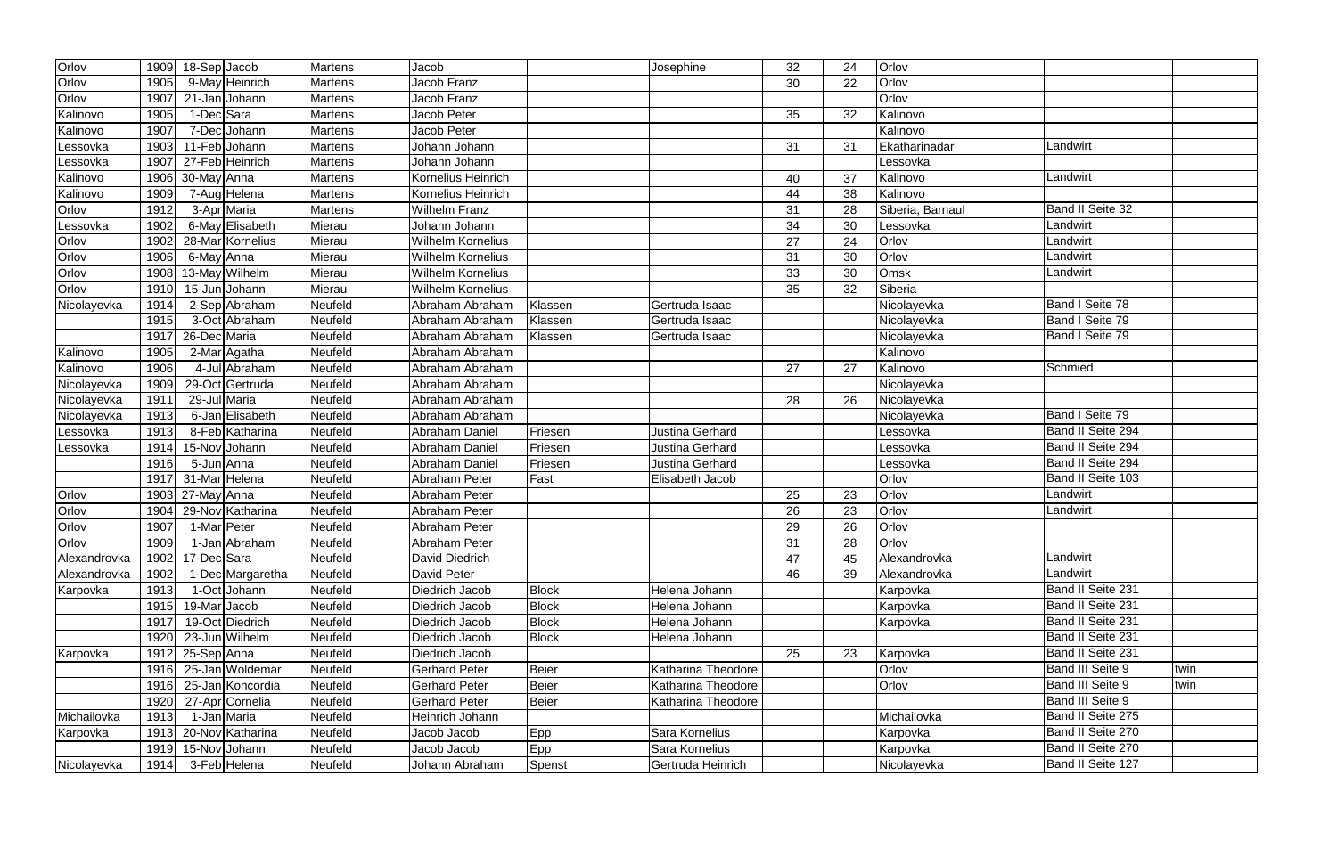| | | | | | | | | | | | | |
|---|---|---|---|---|---|---|---|---|---|---|---|---|
| Orlov | 1909 | 18-Sep | Jacob | Martens | Jacob | | Josephine | 32 | 24 | Orlov | | |
| Orlov | 1905 | 9-May | Heinrich | Martens | Jacob Franz | | | 30 | 22 | Orlov | | |
| Orlov | 1907 | 21-Jan | Johann | Martens | Jacob Franz | | | | | Orlov | | |
| Kalinovo | 1905 | 1-Dec | Sara | Martens | Jacob Peter | | | 35 | 32 | Kalinovo | | |
| Kalinovo | 1907 | 7-Dec | Johann | Martens | Jacob Peter | | | | | Kalinovo | | |
| Lessovka | 1903 | 11-Feb | Johann | Martens | Johann Johann | | | 31 | 31 | Ekatharinadar | Landwirt | |
| Lessovka | 1907 | 27-Feb | Heinrich | Martens | Johann Johann | | | | | Lessovka | | |
| Kalinovo | 1906 | 30-May | Anna | Martens | Kornelius Heinrich | | | 40 | 37 | Kalinovo | Landwirt | |
| Kalinovo | 1909 | 7-Aug | Helena | Martens | Kornelius Heinrich | | | 44 | 38 | Kalinovo | | |
| Orlov | 1912 | 3-Apr | Maria | Martens | Wilhelm Franz | | | 31 | 28 | Siberia, Barnaul | Band II Seite 32 | |
| Lessovka | 1902 | 6-May | Elisabeth | Mierau | Johann Johann | | | 34 | 30 | Lessovka | Landwirt | |
| Orlov | 1902 | 28-Mar | Kornelius | Mierau | Wilhelm Kornelius | | | 27 | 24 | Orlov | Landwirt | |
| Orlov | 1906 | 6-May | Anna | Mierau | Wilhelm Kornelius | | | 31 | 30 | Orlov | Landwirt | |
| Orlov | 1908 | 13-May | Wilhelm | Mierau | Wilhelm Kornelius | | | 33 | 30 | Omsk | Landwirt | |
| Orlov | 1910 | 15-Jun | Johann | Mierau | Wilhelm Kornelius | | | 35 | 32 | Siberia | | |
| Nicolayevka | 1914 | 2-Sep | Abraham | Neufeld | Abraham Abraham | Klassen | Gertruda Isaac | | | Nicolayevka | Band I Seite 78 | |
| | 1915 | 3-Oct | Abraham | Neufeld | Abraham Abraham | Klassen | Gertruda Isaac | | | Nicolayevka | Band I Seite 79 | |
| | 1917 | 26-Dec | Maria | Neufeld | Abraham Abraham | Klassen | Gertruda Isaac | | | Nicolayevka | Band I Seite 79 | |
| Kalinovo | 1905 | 2-Mar | Agatha | Neufeld | Abraham Abraham | | | | | Kalinovo | | |
| Kalinovo | 1906 | 4-Jul | Abraham | Neufeld | Abraham Abraham | | | 27 | 27 | Kalinovo | Schmied | |
| Nicolayevka | 1909 | 29-Oct | Gertruda | Neufeld | Abraham Abraham | | | | | Nicolayevka | | |
| Nicolayevka | 1911 | 29-Jul | Maria | Neufeld | Abraham Abraham | | | 28 | 26 | Nicolayevka | | |
| Nicolayevka | 1913 | 6-Jan | Elisabeth | Neufeld | Abraham Abraham | | | | | Nicolayevka | Band I Seite 79 | |
| Lessovka | 1913 | 8-Feb | Katharina | Neufeld | Abraham Daniel | Friesen | Justina Gerhard | | | Lessovka | Band II Seite 294 | |
| Lessovka | 1914 | 15-Nov | Johann | Neufeld | Abraham Daniel | Friesen | Justina Gerhard | | | Lessovka | Band II Seite 294 | |
| | 1916 | 5-Jun | Anna | Neufeld | Abraham Daniel | Friesen | Justina Gerhard | | | Lessovka | Band II Seite 294 | |
| | 1917 | 31-Mar | Helena | Neufeld | Abraham Peter | Fast | Elisabeth Jacob | | | Orlov | Band II Seite 103 | |
| Orlov | 1903 | 27-May | Anna | Neufeld | Abraham Peter | | | 25 | 23 | Orlov | Landwirt | |
| Orlov | 1904 | 29-Nov | Katharina | Neufeld | Abraham Peter | | | 26 | 23 | Orlov | Landwirt | |
| Orlov | 1907 | 1-Mar | Peter | Neufeld | Abraham Peter | | | 29 | 26 | Orlov | | |
| Orlov | 1909 | 1-Jan | Abraham | Neufeld | Abraham Peter | | | 31 | 28 | Orlov | | |
| Alexandrovka | 1902 | 17-Dec | Sara | Neufeld | David Diedrich | | | 47 | 45 | Alexandrovka | Landwirt | |
| Alexandrovka | 1902 | 1-Dec | Margaretha | Neufeld | David Peter | | | 46 | 39 | Alexandrovka | Landwirt | |
| Karpovka | 1913 | 1-Oct | Johann | Neufeld | Diedrich Jacob | Block | Helena Johann | | | Karpovka | Band II Seite 231 | |
| | 1915 | 19-Mar | Jacob | Neufeld | Diedrich Jacob | Block | Helena Johann | | | Karpovka | Band II Seite 231 | |
| | 1917 | 19-Oct | Diedrich | Neufeld | Diedrich Jacob | Block | Helena Johann | | | Karpovka | Band II Seite 231 | |
| | 1920 | 23-Jun | Wilhelm | Neufeld | Diedrich Jacob | Block | Helena Johann | | | | Band II Seite 231 | |
| Karpovka | 1912 | 25-Sep | Anna | Neufeld | Diedrich Jacob | | | 25 | 23 | Karpovka | Band II Seite 231 | |
| | 1916 | 25-Jan | Woldemar | Neufeld | Gerhard Peter | Beier | Katharina Theodore | | | Orlov | Band III Seite 9 | twin |
| | 1916 | 25-Jan | Koncordia | Neufeld | Gerhard Peter | Beier | Katharina Theodore | | | Orlov | Band III Seite 9 | twin |
| | 1920 | 27-Apr | Cornelia | Neufeld | Gerhard Peter | Beier | Katharina Theodore | | | | Band III Seite 9 | |
| Michailovka | 1913 | 1-Jan | Maria | Neufeld | Heinrich Johann | | | | | Michailovka | Band II Seite 275 | |
| Karpovka | 1913 | 20-Nov | Katharina | Neufeld | Jacob Jacob | Epp | Sara Kornelius | | | Karpovka | Band II Seite 270 | |
| | 1919 | 15-Nov | Johann | Neufeld | Jacob Jacob | Epp | Sara Kornelius | | | Karpovka | Band II Seite 270 | |
| Nicolayevka | 1914 | 3-Feb | Helena | Neufeld | Johann Abraham | Spenst | Gertruda Heinrich | | | Nicolayevka | Band II Seite 127 | |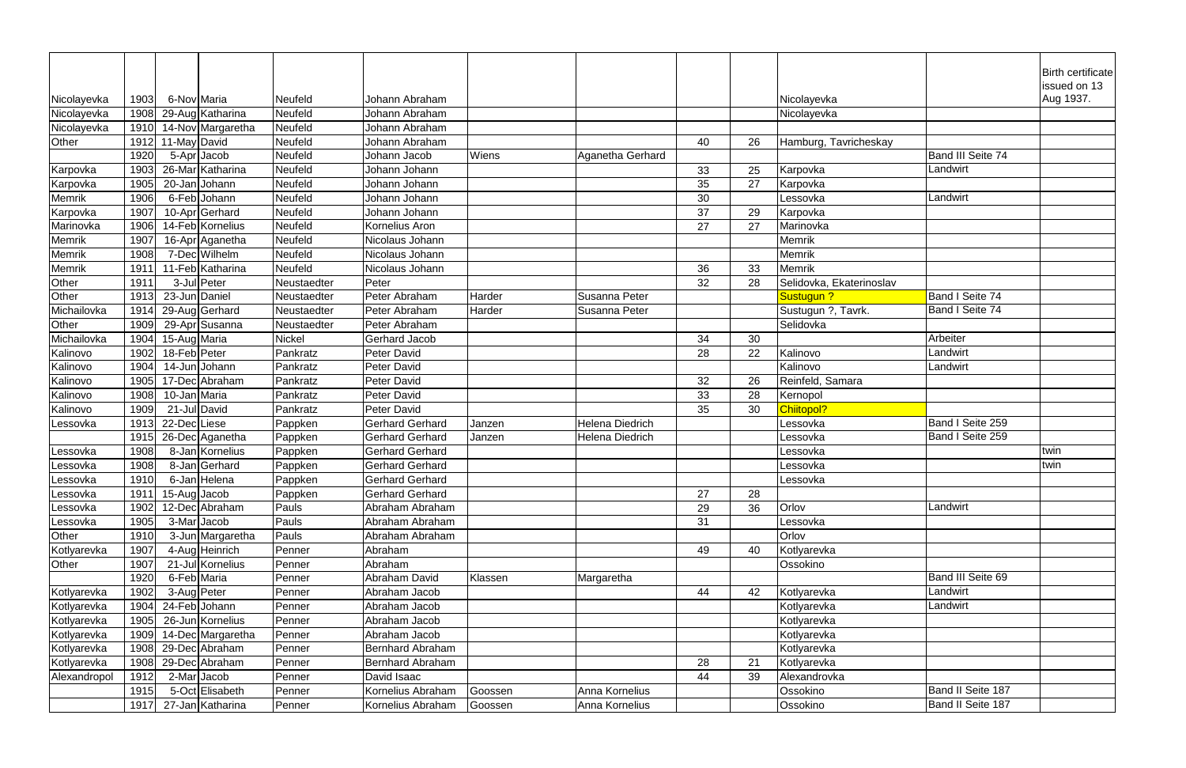| | | | | | | | | | | | | |
|---|---|---|---|---|---|---|---|---|---|---|---|---|
| Nicolayevka | 1903 | 6-Nov | Maria | Neufeld | Johann Abraham | | | | | Nicolayevka | | Birth certificate issued on 13 Aug 1937. |
| Nicolayevka | 1908 | 29-Aug | Katharina | Neufeld | Johann Abraham | | | | | Nicolayevka | | |
| Nicolayevka | 1910 | 14-Nov | Margaretha | Neufeld | Johann Abraham | | | | | | | |
| Other | 1912 | 11-May | David | Neufeld | Johann Abraham | | | 40 | 26 | Hamburg, Tavricheskay | | |
| | 1920 | 5-Apr | Jacob | Neufeld | Johann Jacob | Wiens | Aganetha Gerhard | | | | Band III Seite 74 | |
| Karpovka | 1903 | 26-Mar | Katharina | Neufeld | Johann Johann | | | 33 | 25 | Karpovka | Landwirt | |
| Karpovka | 1905 | 20-Jan | Johann | Neufeld | Johann Johann | | | 35 | 27 | Karpovka | | |
| Memrik | 1906 | 6-Feb | Johann | Neufeld | Johann Johann | | | 30 | | Lessovka | Landwirt | |
| Karpovka | 1907 | 10-Apr | Gerhard | Neufeld | Johann Johann | | | 37 | 29 | Karpovka | | |
| Marinovka | 1906 | 14-Feb | Kornelius | Neufeld | Kornelius Aron | | | 27 | 27 | Marinovka | | |
| Memrik | 1907 | 16-Apr | Aganetha | Neufeld | Nicolaus Johann | | | | | Memrik | | |
| Memrik | 1908 | 7-Dec | Wilhelm | Neufeld | Nicolaus Johann | | | | | Memrik | | |
| Memrik | 1911 | 11-Feb | Katharina | Neufeld | Nicolaus Johann | | | 36 | 33 | Memrik | | |
| Other | 1911 | 3-Jul | Peter | Neustaedter | Peter | | | 32 | 28 | Selidovka, Ekaterinoslav | | |
| Other | 1913 | 23-Jun | Daniel | Neustaedter | Peter Abraham | Harder | Susanna Peter | | | Sustugun ? | Band I Seite 74 | |
| Michailovka | 1914 | 29-Aug | Gerhard | Neustaedter | Peter Abraham | Harder | Susanna Peter | | | Sustugun ?, Tavrk. | Band I Seite 74 | |
| Other | 1909 | 29-Apr | Susanna | Neustaedter | Peter Abraham | | | | | Selidovka | | |
| Michailovka | 1904 | 15-Aug | Maria | Nickel | Gerhard Jacob | | | 34 | 30 | | Arbeiter | |
| Kalinovo | 1902 | 18-Feb | Peter | Pankratz | Peter David | | | 28 | 22 | Kalinovo | Landwirt | |
| Kalinovo | 1904 | 14-Jun | Johann | Pankratz | Peter David | | | | | Kalinovo | Landwirt | |
| Kalinovo | 1905 | 17-Dec | Abraham | Pankratz | Peter David | | | 32 | 26 | Reinfeld, Samara | | |
| Kalinovo | 1908 | 10-Jan | Maria | Pankratz | Peter David | | | 33 | 28 | Kernopol | | |
| Kalinovo | 1909 | 21-Jul | David | Pankratz | Peter David | | | 35 | 30 | Chiitopol? | | |
| Lessovka | 1913 | 22-Dec | Liese | Pappken | Gerhard Gerhard | Janzen | Helena Diedrich | | | Lessovka | Band I Seite 259 | |
| | 1915 | 26-Dec | Aganetha | Pappken | Gerhard Gerhard | Janzen | Helena Diedrich | | | Lessovka | Band I Seite 259 | |
| Lessovka | 1908 | 8-Jan | Kornelius | Pappken | Gerhard Gerhard | | | | | Lessovka | | twin |
| Lessovka | 1908 | 8-Jan | Gerhard | Pappken | Gerhard Gerhard | | | | | Lessovka | | twin |
| Lessovka | 1910 | 6-Jan | Helena | Pappken | Gerhard Gerhard | | | | | Lessovka | | |
| Lessovka | 1911 | 15-Aug | Jacob | Pappken | Gerhard Gerhard | | | 27 | 28 | | | |
| Lessovka | 1902 | 12-Dec | Abraham | Pauls | Abraham Abraham | | | 29 | 36 | Orlov | Landwirt | |
| Lessovka | 1905 | 3-Mar | Jacob | Pauls | Abraham Abraham | | | 31 | | Lessovka | | |
| Other | 1910 | 3-Jun | Margaretha | Pauls | Abraham Abraham | | | | | Orlov | | |
| Kotlyarevka | 1907 | 4-Aug | Heinrich | Penner | Abraham | | | 49 | 40 | Kotlyarevka | | |
| Other | 1907 | 21-Jul | Kornelius | Penner | Abraham | | | | | Ossokino | | |
| | 1920 | 6-Feb | Maria | Penner | Abraham David | Klassen | Margaretha | | | | Band III Seite 69 | |
| Kotlyarevka | 1902 | 3-Aug | Peter | Penner | Abraham Jacob | | | 44 | 42 | Kotlyarevka | Landwirt | |
| Kotlyarevka | 1904 | 24-Feb | Johann | Penner | Abraham Jacob | | | | | Kotlyarevka | Landwirt | |
| Kotlyarevka | 1905 | 26-Jun | Kornelius | Penner | Abraham Jacob | | | | | Kotlyarevka | | |
| Kotlyarevka | 1909 | 14-Dec | Margaretha | Penner | Abraham Jacob | | | | | Kotlyarevka | | |
| Kotlyarevka | 1908 | 29-Dec | Abraham | Penner | Bernhard Abraham | | | | | Kotlyarevka | | |
| Kotlyarevka | 1908 | 29-Dec | Abraham | Penner | Bernhard Abraham | | | 28 | 21 | Kotlyarevka | | |
| Alexandropol | 1912 | 2-Mar | Jacob | Penner | David Isaac | | | 44 | 39 | Alexandrovka | | |
| | 1915 | 5-Oct | Elisabeth | Penner | Kornelius Abraham | Goossen | Anna Kornelius | | | Ossokino | Band II Seite 187 | |
| | 1917 | 27-Jan | Katharina | Penner | Kornelius Abraham | Goossen | Anna Kornelius | | | Ossokino | Band II Seite 187 | |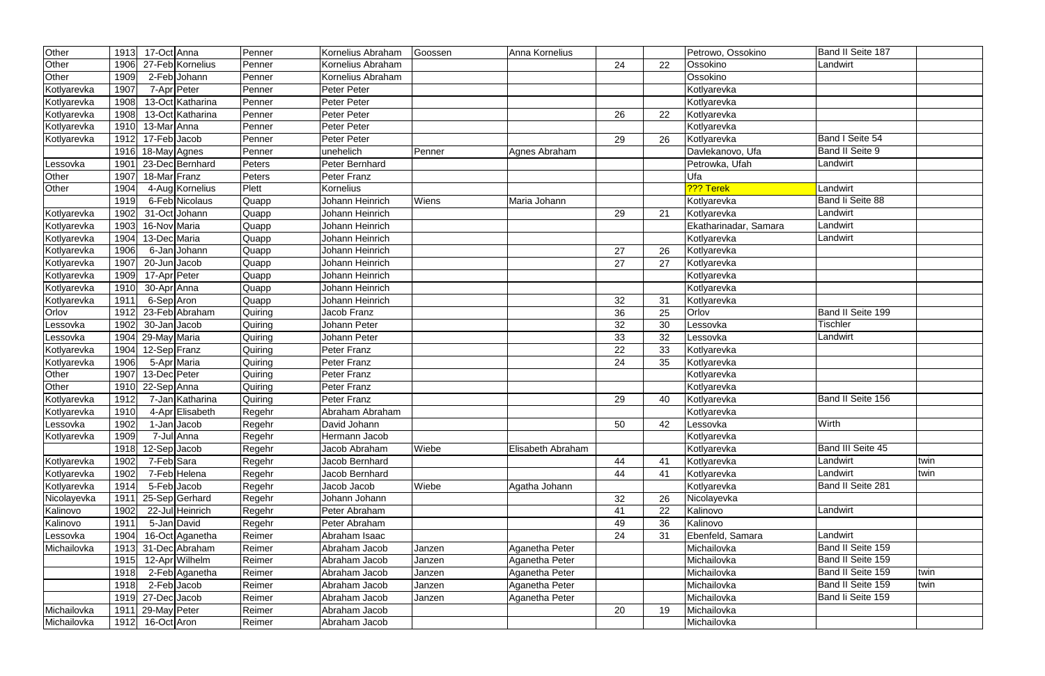| | | | | | | | | | | | | |
|---|---|---|---|---|---|---|---|---|---|---|---|---|
| Other | 1913 | 17-Oct | Anna | Penner | Kornelius Abraham | Goossen | Anna Kornelius | | | Petrowo, Ossokino | Band II Seite 187 | |
| Other | 1906 | 27-Feb | Kornelius | Penner | Kornelius Abraham | | | 24 | 22 | Ossokino | Landwirt | |
| Other | 1909 | 2-Feb | Johann | Penner | Kornelius Abraham | | | | | Ossokino | | |
| Kotlyarevka | 1907 | 7-Apr | Peter | Penner | Peter Peter | | | | | Kotlyarevka | | |
| Kotlyarevka | 1908 | 13-Oct | Katharina | Penner | Peter Peter | | | | | Kotlyarevka | | |
| Kotlyarevka | 1908 | 13-Oct | Katharina | Penner | Peter Peter | | | 26 | 22 | Kotlyarevka | | |
| Kotlyarevka | 1910 | 13-Mar | Anna | Penner | Peter Peter | | | | | Kotlyarevka | | |
| Kotlyarevka | 1912 | 17-Feb | Jacob | Penner | Peter Peter | | | 29 | 26 | Kotlyarevka | Band I Seite 54 | |
| | 1916 | 18-May | Agnes | Penner | unehelich | Penner | Agnes Abraham | | | Davlekanovo, Ufa | Band II Seite 9 | |
| Lessovka | 1901 | 23-Dec | Bernhard | Peters | Peter Bernhard | | | | | Petrowka, Ufah | Landwirt | |
| Other | 1907 | 18-Mar | Franz | Peters | Peter Franz | | | | | Ufa | | |
| Other | 1904 | 4-Aug | Kornelius | Plett | Kornelius | | | | | ??? Terek | Landwirt | |
| | 1919 | 6-Feb | Nicolaus | Quapp | Johann Heinrich | Wiens | Maria Johann | | | Kotlyarevka | Band Ii Seite 88 | |
| Kotlyarevka | 1902 | 31-Oct | Johann | Quapp | Johann Heinrich | | | 29 | 21 | Kotlyarevka | Landwirt | |
| Kotlyarevka | 1903 | 16-Nov | Maria | Quapp | Johann Heinrich | | | | | Ekatharinadar, Samara | Landwirt | |
| Kotlyarevka | 1904 | 13-Dec | Maria | Quapp | Johann Heinrich | | | | | Kotlyarevka | Landwirt | |
| Kotlyarevka | 1906 | 6-Jan | Johann | Quapp | Johann Heinrich | | | 27 | 26 | Kotlyarevka | | |
| Kotlyarevka | 1907 | 20-Jun | Jacob | Quapp | Johann Heinrich | | | 27 | 27 | Kotlyarevka | | |
| Kotlyarevka | 1909 | 17-Apr | Peter | Quapp | Johann Heinrich | | | | | Kotlyarevka | | |
| Kotlyarevka | 1910 | 30-Apr | Anna | Quapp | Johann Heinrich | | | | | Kotlyarevka | | |
| Kotlyarevka | 1911 | 6-Sep | Aron | Quapp | Johann Heinrich | | | 32 | 31 | Kotlyarevka | | |
| Orlov | 1912 | 23-Feb | Abraham | Quiring | Jacob Franz | | | 36 | 25 | Orlov | Band II Seite 199 | |
| Lessovka | 1902 | 30-Jan | Jacob | Quiring | Johann Peter | | | 32 | 30 | Lessovka | Tischler | |
| Lessovka | 1904 | 29-May | Maria | Quiring | Johann Peter | | | 33 | 32 | Lessovka | Landwirt | |
| Kotlyarevka | 1904 | 12-Sep | Franz | Quiring | Peter Franz | | | 22 | 33 | Kotlyarevka | | |
| Kotlyarevka | 1906 | 5-Apr | Maria | Quiring | Peter Franz | | | 24 | 35 | Kotlyarevka | | |
| Other | 1907 | 13-Dec | Peter | Quiring | Peter Franz | | | | | Kotlyarevka | | |
| Other | 1910 | 22-Sep | Anna | Quiring | Peter Franz | | | | | Kotlyarevka | | |
| Kotlyarevka | 1912 | 7-Jan | Katharina | Quiring | Peter Franz | | | 29 | 40 | Kotlyarevka | Band II Seite 156 | |
| Kotlyarevka | 1910 | 4-Apr | Elisabeth | Regehr | Abraham Abraham | | | | | Kotlyarevka | | |
| Lessovka | 1902 | 1-Jan | Jacob | Regehr | David Johann | | | 50 | 42 | Lessovka | Wirth | |
| Kotlyarevka | 1909 | 7-Jul | Anna | Regehr | Hermann Jacob | | | | | Kotlyarevka | | |
| | 1918 | 12-Sep | Jacob | Regehr | Jacob Abraham | Wiebe | Elisabeth Abraham | | | Kotlyarevka | Band III Seite 45 | |
| Kotlyarevka | 1902 | 7-Feb | Sara | Regehr | Jacob Bernhard | | | 44 | 41 | Kotlyarevka | Landwirt | twin |
| Kotlyarevka | 1902 | 7-Feb | Helena | Regehr | Jacob Bernhard | | | 44 | 41 | Kotlyarevka | Landwirt | twin |
| Kotlyarevka | 1914 | 5-Feb | Jacob | Regehr | Jacob Jacob | Wiebe | Agatha Johann | | | Kotlyarevka | Band II Seite 281 | |
| Nicolayevka | 1911 | 25-Sep | Gerhard | Regehr | Johann Johann | | | 32 | 26 | Nicolayevka | | |
| Kalinovo | 1902 | 22-Jul | Heinrich | Regehr | Peter Abraham | | | 41 | 22 | Kalinovo | Landwirt | |
| Kalinovo | 1911 | 5-Jan | David | Regehr | Peter Abraham | | | 49 | 36 | Kalinovo | | |
| Lessovka | 1904 | 16-Oct | Aganetha | Reimer | Abraham Isaac | | | 24 | 31 | Ebenfeld, Samara | Landwirt | |
| Michailovka | 1913 | 31-Dec | Abraham | Reimer | Abraham Jacob | Janzen | Aganetha Peter | | | Michailovka | Band II Seite 159 | |
| | 1915 | 12-Apr | Wilhelm | Reimer | Abraham Jacob | Janzen | Aganetha Peter | | | Michailovka | Band II Seite 159 | |
| | 1918 | 2-Feb | Aganetha | Reimer | Abraham Jacob | Janzen | Aganetha Peter | | | Michailovka | Band II Seite 159 | twin |
| | 1918 | 2-Feb | Jacob | Reimer | Abraham Jacob | Janzen | Aganetha Peter | | | Michailovka | Band II Seite 159 | twin |
| | 1919 | 27-Dec | Jacob | Reimer | Abraham Jacob | Janzen | Aganetha Peter | | | Michailovka | Band Ii Seite 159 | |
| Michailovka | 1911 | 29-May | Peter | Reimer | Abraham Jacob | | | 20 | 19 | Michailovka | | |
| Michailovka | 1912 | 16-Oct | Aron | Reimer | Abraham Jacob | | | | | Michailovka | | |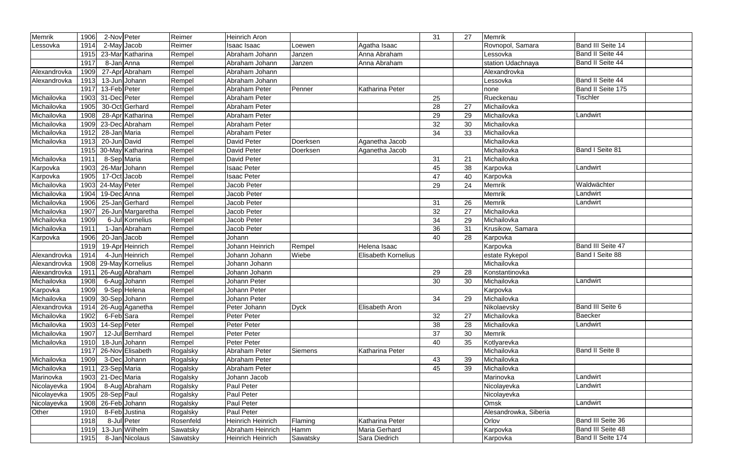| Memrik | 1906 | 2-Nov | Peter | Reimer | Heinrich Aron | | | 31 | 27 | Memrik | | |
|---|---|---|---|---|---|---|---|---|---|---|---|---|
| Lessovka | 1914 | 2-May | Jacob | Reimer | Isaac Isaac | Loewen | Agatha Isaac | | | Rovnopol, Samara | Band III Seite 14 | |
| | 1915 | 23-Mar | Katharina | Rempel | Abraham Johann | Janzen | Anna Abraham | | | Lessovka | Band II Seite 44 | |
| | 1917 | 8-Jan | Anna | Rempel | Abraham Johann | Janzen | Anna Abraham | | | station Udachnaya | Band II Seite 44 | |
| Alexandrovka | 1909 | 27-Apr | Abraham | Rempel | Abraham Johann | | | | | Alexandrovka | | |
| Alexandrovka | 1913 | 13-Jun | Johann | Rempel | Abraham Johann | | | | | Lessovka | Band II Seite 44 | |
| | 1917 | 13-Feb | Peter | Rempel | Abraham Peter | Penner | Katharina Peter | | | none | Band II Seite 175 | |
| Michailovka | 1903 | 31-Dec | Peter | Rempel | Abraham Peter | | | 25 | | Rueckenau | Tischler | |
| Michailovka | 1905 | 30-Oct | Gerhard | Rempel | Abraham Peter | | | 28 | 27 | Michailovka | | |
| Michailovka | 1908 | 28-Apr | Katharina | Rempel | Abraham Peter | | | 29 | 29 | Michailovka | Landwirt | |
| Michailovka | 1909 | 23-Dec | Abraham | Rempel | Abraham Peter | | | 32 | 30 | Michailovka | | |
| Michailovka | 1912 | 28-Jan | Maria | Rempel | Abraham Peter | | | 34 | 33 | Michailovka | | |
| Michailovka | 1913 | 20-Jun | David | Rempel | David Peter | Doerksen | Aganetha Jacob | | | Michailovka | | |
| | 1915 | 30-May | Katharina | Rempel | David Peter | Doerksen | Aganetha Jacob | | | Michailovka | Band I Seite 81 | |
| Michailovka | 1911 | 8-Sep | Maria | Rempel | David Peter | | | 31 | 21 | Michailovka | | |
| Karpovka | 1903 | 26-Mar | Johann | Rempel | Isaac Peter | | | 45 | 38 | Karpovka | Landwirt | |
| Karpovka | 1905 | 17-Oct | Jacob | Rempel | Isaac Peter | | | 47 | 40 | Karpovka | | |
| Michailovka | 1903 | 24-May | Peter | Rempel | Jacob Peter | | | 29 | 24 | Memrik | Waldwächter | |
| Michailovka | 1904 | 19-Dec | Anna | Rempel | Jacob Peter | | | | | Memrik | Landwirt | |
| Michailovka | 1906 | 25-Jan | Gerhard | Rempel | Jacob Peter | | | 31 | 26 | Memrik | Landwirt | |
| Michailovka | 1907 | 26-Jun | Margaretha | Rempel | Jacob Peter | | | 32 | 27 | Michailovka | | |
| Michailovka | 1909 | 6-Jul | Kornelius | Rempel | Jacob Peter | | | 34 | 29 | Michailovka | | |
| Michailovka | 1911 | 1-Jan | Abraham | Rempel | Jacob Peter | | | 36 | 31 | Krusikow, Samara | | |
| Karpovka | 1906 | 20-Jan | Jacob | Rempel | Johann | | | 40 | 28 | Karpovka | | |
| | 1919 | 19-Apr | Heinrich | Rempel | Johann Heinrich | Rempel | Helena Isaac | | | Karpovka | Band III Seite 47 | |
| Alexandrovka | 1914 | 4-Jun | Heinrich | Rempel | Johann Johann | Wiebe | Elisabeth Kornelius | | | estate Rykepol | Band I Seite 88 | |
| Alexandrovka | 1908 | 29-May | Kornelius | Rempel | Johann Johann | | | | | Michailovka | | |
| Alexandrovka | 1911 | 26-Aug | Abraham | Rempel | Johann Johann | | | 29 | 28 | Konstantinovka | | |
| Michailovka | 1908 | 6-Aug | Johann | Rempel | Johann Peter | | | 30 | 30 | Michailovka | Landwirt | |
| Karpovka | 1909 | 9-Sep | Helena | Rempel | Johann Peter | | | | | Karpovka | | |
| Michailovka | 1909 | 30-Sep | Johann | Rempel | Johann Peter | | | 34 | 29 | Michailovka | | |
| Alexandrovka | 1914 | 26-Aug | Aganetha | Rempel | Peter Johann | Dyck | Elisabeth Aron | | | Nikolaevsky | Band III Seite 6 | |
| Michailovka | 1902 | 6-Feb | Sara | Rempel | Peter Peter | | | 32 | 27 | Michailovka | Baecker | |
| Michailovka | 1903 | 14-Sep | Peter | Rempel | Peter Peter | | | 38 | 28 | Michailovka | Landwirt | |
| Michailovka | 1907 | 12-Jul | Bernhard | Rempel | Peter Peter | | | 37 | 30 | Memrik | | |
| Michailovka | 1910 | 18-Jun | Johann | Rempel | Peter Peter | | | 40 | 35 | Kotlyarevka | | |
| | 1917 | 26-Nov | Elisabeth | Rogalsky | Abraham Peter | Siemens | Katharina Peter | | | Michailovka | Band II Seite 8 | |
| Michailovka | 1909 | 3-Dec | Johann | Rogalsky | Abraham Peter | | | 43 | 39 | Michailovka | | |
| Michailovka | 1911 | 23-Sep | Maria | Rogalsky | Abraham Peter | | | 45 | 39 | Michailovka | | |
| Marinovka | 1903 | 21-Dec | Maria | Rogalsky | Johann Jacob | | | | | Marinovka | Landwirt | |
| Nicolayevka | 1904 | 8-Aug | Abraham | Rogalsky | Paul Peter | | | | | Nicolayevka | Landwirt | |
| Nicolayevka | 1905 | 28-Sep | Paul | Rogalsky | Paul Peter | | | | | Nicolayevka | | |
| Nicolayevka | 1908 | 26-Feb | Johann | Rogalsky | Paul Peter | | | | | Omsk | Landwirt | |
| Other | 1910 | 8-Feb | Justina | Rogalsky | Paul Peter | | | | | Alesandrowka, Siberia | | |
| | 1918 | 8-Jul | Peter | Rosenfeld | Heinrich Heinrich | Flaming | Katharina Peter | | | Orlov | Band III Seite 36 | |
| | 1919 | 13-Jun | Wilhelm | Sawatsky | Abraham Heinrich | Hamm | Maria Gerhard | | | Karpovka | Band III Seite 48 | |
| | 1915 | 8-Jan | Nicolaus | Sawatsky | Heinrich Heinrich | Sawatsky | Sara Diedrich | | | Karpovka | Band II Seite 174 | |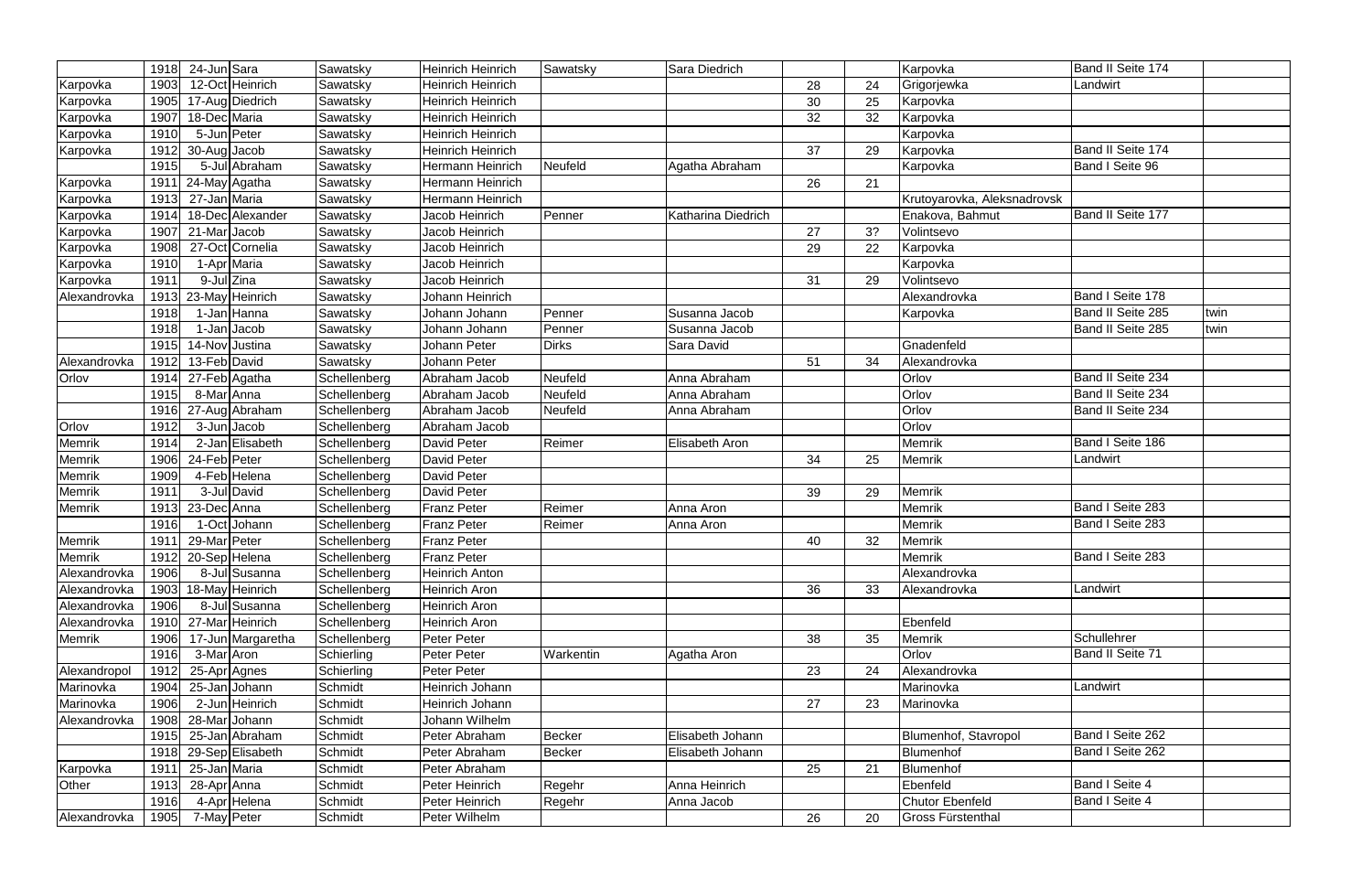| | | | | | | | | | | | | |
|---|---|---|---|---|---|---|---|---|---|---|---|---|
| | 1918 | 24-Jun | Sara | Sawatsky | Heinrich Heinrich | Sawatsky | Sara Diedrich | | | Karpovka | Band II Seite 174 | |
| Karpovka | 1903 | 12-Oct | Heinrich | Sawatsky | Heinrich Heinrich | | | 28 | 24 | Grigorjewka | Landwirt | |
| Karpovka | 1905 | 17-Aug | Diedrich | Sawatsky | Heinrich Heinrich | | | 30 | 25 | Karpovka | | |
| Karpovka | 1907 | 18-Dec | Maria | Sawatsky | Heinrich Heinrich | | | 32 | 32 | Karpovka | | |
| Karpovka | 1910 | 5-Jun | Peter | Sawatsky | Heinrich Heinrich | | | | | Karpovka | | |
| Karpovka | 1912 | 30-Aug | Jacob | Sawatsky | Heinrich Heinrich | | | 37 | 29 | Karpovka | Band II Seite 174 | |
| | 1915 | 5-Jul | Abraham | Sawatsky | Hermann Heinrich | Neufeld | Agatha Abraham | | | Karpovka | Band I Seite 96 | |
| Karpovka | 1911 | 24-May | Agatha | Sawatsky | Hermann Heinrich | | | 26 | 21 | | | |
| Karpovka | 1913 | 27-Jan | Maria | Sawatsky | Hermann Heinrich | | | | | Krutoyarovka, Aleksnadrovsk | | |
| Karpovka | 1914 | 18-Dec | Alexander | Sawatsky | Jacob Heinrich | Penner | Katharina Diedrich | | | Enakova, Bahmut | Band II Seite 177 | |
| Karpovka | 1907 | 21-Mar | Jacob | Sawatsky | Jacob Heinrich | | | 27 | 3? | Volintsevo | | |
| Karpovka | 1908 | 27-Oct | Cornelia | Sawatsky | Jacob Heinrich | | | 29 | 22 | Karpovka | | |
| Karpovka | 1910 | 1-Apr | Maria | Sawatsky | Jacob Heinrich | | | | | Karpovka | | |
| Karpovka | 1911 | 9-Jul | Zina | Sawatsky | Jacob Heinrich | | | 31 | 29 | Volintsevo | | |
| Alexandrovka | 1913 | 23-May | Heinrich | Sawatsky | Johann Heinrich | | | | | Alexandrovka | Band I Seite 178 | |
| | 1918 | 1-Jan | Hanna | Sawatsky | Johann Johann | Penner | Susanna Jacob | | | Karpovka | Band II Seite 285 | twin |
| | 1918 | 1-Jan | Jacob | Sawatsky | Johann Johann | Penner | Susanna Jacob | | | | Band II Seite 285 | twin |
| | 1915 | 14-Nov | Justina | Sawatsky | Johann Peter | Dirks | Sara David | | | Gnadenfeld | | |
| Alexandrovka | 1912 | 13-Feb | David | Sawatsky | Johann Peter | | | 51 | 34 | Alexandrovka | | |
| Orlov | 1914 | 27-Feb | Agatha | Schellenberg | Abraham Jacob | Neufeld | Anna Abraham | | | Orlov | Band II Seite 234 | |
| | 1915 | 8-Mar | Anna | Schellenberg | Abraham Jacob | Neufeld | Anna Abraham | | | Orlov | Band II Seite 234 | |
| | 1916 | 27-Aug | Abraham | Schellenberg | Abraham Jacob | Neufeld | Anna Abraham | | | Orlov | Band II Seite 234 | |
| Orlov | 1912 | 3-Jun | Jacob | Schellenberg | Abraham Jacob | | | | | Orlov | | |
| Memrik | 1914 | 2-Jan | Elisabeth | Schellenberg | David Peter | Reimer | Elisabeth Aron | | | Memrik | Band I Seite 186 | |
| Memrik | 1906 | 24-Feb | Peter | Schellenberg | David Peter | | | 34 | 25 | Memrik | Landwirt | |
| Memrik | 1909 | 4-Feb | Helena | Schellenberg | David Peter | | | | | | | |
| Memrik | 1911 | 3-Jul | David | Schellenberg | David Peter | | | 39 | 29 | Memrik | | |
| Memrik | 1913 | 23-Dec | Anna | Schellenberg | Franz Peter | Reimer | Anna Aron | | | Memrik | Band I Seite 283 | |
| | 1916 | 1-Oct | Johann | Schellenberg | Franz Peter | Reimer | Anna Aron | | | Memrik | Band I Seite 283 | |
| Memrik | 1911 | 29-Mar | Peter | Schellenberg | Franz Peter | | | 40 | 32 | Memrik | | |
| Memrik | 1912 | 20-Sep | Helena | Schellenberg | Franz Peter | | | | | Memrik | Band I Seite 283 | |
| Alexandrovka | 1906 | 8-Jul | Susanna | Schellenberg | Heinrich Anton | | | | | Alexandrovka | | |
| Alexandrovka | 1903 | 18-May | Heinrich | Schellenberg | Heinrich Aron | | | 36 | 33 | Alexandrovka | Landwirt | |
| Alexandrovka | 1906 | 8-Jul | Susanna | Schellenberg | Heinrich Aron | | | | | | | |
| Alexandrovka | 1910 | 27-Mar | Heinrich | Schellenberg | Heinrich Aron | | | | | Ebenfeld | | |
| Memrik | 1906 | 17-Jun | Margaretha | Schellenberg | Peter Peter | | | 38 | 35 | Memrik | Schullehrer | |
| | 1916 | 3-Mar | Aron | Schierling | Peter Peter | Warkentin | Agatha Aron | | | Orlov | Band II Seite 71 | |
| Alexandropol | 1912 | 25-Apr | Agnes | Schierling | Peter Peter | | | 23 | 24 | Alexandrovka | | |
| Marinovka | 1904 | 25-Jan | Johann | Schmidt | Heinrich Johann | | | | | Marinovka | Landwirt | |
| Marinovka | 1906 | 2-Jun | Heinrich | Schmidt | Heinrich Johann | | | 27 | 23 | Marinovka | | |
| Alexandrovka | 1908 | 28-Mar | Johann | Schmidt | Johann Wilhelm | | | | | | | |
| | 1915 | 25-Jan | Abraham | Schmidt | Peter Abraham | Becker | Elisabeth Johann | | | Blumenhof, Stavropol | Band I Seite 262 | |
| | 1918 | 29-Sep | Elisabeth | Schmidt | Peter Abraham | Becker | Elisabeth Johann | | | Blumenhof | Band I Seite 262 | |
| Karpovka | 1911 | 25-Jan | Maria | Schmidt | Peter Abraham | | | 25 | 21 | Blumenhof | | |
| Other | 1913 | 28-Apr | Anna | Schmidt | Peter Heinrich | Regehr | Anna Heinrich | | | Ebenfeld | Band I Seite 4 | |
| | 1916 | 4-Apr | Helena | Schmidt | Peter Heinrich | Regehr | Anna Jacob | | | Chutor Ebenfeld | Band I Seite 4 | |
| Alexandrovka | 1905 | 7-May | Peter | Schmidt | Peter Wilhelm | | | 26 | 20 | Gross Fürstenthal | | |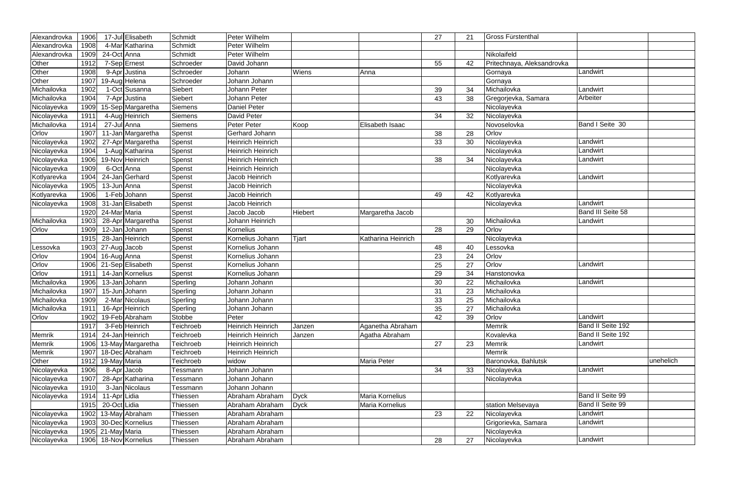| | | | | | | | | | | | | |
|---|---|---|---|---|---|---|---|---|---|---|---|---|
| Alexandrovka | 1906 | 17-Jul | Elisabeth | Schmidt | Peter Wilhelm | | | 27 | 21 | Gross Fürstenthal | | |
| Alexandrovka | 1908 | 4-Mar | Katharina | Schmidt | Peter Wilhelm | | | | | | | |
| Alexandrovka | 1909 | 24-Oct | Anna | Schmidt | Peter Wilhelm | | | | | Nikolaifeld | | |
| Other | 1912 | 7-Sep | Ernest | Schroeder | David Johann | | | 55 | 42 | Pritechnaya, Aleksandrovka | | |
| Other | 1908 | 9-Apr | Justina | Schroeder | Johann | Wiens | Anna | | | Gornaya | Landwirt | |
| Other | 1907 | 19-Aug | Helena | Schroeder | Johann Johann | | | | | Gornaya | | |
| Michailovka | 1902 | 1-Oct | Susanna | Siebert | Johann Peter | | | 39 | 34 | Michailovka | Landwirt | |
| Michailovka | 1904 | 7-Apr | Justina | Siebert | Johann Peter | | | 43 | 38 | Gregorjevka, Samara | Arbeiter | |
| Nicolayevka | 1909 | 15-Sep | Margaretha | Siemens | Daniel Peter | | | | | Nicolayevka | | |
| Nicolayevka | 1911 | 4-Aug | Heinrich | Siemens | David Peter | | | 34 | 32 | Nicolayevka | | |
| Michailovka | 1914 | 27-Jul | Anna | Siemens | Peter Peter | Koop | Elisabeth Isaac | | | Novoselovka | Band I Seite 30 | |
| Orlov | 1907 | 11-Jan | Margaretha | Spenst | Gerhard Johann | | | 38 | 28 | Orlov | | |
| Nicolayevka | 1902 | 27-Apr | Margaretha | Spenst | Heinrich Heinrich | | | 33 | 30 | Nicolayevka | Landwirt | |
| Nicolayevka | 1904 | 1-Aug | Katharina | Spenst | Heinrich Heinrich | | | | | Nicolayevka | Landwirt | |
| Nicolayevka | 1906 | 19-Nov | Heinrich | Spenst | Heinrich Heinrich | | | 38 | 34 | Nicolayevka | Landwirt | |
| Nicolayevka | 1909 | 6-Oct | Anna | Spenst | Heinrich Heinrich | | | | | Nicolayevka | | |
| Kotlyarevka | 1904 | 24-Jan | Gerhard | Spenst | Jacob Heinrich | | | | | Kotlyarevka | Landwirt | |
| Nicolayevka | 1905 | 13-Jun | Anna | Spenst | Jacob Heinrich | | | | | Nicolayevka | | |
| Kotlyarevka | 1906 | 1-Feb | Johann | Spenst | Jacob Heinrich | | | 49 | 42 | Kotlyarevka | | |
| Nicolayevka | 1908 | 31-Jan | Elisabeth | Spenst | Jacob Heinrich | | | | | Nicolayevka | Landwirt | |
| | 1920 | 24-Mar | Maria | Spenst | Jacob Jacob | Hiebert | Margaretha Jacob | | | | Band III Seite 58 | |
| Michailovka | 1903 | 28-Apr | Margaretha | Spenst | Johann Heinrich | | | | 30 | Michailovka | Landwirt | |
| Orlov | 1909 | 12-Jan | Johann | Spenst | Kornelius | | | 28 | 29 | Orlov | | |
| | 1915 | 28-Jan | Heinrich | Spenst | Kornelius Johann | Tjart | Katharina Heinrich | | | Nicolayevka | | |
| Lessovka | 1903 | 27-Aug | Jacob | Spenst | Kornelius Johann | | | 48 | 40 | Lessovka | | |
| Orlov | 1904 | 16-Aug | Anna | Spenst | Kornelius Johann | | | 23 | 24 | Orlov | | |
| Orlov | 1906 | 21-Sep | Elisabeth | Spenst | Kornelius Johann | | | 25 | 27 | Orlov | Landwirt | |
| Orlov | 1911 | 14-Jan | Kornelius | Spenst | Kornelius Johann | | | 29 | 34 | Hanstonovka | | |
| Michailovka | 1906 | 13-Jan | Johann | Sperling | Johann Johann | | | 30 | 22 | Michailovka | Landwirt | |
| Michailovka | 1907 | 15-Jun | Johann | Sperling | Johann Johann | | | 31 | 23 | Michailovka | | |
| Michailovka | 1909 | 2-Mar | Nicolaus | Sperling | Johann Johann | | | 33 | 25 | Michailovka | | |
| Michailovka | 1911 | 16-Apr | Heinrich | Sperling | Johann Johann | | | 35 | 27 | Michailovka | | |
| Orlov | 1902 | 19-Feb | Abraham | Stobbe | Peter | | | 42 | 39 | Orlov | Landwirt | |
| | 1917 | 3-Feb | Heinrich | Teichroeb | Heinrich Heinrich | Janzen | Aganetha Abraham | | | Memrik | Band II Seite 192 | |
| Memrik | 1914 | 24-Jan | Heinrich | Teichroeb | Heinrich Heinrich | Janzen | Agatha Abraham | | | Kovalevka | Band II Seite 192 | |
| Memrik | 1906 | 13-May | Margaretha | Teichroeb | Heinrich Heinrich | | | 27 | 23 | Memrik | Landwirt | |
| Memrik | 1907 | 18-Dec | Abraham | Teichroeb | Heinrich Heinrich | | | | | Memrik | | |
| Other | 1912 | 19-May | Maria | Teichroeb | widow | | Maria Peter | | | Baronovka, Bahlutsk | | unehelich |
| Nicolayevka | 1906 | 8-Apr | Jacob | Tessmann | Johann Johann | | | 34 | 33 | Nicolayevka | Landwirt | |
| Nicolayevka | 1907 | 28-Apr | Katharina | Tessmann | Johann Johann | | | | | Nicolayevka | | |
| Nicolayevka | 1910 | 3-Jan | Nicolaus | Tessmann | Johann Johann | | | | | | | |
| Nicolayevka | 1914 | 11-Apr | Lidia | Thiessen | Abraham Abraham | Dyck | Maria Kornelius | | | | Band II Seite 99 | |
| | 1915 | 20-Oct | Lidia | Thiessen | Abraham Abraham | Dyck | Maria Kornelius | | | station Melsevaya | Band II Seite 99 | |
| Nicolayevka | 1902 | 13-May | Abraham | Thiessen | Abraham Abraham | | | 23 | 22 | Nicolayevka | Landwirt | |
| Nicolayevka | 1903 | 30-Dec | Kornelius | Thiessen | Abraham Abraham | | | | | Grigorievka, Samara | Landwirt | |
| Nicolayevka | 1905 | 21-May | Maria | Thiessen | Abraham Abraham | | | | | Nicolayevka | | |
| Nicolayevka | 1906 | 18-Nov | Kornelius | Thiessen | Abraham Abraham | | | 28 | 27 | Nicolayevka | Landwirt | |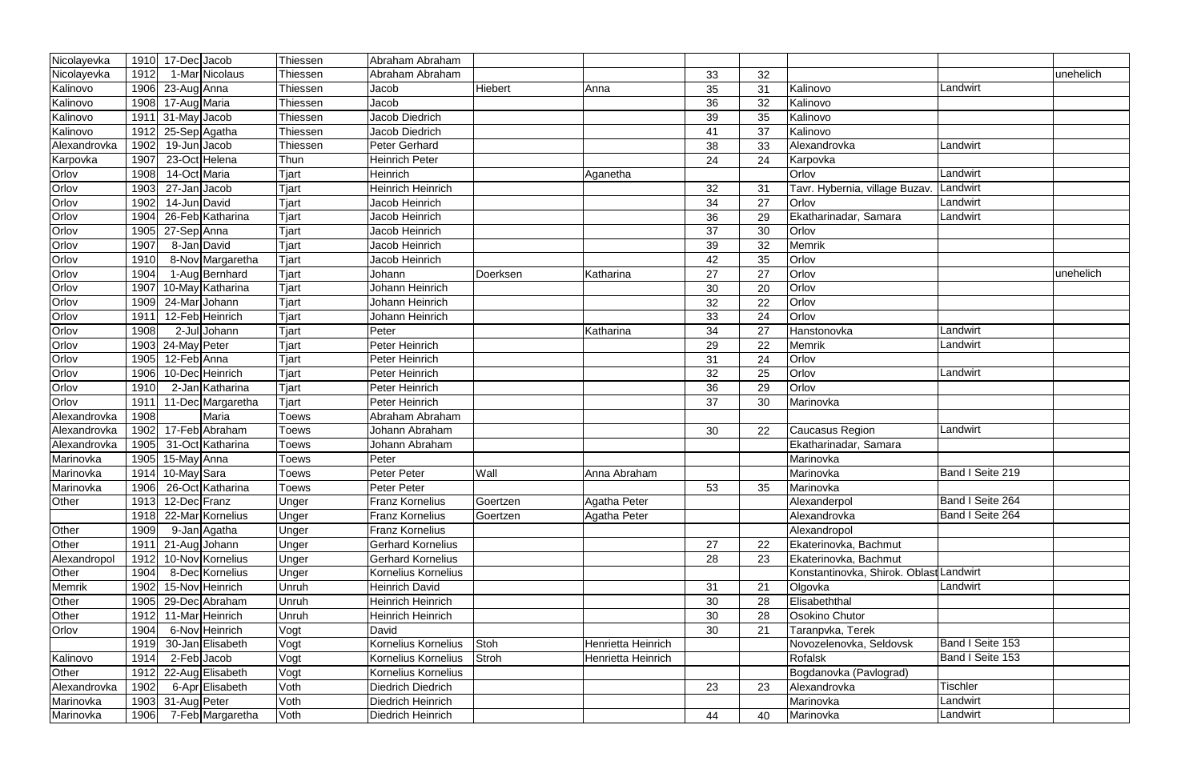| Nicolayevka | 1910 | 17-Dec | Jacob | Thiessen | Abraham Abraham | | | | | | | |
|---|---|---|---|---|---|---|---|---|---|---|---|---|
| Nicolayevka | 1912 | 1-Mar | Nicolaus | Thiessen | Abraham Abraham | | | 33 | 32 | | | unehelich |
| Kalinovo | 1906 | 23-Aug | Anna | Thiessen | Jacob | Hiebert | Anna | 35 | 31 | Kalinovo | Landwirt | |
| Kalinovo | 1908 | 17-Aug | Maria | Thiessen | Jacob | | | 36 | 32 | Kalinovo | | |
| Kalinovo | 1911 | 31-May | Jacob | Thiessen | Jacob Diedrich | | | 39 | 35 | Kalinovo | | |
| Kalinovo | 1912 | 25-Sep | Agatha | Thiessen | Jacob Diedrich | | | 41 | 37 | Kalinovo | | |
| Alexandrovka | 1902 | 19-Jun | Jacob | Thiessen | Peter Gerhard | | | 38 | 33 | Alexandrovka | Landwirt | |
| Karpovka | 1907 | 23-Oct | Helena | Thun | Heinrich Peter | | | 24 | 24 | Karpovka | | |
| Orlov | 1908 | 14-Oct | Maria | Tjart | Heinrich | | Aganetha | | | Orlov | Landwirt | |
| Orlov | 1903 | 27-Jan | Jacob | Tjart | Heinrich Heinrich | | | 32 | 31 | Tavr. Hybernia, village Buzav. | Landwirt | |
| Orlov | 1902 | 14-Jun | David | Tjart | Jacob Heinrich | | | 34 | 27 | Orlov | Landwirt | |
| Orlov | 1904 | 26-Feb | Katharina | Tjart | Jacob Heinrich | | | 36 | 29 | Ekatharinadar, Samara | Landwirt | |
| Orlov | 1905 | 27-Sep | Anna | Tjart | Jacob Heinrich | | | 37 | 30 | Orlov | | |
| Orlov | 1907 | 8-Jan | David | Tjart | Jacob Heinrich | | | 39 | 32 | Memrik | | |
| Orlov | 1910 | 8-Nov | Margaretha | Tjart | Jacob Heinrich | | | 42 | 35 | Orlov | | |
| Orlov | 1904 | 1-Aug | Bernhard | Tjart | Johann | Doerksen | Katharina | 27 | 27 | Orlov | | unehelich |
| Orlov | 1907 | 10-May | Katharina | Tjart | Johann Heinrich | | | 30 | 20 | Orlov | | |
| Orlov | 1909 | 24-Mar | Johann | Tjart | Johann Heinrich | | | 32 | 22 | Orlov | | |
| Orlov | 1911 | 12-Feb | Heinrich | Tjart | Johann Heinrich | | | 33 | 24 | Orlov | | |
| Orlov | 1908 | 2-Jul | Johann | Tjart | Peter | | Katharina | 34 | 27 | Hanstonovka | Landwirt | |
| Orlov | 1903 | 24-May | Peter | Tjart | Peter Heinrich | | | 29 | 22 | Memrik | Landwirt | |
| Orlov | 1905 | 12-Feb | Anna | Tjart | Peter Heinrich | | | 31 | 24 | Orlov | | |
| Orlov | 1906 | 10-Dec | Heinrich | Tjart | Peter Heinrich | | | 32 | 25 | Orlov | Landwirt | |
| Orlov | 1910 | 2-Jan | Katharina | Tjart | Peter Heinrich | | | 36 | 29 | Orlov | | |
| Orlov | 1911 | 11-Dec | Margaretha | Tjart | Peter Heinrich | | | 37 | 30 | Marinovka | | |
| Alexandrovka | 1908 | | Maria | Toews | Abraham Abraham | | | | | | | |
| Alexandrovka | 1902 | 17-Feb | Abraham | Toews | Johann Abraham | | | 30 | 22 | Caucasus Region | Landwirt | |
| Alexandrovka | 1905 | 31-Oct | Katharina | Toews | Johann Abraham | | | | | Ekatharinadar, Samara | | |
| Marinovka | 1905 | 15-May | Anna | Toews | Peter | | | | | Marinovka | | |
| Marinovka | 1914 | 10-May | Sara | Toews | Peter Peter | Wall | Anna Abraham | | | Marinovka | Band I Seite 219 | |
| Marinovka | 1906 | 26-Oct | Katharina | Toews | Peter Peter | | | 53 | 35 | Marinovka | | |
| Other | 1913 | 12-Dec | Franz | Unger | Franz Kornelius | Goertzen | Agatha Peter | | | Alexanderpol | Band I Seite 264 | |
| | 1918 | 22-Mar | Kornelius | Unger | Franz Kornelius | Goertzen | Agatha Peter | | | Alexandrovka | Band I Seite 264 | |
| Other | 1909 | 9-Jan | Agatha | Unger | Franz Kornelius | | | | | Alexandropol | | |
| Other | 1911 | 21-Aug | Johann | Unger | Gerhard Kornelius | | | 27 | 22 | Ekaterinovka, Bachmut | | |
| Alexandropol | 1912 | 10-Nov | Kornelius | Unger | Gerhard Kornelius | | | 28 | 23 | Ekaterinovka, Bachmut | | |
| Other | 1904 | 8-Dec | Kornelius | Unger | Kornelius Kornelius | | | | | Konstantinovka, Shirok. Oblast | Landwirt | |
| Memrik | 1902 | 15-Nov | Heinrich | Unruh | Heinrich David | | | 31 | 21 | Olgovka | Landwirt | |
| Other | 1905 | 29-Dec | Abraham | Unruh | Heinrich Heinrich | | | 30 | 28 | Elisabeththal | | |
| Other | 1912 | 11-Mar | Heinrich | Unruh | Heinrich Heinrich | | | 30 | 28 | Osokino Chutor | | |
| Orlov | 1904 | 6-Nov | Heinrich | Vogt | David | | | 30 | 21 | Taranpvka, Terek | | |
| | 1919 | 30-Jan | Elisabeth | Vogt | Kornelius Kornelius | Stoh | Henrietta Heinrich | | | Novozelenovka, Seldovsk | Band I Seite 153 | |
| Kalinovo | 1914 | 2-Feb | Jacob | Vogt | Kornelius Kornelius | Stroh | Henrietta Heinrich | | | Rofalsk | Band I Seite 153 | |
| Other | 1912 | 22-Aug | Elisabeth | Vogt | Kornelius Kornelius | | | | | Bogdanovka (Pavlograd) | | |
| Alexandrovka | 1902 | 6-Apr | Elisabeth | Voth | Diedrich Diedrich | | | 23 | 23 | Alexandrovka | Tischler | |
| Marinovka | 1903 | 31-Aug | Peter | Voth | Diedrich Heinrich | | | | | Marinovka | Landwirt | |
| Marinovka | 1906 | 7-Feb | Margaretha | Voth | Diedrich Heinrich | | | 44 | 40 | Marinovka | Landwirt | |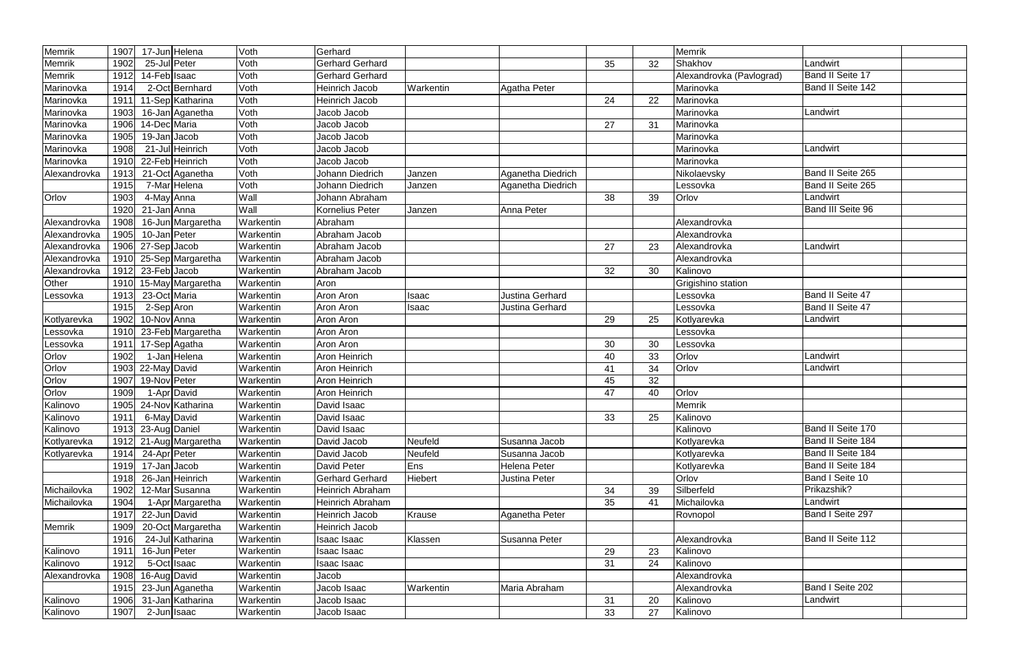| | | | | | | | | | | | | |
|---|---|---|---|---|---|---|---|---|---|---|---|---|
| Memrik | 1907 | 17-Jun | Helena | Voth | Gerhard | | | | | Memrik | | |
| Memrik | 1902 | 25-Jul | Peter | Voth | Gerhard Gerhard | | | 35 | 32 | Shakhov | Landwirt | |
| Memrik | 1912 | 14-Feb | Isaac | Voth | Gerhard Gerhard | | | | | Alexandrovka (Pavlograd) | Band II Seite 17 | |
| Marinovka | 1914 | 2-Oct | Bernhard | Voth | Heinrich Jacob | Warkentin | Agatha Peter | | | Marinovka | Band II Seite 142 | |
| Marinovka | 1911 | 11-Sep | Katharina | Voth | Heinrich Jacob | | | 24 | 22 | Marinovka | | |
| Marinovka | 1903 | 16-Jan | Aganetha | Voth | Jacob Jacob | | | | | Marinovka | Landwirt | |
| Marinovka | 1906 | 14-Dec | Maria | Voth | Jacob Jacob | | | 27 | 31 | Marinovka | | |
| Marinovka | 1905 | 19-Jan | Jacob | Voth | Jacob Jacob | | | | | Marinovka | | |
| Marinovka | 1908 | 21-Jul | Heinrich | Voth | Jacob Jacob | | | | | Marinovka | Landwirt | |
| Marinovka | 1910 | 22-Feb | Heinrich | Voth | Jacob Jacob | | | | | Marinovka | | |
| Alexandrovka | 1913 | 21-Oct | Aganetha | Voth | Johann Diedrich | Janzen | Aganetha Diedrich | | | Nikolaevsky | Band II Seite 265 | |
| | 1915 | 7-Mar | Helena | Voth | Johann Diedrich | Janzen | Aganetha Diedrich | | | Lessovka | Band II Seite 265 | |
| Orlov | 1903 | 4-May | Anna | Wall | Johann Abraham | | | 38 | 39 | Orlov | Landwirt | |
| | 1920 | 21-Jan | Anna | Wall | Kornelius Peter | Janzen | Anna Peter | | | | Band III Seite 96 | |
| Alexandrovka | 1908 | 16-Jun | Margaretha | Warkentin | Abraham | | | | | Alexandrovka | | |
| Alexandrovka | 1905 | 10-Jan | Peter | Warkentin | Abraham Jacob | | | | | Alexandrovka | | |
| Alexandrovka | 1906 | 27-Sep | Jacob | Warkentin | Abraham Jacob | | | 27 | 23 | Alexandrovka | Landwirt | |
| Alexandrovka | 1910 | 25-Sep | Margaretha | Warkentin | Abraham Jacob | | | | | Alexandrovka | | |
| Alexandrovka | 1912 | 23-Feb | Jacob | Warkentin | Abraham Jacob | | | 32 | 30 | Kalinovo | | |
| Other | 1910 | 15-May | Margaretha | Warkentin | Aron | | | | | Grigishino station | | |
| Lessovka | 1913 | 23-Oct | Maria | Warkentin | Aron Aron | Isaac | Justina Gerhard | | | Lessovka | Band II Seite 47 | |
| | 1915 | 2-Sep | Aron | Warkentin | Aron Aron | Isaac | Justina Gerhard | | | Lessovka | Band II Seite 47 | |
| Kotlyarevka | 1902 | 10-Nov | Anna | Warkentin | Aron Aron | | | 29 | 25 | Kotlyarevka | Landwirt | |
| Lessovka | 1910 | 23-Feb | Margaretha | Warkentin | Aron Aron | | | | | Lessovka | | |
| Lessovka | 1911 | 17-Sep | Agatha | Warkentin | Aron Aron | | | 30 | 30 | Lessovka | | |
| Orlov | 1902 | 1-Jan | Helena | Warkentin | Aron Heinrich | | | 40 | 33 | Orlov | Landwirt | |
| Orlov | 1903 | 22-May | David | Warkentin | Aron Heinrich | | | 41 | 34 | Orlov | Landwirt | |
| Orlov | 1907 | 19-Nov | Peter | Warkentin | Aron Heinrich | | | 45 | 32 | | | |
| Orlov | 1909 | 1-Apr | David | Warkentin | Aron Heinrich | | | 47 | 40 | Orlov | | |
| Kalinovo | 1905 | 24-Nov | Katharina | Warkentin | David Isaac | | | | | Memrik | | |
| Kalinovo | 1911 | 6-May | David | Warkentin | David Isaac | | | 33 | 25 | Kalinovo | | |
| Kalinovo | 1913 | 23-Aug | Daniel | Warkentin | David Isaac | | | | | Kalinovo | Band II Seite 170 | |
| Kotlyarevka | 1912 | 21-Aug | Margaretha | Warkentin | David Jacob | Neufeld | Susanna Jacob | | | Kotlyarevka | Band II Seite 184 | |
| Kotlyarevka | 1914 | 24-Apr | Peter | Warkentin | David Jacob | Neufeld | Susanna Jacob | | | Kotlyarevka | Band II Seite 184 | |
| | 1919 | 17-Jan | Jacob | Warkentin | David Peter | Ens | Helena Peter | | | Kotlyarevka | Band II Seite 184 | |
| | 1918 | 26-Jan | Heinrich | Warkentin | Gerhard Gerhard | Hiebert | Justina Peter | | | Orlov | Band I Seite 10 | |
| Michailovka | 1902 | 12-Mar | Susanna | Warkentin | Heinrich Abraham | | | 34 | 39 | Silberfeld | Prikazshik? | |
| Michailovka | 1904 | 1-Apr | Margaretha | Warkentin | Heinrich Abraham | | | 35 | 41 | Michailovka | Landwirt | |
| | 1917 | 22-Jun | David | Warkentin | Heinrich Jacob | Krause | Aganetha Peter | | | Rovnopol | Band I Seite 297 | |
| Memrik | 1909 | 20-Oct | Margaretha | Warkentin | Heinrich Jacob | | | | | | | |
| | 1916 | 24-Jul | Katharina | Warkentin | Isaac Isaac | Klassen | Susanna Peter | | | Alexandrovka | Band II Seite 112 | |
| Kalinovo | 1911 | 16-Jun | Peter | Warkentin | Isaac Isaac | | | 29 | 23 | Kalinovo | | |
| Kalinovo | 1912 | 5-Oct | Isaac | Warkentin | Isaac Isaac | | | 31 | 24 | Kalinovo | | |
| Alexandrovka | 1908 | 16-Aug | David | Warkentin | Jacob | | | | | Alexandrovka | | |
| | 1915 | 23-Jun | Aganetha | Warkentin | Jacob Isaac | Warkentin | Maria Abraham | | | Alexandrovka | Band I Seite 202 | |
| Kalinovo | 1906 | 31-Jan | Katharina | Warkentin | Jacob Isaac | | | 31 | 20 | Kalinovo | Landwirt | |
| Kalinovo | 1907 | 2-Jun | Isaac | Warkentin | Jacob Isaac | | | 33 | 27 | Kalinovo | | |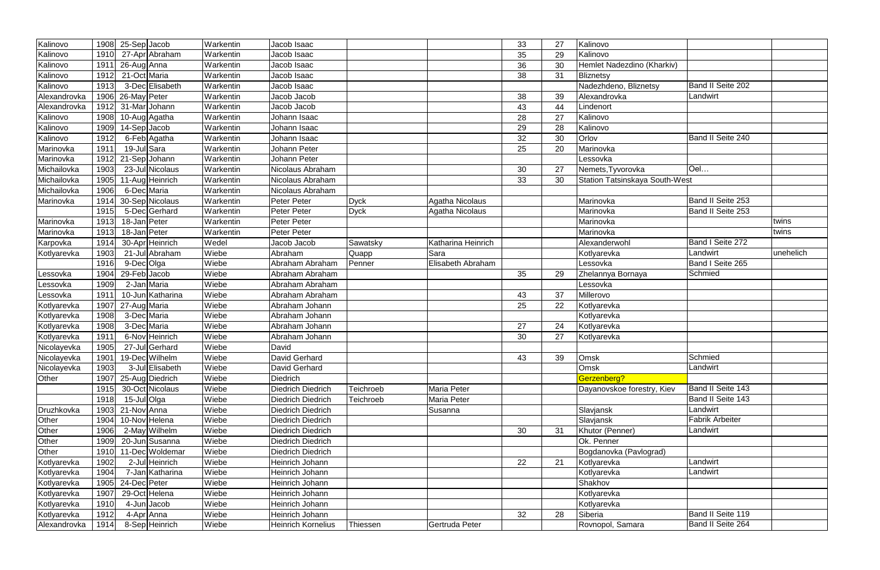| | | | | | | | | | | | | |
|---|---|---|---|---|---|---|---|---|---|---|---|---|
| Kalinovo | 1908 | 25-Sep | Jacob | Warkentin | Jacob Isaac | | | 33 | 27 | Kalinovo | | |
| Kalinovo | 1910 | 27-Apr | Abraham | Warkentin | Jacob Isaac | | | 35 | 29 | Kalinovo | | |
| Kalinovo | 1911 | 26-Aug | Anna | Warkentin | Jacob Isaac | | | 36 | 30 | Hemlet Nadezdino (Kharkiv) | | |
| Kalinovo | 1912 | 21-Oct | Maria | Warkentin | Jacob Isaac | | | 38 | 31 | Bliznetsy | | |
| Kalinovo | 1913 | 3-Dec | Elisabeth | Warkentin | Jacob Isaac | | | | | Nadezhdeno, Bliznetsy | Band II Seite 202 | |
| Alexandrovka | 1906 | 26-May | Peter | Warkentin | Jacob Jacob | | | 38 | 39 | Alexandrovka | Landwirt | |
| Alexandrovka | 1912 | 31-Mar | Johann | Warkentin | Jacob Jacob | | | 43 | 44 | Lindenort | | |
| Kalinovo | 1908 | 10-Aug | Agatha | Warkentin | Johann Isaac | | | 28 | 27 | Kalinovo | | |
| Kalinovo | 1909 | 14-Sep | Jacob | Warkentin | Johann Isaac | | | 29 | 28 | Kalinovo | | |
| Kalinovo | 1912 | 6-Feb | Agatha | Warkentin | Johann Isaac | | | 32 | 30 | Orlov | Band II Seite 240 | |
| Marinovka | 1911 | 19-Jul | Sara | Warkentin | Johann Peter | | | 25 | 20 | Marinovka | | |
| Marinovka | 1912 | 21-Sep | Johann | Warkentin | Johann Peter | | | | | Lessovka | | |
| Michailovka | 1903 | 23-Jul | Nicolaus | Warkentin | Nicolaus Abraham | | | 30 | 27 | Nemets,Tyvorovka | Oel… | |
| Michailovka | 1905 | 11-Aug | Heinrich | Warkentin | Nicolaus Abraham | | | 33 | 30 | Station Tatsinskaya South-West | | |
| Michailovka | 1906 | 6-Dec | Maria | Warkentin | Nicolaus Abraham | | | | | | | |
| Marinovka | 1914 | 30-Sep | Nicolaus | Warkentin | Peter Peter | Dyck | Agatha Nicolaus | | | Marinovka | Band II Seite 253 | |
| | 1915 | 5-Dec | Gerhard | Warkentin | Peter Peter | Dyck | Agatha Nicolaus | | | Marinovka | Band II Seite 253 | |
| Marinovka | 1913 | 18-Jan | Peter | Warkentin | Peter Peter | | | | | Marinovka | | twins |
| Marinovka | 1913 | 18-Jan | Peter | Warkentin | Peter Peter | | | | | Marinovka | | twins |
| Karpovka | 1914 | 30-Apr | Heinrich | Wedel | Jacob Jacob | Sawatsky | Katharina Heinrich | | | Alexanderwohl | Band I Seite 272 | |
| Kotlyarevka | 1903 | 21-Jul | Abraham | Wiebe | Abraham | Quapp | Sara | | | Kotlyarevka | Landwirt | unehelich |
| | 1916 | 9-Dec | Olga | Wiebe | Abraham Abraham | Penner | Elisabeth Abraham | | | Lessovka | Band I Seite 265 | |
| Lessovka | 1904 | 29-Feb | Jacob | Wiebe | Abraham Abraham | | | 35 | 29 | Zhelannya Bornaya | Schmied | |
| Lessovka | 1909 | 2-Jan | Maria | Wiebe | Abraham Abraham | | | | | Lessovka | | |
| Lessovka | 1911 | 10-Jun | Katharina | Wiebe | Abraham Abraham | | | 43 | 37 | Millerovo | | |
| Kotlyarevka | 1907 | 27-Aug | Maria | Wiebe | Abraham Johann | | | 25 | 22 | Kotlyarevka | | |
| Kotlyarevka | 1908 | 3-Dec | Maria | Wiebe | Abraham Johann | | | | | Kotlyarevka | | |
| Kotlyarevka | 1908 | 3-Dec | Maria | Wiebe | Abraham Johann | | | 27 | 24 | Kotlyarevka | | |
| Kotlyarevka | 1911 | 6-Nov | Heinrich | Wiebe | Abraham Johann | | | 30 | 27 | Kotlyarevka | | |
| Nicolayevka | 1905 | 27-Jul | Gerhard | Wiebe | David | | | | | | | |
| Nicolayevka | 1901 | 19-Dec | Wilhelm | Wiebe | David Gerhard | | | 43 | 39 | Omsk | Schmied | |
| Nicolayevka | 1903 | 3-Jul | Elisabeth | Wiebe | David Gerhard | | | | | Omsk | Landwirt | |
| Other | 1907 | 25-Aug | Diedrich | Wiebe | Diedrich | | | | | Gerzenberg? | | |
| | 1915 | 30-Oct | Nicolaus | Wiebe | Diedrich Diedrich | Teichroeb | Maria Peter | | | Dayanovskoe forestry, Kiev | Band II Seite 143 | |
| | 1918 | 15-Jul | Olga | Wiebe | Diedrich Diedrich | Teichroeb | Maria Peter | | | | Band II Seite 143 | |
| Druzhkovka | 1903 | 21-Nov | Anna | Wiebe | Diedrich Diedrich | | Susanna | | | Slavjansk | Landwirt | |
| Other | 1904 | 10-Nov | Helena | Wiebe | Diedrich Diedrich | | | | | Slavjansk | Fabrik Arbeiter | |
| Other | 1906 | 2-May | Wilhelm | Wiebe | Diedrich Diedrich | | | 30 | 31 | Khutor (Penner) | Landwirt | |
| Other | 1909 | 20-Jun | Susanna | Wiebe | Diedrich Diedrich | | | | | Ok. Penner | | |
| Other | 1910 | 11-Dec | Woldemar | Wiebe | Diedrich Diedrich | | | | | Bogdanovka (Pavlograd) | | |
| Kotlyarevka | 1902 | 2-Jul | Heinrich | Wiebe | Heinrich Johann | | | 22 | 21 | Kotlyarevka | Landwirt | |
| Kotlyarevka | 1904 | 7-Jan | Katharina | Wiebe | Heinrich Johann | | | | | Kotlyarevka | Landwirt | |
| Kotlyarevka | 1905 | 24-Dec | Peter | Wiebe | Heinrich Johann | | | | | Shakhov | | |
| Kotlyarevka | 1907 | 29-Oct | Helena | Wiebe | Heinrich Johann | | | | | Kotlyarevka | | |
| Kotlyarevka | 1910 | 4-Jun | Jacob | Wiebe | Heinrich Johann | | | | | Kotlyarevka | | |
| Kotlyarevka | 1912 | 4-Apr | Anna | Wiebe | Heinrich Johann | | | 32 | 28 | Siberia | Band II Seite 119 | |
| Alexandrovka | 1914 | 8-Sep | Heinrich | Wiebe | Heinrich Kornelius | Thiessen | Gertruda Peter | | | Rovnopol, Samara | Band II Seite 264 | |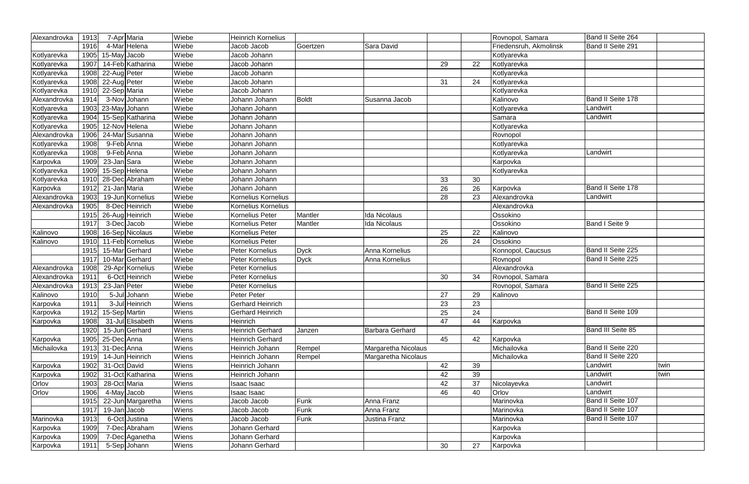| Alexandrovka | 1913 | 7-Apr | Maria | Wiebe | Heinrich Kornelius | | | | | Rovnopol, Samara | Band II Seite 264 | |
|---|---|---|---|---|---|---|---|---|---|---|---|---|
| | 1916 | 4-Mar | Helena | Wiebe | Jacob Jacob | Goertzen | Sara David | | | Friedensruh, Akmolinsk | Band II Seite 291 | |
| Kotlyarevka | 1905 | 15-May | Jacob | Wiebe | Jacob Johann | | | | | Kotlyarevka | | |
| Kotlyarevka | 1907 | 14-Feb | Katharina | Wiebe | Jacob Johann | | | 29 | 22 | Kotlyarevka | | |
| Kotlyarevka | 1908 | 22-Aug | Peter | Wiebe | Jacob Johann | | | | | Kotlyarevka | | |
| Kotlyarevka | 1908 | 22-Aug | Peter | Wiebe | Jacob Johann | | | 31 | 24 | Kotlyarevka | | |
| Kotlyarevka | 1910 | 22-Sep | Maria | Wiebe | Jacob Johann | | | | | Kotlyarevka | | |
| Alexandrovka | 1914 | 3-Nov | Johann | Wiebe | Johann Johann | Boldt | Susanna Jacob | | | Kalinovo | Band II Seite 178 | |
| Kotlyarevka | 1903 | 23-May | Johann | Wiebe | Johann Johann | | | | | Kotlyarevka | Landwirt | |
| Kotlyarevka | 1904 | 15-Sep | Katharina | Wiebe | Johann Johann | | | | | Samara | Landwirt | |
| Kotlyarevka | 1905 | 12-Nov | Helena | Wiebe | Johann Johann | | | | | Kotlyarevka | | |
| Alexandrovka | 1906 | 24-Mar | Susanna | Wiebe | Johann Johann | | | | | Rovnopol | | |
| Kotlyarevka | 1908 | 9-Feb | Anna | Wiebe | Johann Johann | | | | | Kotlyarevka | | |
| Kotlyarevka | 1908 | 9-Feb | Anna | Wiebe | Johann Johann | | | | | Kotlyarevka | Landwirt | |
| Karpovka | 1909 | 23-Jan | Sara | Wiebe | Johann Johann | | | | | Karpovka | | |
| Kotlyarevka | 1909 | 15-Sep | Helena | Wiebe | Johann Johann | | | | | Kotlyarevka | | |
| Kotlyarevka | 1910 | 28-Dec | Abraham | Wiebe | Johann Johann | | | 33 | 30 | | | |
| Karpovka | 1912 | 21-Jan | Maria | Wiebe | Johann Johann | | | 26 | 26 | Karpovka | Band II Seite 178 | |
| Alexandrovka | 1903 | 19-Jun | Kornelius | Wiebe | Kornelius Kornelius | | | 28 | 23 | Alexandrovka | Landwirt | |
| Alexandrovka | 1905 | 8-Dec | Heinrich | Wiebe | Kornelius Kornelius | | | | | Alexandrovka | | |
| | 1915 | 26-Aug | Heinrich | Wiebe | Kornelius Peter | Mantler | Ida Nicolaus | | | Ossokino | | |
| | 1917 | 3-Dec | Jacob | Wiebe | Kornelius Peter | Mantler | Ida Nicolaus | | | Ossokino | Band I Seite 9 | |
| Kalinovo | 1908 | 16-Sep | Nicolaus | Wiebe | Kornelius Peter | | | 25 | 22 | Kalinovo | | |
| Kalinovo | 1910 | 11-Feb | Kornelius | Wiebe | Kornelius Peter | | | 26 | 24 | Ossokino | | |
| | 1915 | 15-Mar | Gerhard | Wiebe | Peter Kornelius | Dyck | Anna Kornelius | | | Konnopol, Caucsus | Band II Seite 225 | |
| | 1917 | 10-Mar | Gerhard | Wiebe | Peter Kornelius | Dyck | Anna Kornelius | | | Rovnopol | Band II Seite 225 | |
| Alexandrovka | 1908 | 29-Apr | Kornelius | Wiebe | Peter Kornelius | | | | | Alexandrovka | | |
| Alexandrovka | 1911 | 6-Oct | Heinrich | Wiebe | Peter Kornelius | | | 30 | 34 | Rovnopol, Samara | | |
| Alexandrovka | 1913 | 23-Jan | Peter | Wiebe | Peter Kornelius | | | | | Rovnopol, Samara | Band II Seite 225 | |
| Kalinovo | 1910 | 5-Jul | Johann | Wiebe | Peter Peter | | | 27 | 29 | Kalinovo | | |
| Karpovka | 1911 | 3-Jul | Heinrich | Wiens | Gerhard Heinrich | | | 23 | 23 | | | |
| Karpovka | 1912 | 15-Sep | Martin | Wiens | Gerhard Heinrich | | | 25 | 24 | | Band II Seite 109 | |
| Karpovka | 1908 | 31-Jul | Elisabeth | Wiens | Heinrich | | | 47 | 44 | Karpovka | | |
| | 1920 | 15-Jun | Gerhard | Wiens | Heinrich Gerhard | Janzen | Barbara Gerhard | | | | Band III Seite 85 | |
| Karpovka | 1905 | 25-Dec | Anna | Wiens | Heinrich Gerhard | | | 45 | 42 | Karpovka | | |
| Michailovka | 1913 | 31-Dec | Anna | Wiens | Heinrich Johann | Rempel | Margaretha Nicolaus | | | Michailovka | Band II Seite 220 | |
| | 1919 | 14-Jun | Heinrich | Wiens | Heinrich Johann | Rempel | Margaretha Nicolaus | | | Michailovka | Band II Seite 220 | |
| Karpovka | 1902 | 31-Oct | David | Wiens | Heinrich Johann | | | 42 | 39 | | Landwirt | twin |
| Karpovka | 1902 | 31-Oct | Katharina | Wiens | Heinrich Johann | | | 42 | 39 | | Landwirt | twin |
| Orlov | 1903 | 28-Oct | Maria | Wiens | Isaac Isaac | | | 42 | 37 | Nicolayevka | Landwirt | |
| Orlov | 1906 | 4-May | Jacob | Wiens | Isaac Isaac | | | 46 | 40 | Orlov | Landwirt | |
| | 1915 | 22-Jun | Margaretha | Wiens | Jacob Jacob | Funk | Anna Franz | | | Marinovka | Band II Seite 107 | |
| | 1917 | 19-Jan | Jacob | Wiens | Jacob Jacob | Funk | Anna Franz | | | Marinovka | Band II Seite 107 | |
| Marinovka | 1913 | 6-Oct | Justina | Wiens | Jacob Jacob | Funk | Justina Franz | | | Marinovka | Band II Seite 107 | |
| Karpovka | 1909 | 7-Dec | Abraham | Wiens | Johann Gerhard | | | | | Karpovka | | |
| Karpovka | 1909 | 7-Dec | Aganetha | Wiens | Johann Gerhard | | | | | Karpovka | | |
| Karpovka | 1911 | 5-Sep | Johann | Wiens | Johann Gerhard | | | 30 | 27 | Karpovka | | |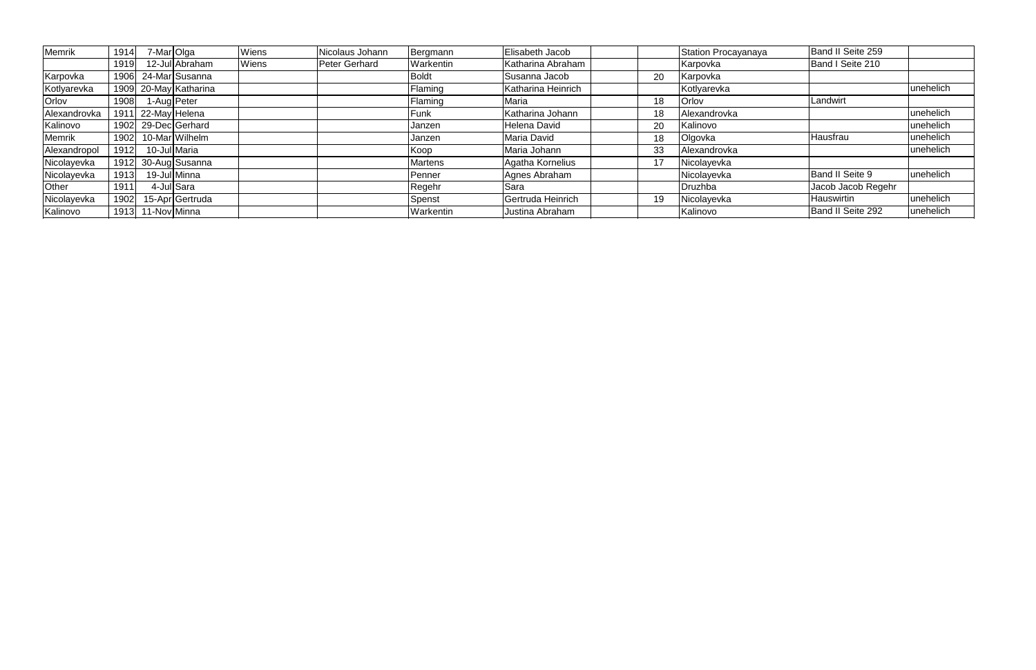| | | | | | | | | | | | | | |
|---|---|---|---|---|---|---|---|---|---|---|---|---|---|
| Memrik | 1914 | 7-Mar | Olga | Wiens | Nicolaus Johann | Bergmann | Elisabeth Jacob | | | Station Procayanaya | Band II Seite 259 | |
| | 1919 | 12-Jul | Abraham | Wiens | Peter Gerhard | Warkentin | Katharina Abraham | | | Karpovka | Band I Seite 210 | |
| Karpovka | 1906 | 24-Mar | Susanna | | | Boldt | Susanna Jacob | | 20 | Karpovka | | |
| Kotlyarevka | 1909 | 20-May | Katharina | | | Flaming | Katharina Heinrich | | | Kotlyarevka | | unehelich |
| Orlov | 1908 | 1-Aug | Peter | | | Flaming | Maria | | 18 | Orlov | Landwirt | |
| Alexandrovka | 1911 | 22-May | Helena | | | Funk | Katharina Johann | | 18 | Alexandrovka | | unehelich |
| Kalinovo | 1902 | 29-Dec | Gerhard | | | Janzen | Helena David | | 20 | Kalinovo | | unehelich |
| Memrik | 1902 | 10-Mar | Wilhelm | | | Janzen | Maria David | | 18 | Olgovka | Hausfrau | unehelich |
| Alexandropol | 1912 | 10-Jul | Maria | | | Koop | Maria Johann | | 33 | Alexandrovka | | unehelich |
| Nicolayevka | 1912 | 30-Aug | Susanna | | | Martens | Agatha Kornelius | | 17 | Nicolayevka | | |
| Nicolayevka | 1913 | 19-Jul | Minna | | | Penner | Agnes Abraham | | | Nicolayevka | Band II Seite 9 | unehelich |
| Other | 1911 | 4-Jul | Sara | | | Regehr | Sara | | | Druzhba | Jacob Jacob Regehr | |
| Nicolayevka | 1902 | 15-Apr | Gertruda | | | Spenst | Gertruda Heinrich | | 19 | Nicolayevka | Hauswirtin | unehelich |
| Kalinovo | 1913 | 11-Nov | Minna | | | Warkentin | Justina Abraham | | | Kalinovo | Band II Seite 292 | unehelich |